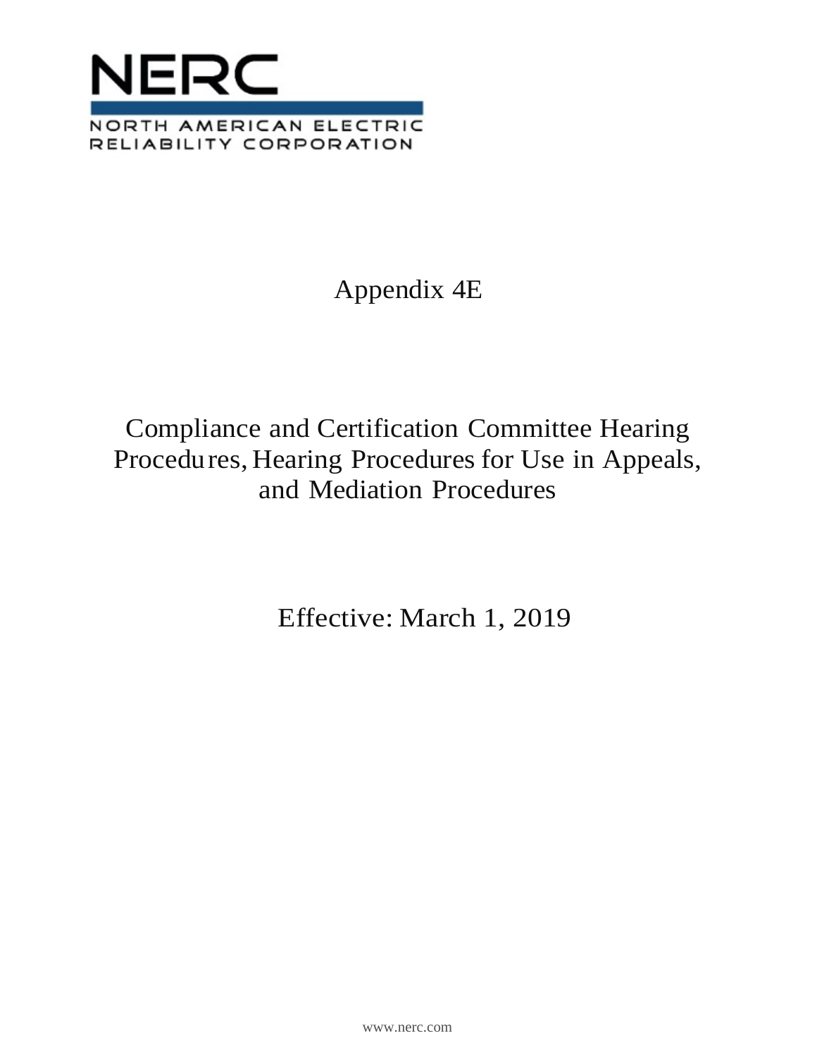NERC

NORTH AMERICAN ELECTRIC RELIABILITY CORPORATION

# Appendix 4E

# Compliance and Certification Committee Hearing Procedures, Hearing Procedures for Use in Appeals, and Mediation Procedures

Effective: March 1, 2019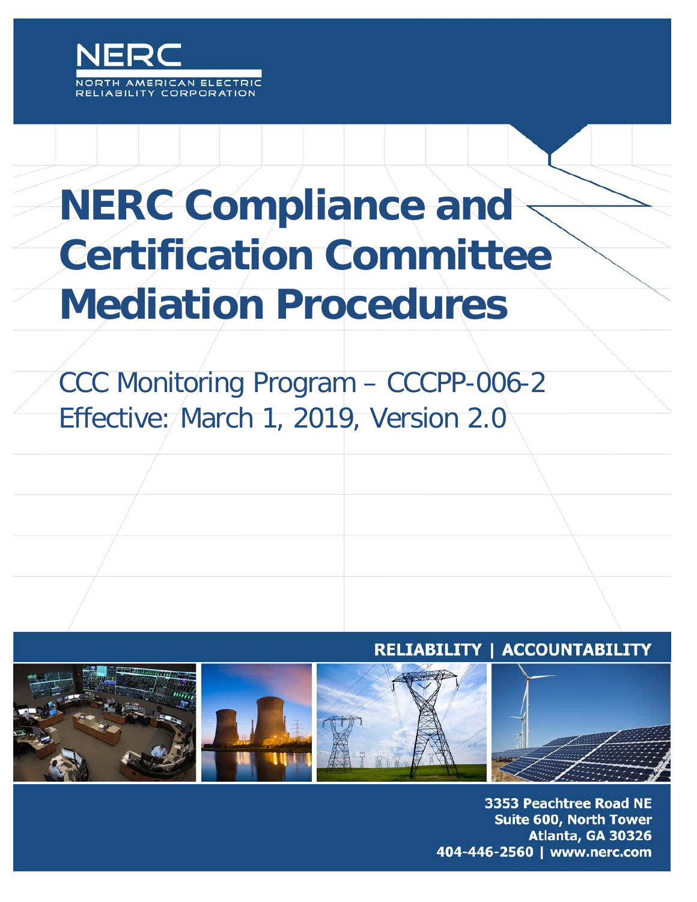NERC

NORTH AMERICAN ELECTRIC RELIABILITY CORPORATION

# NERC Compliance and Certification Committee Mediation Procedures

CCC Monitoring Program – CCCPP-006-2

Effective: March 1, 2019, Version 2.0

**RELIABILITY | ACCOUNTABILITY**

**3353 Peachtree Road NE**
**Suite 600, North Tower**
**Atlanta, GA 30326**
**404-446-2560 | www.nerc.com**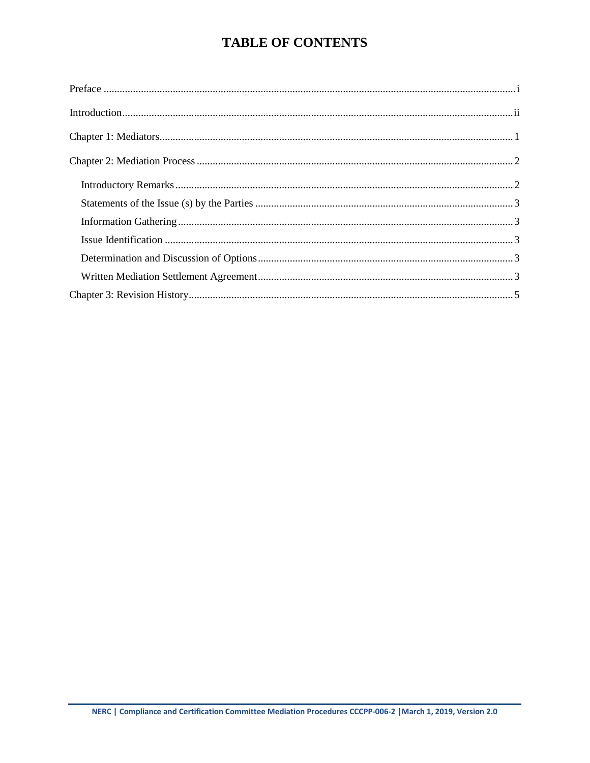# TABLE OF CONTENTS

Preface ....................................................................................................................................... i

Introduction................................................................................................................................ ii

Chapter 1: Mediators.................................................................................................................. 1

Chapter 2: Mediation Process .................................................................................................... 2

- Introductory Remarks ........................................................................................................... 2
- Statements of the Issue (s) by the Parties ............................................................................. 3
- Information Gathering .......................................................................................................... 3
- Issue Identification ................................................................................................................ 3
- Determination and Discussion of Options ............................................................................ 3
- Written Mediation Settlement Agreement ............................................................................ 3

Chapter 3: Revision History........................................................................................................ 5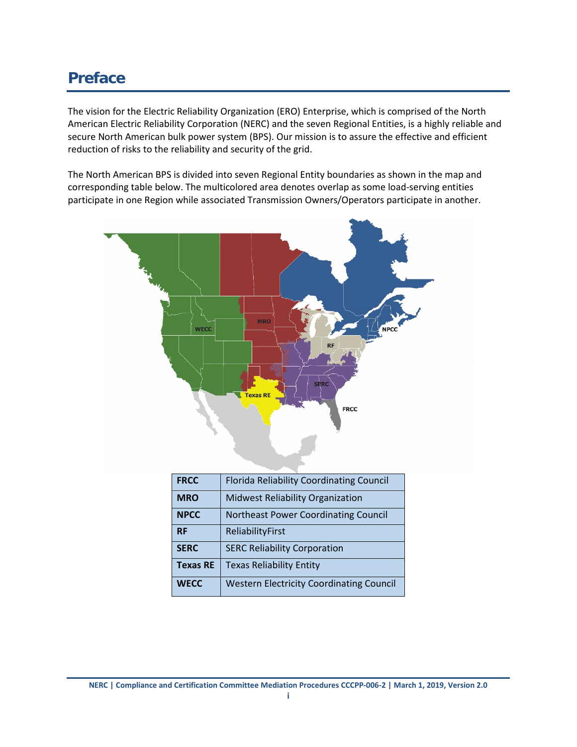# Preface

The vision for the Electric Reliability Organization (ERO) Enterprise, which is comprised of the North American Electric Reliability Corporation (NERC) and the seven Regional Entities, is a highly reliable and secure North American bulk power system (BPS). Our mission is to assure the effective and efficient reduction of risks to the reliability and security of the grid.

The North American BPS is divided into seven Regional Entity boundaries as shown in the map and corresponding table below. The multicolored area denotes overlap as some load-serving entities participate in one Region while associated Transmission Owners/Operators participate in another.

| | |
|---|---|
| **FRCC** | Florida Reliability Coordinating Council |
| **MRO** | Midwest Reliability Organization |
| **NPCC** | Northeast Power Coordinating Council |
| **RF** | ReliabilityFirst |
| **SERC** | SERC Reliability Corporation |
| **Texas RE** | Texas Reliability Entity |
| **WECC** | Western Electricity Coordinating Council |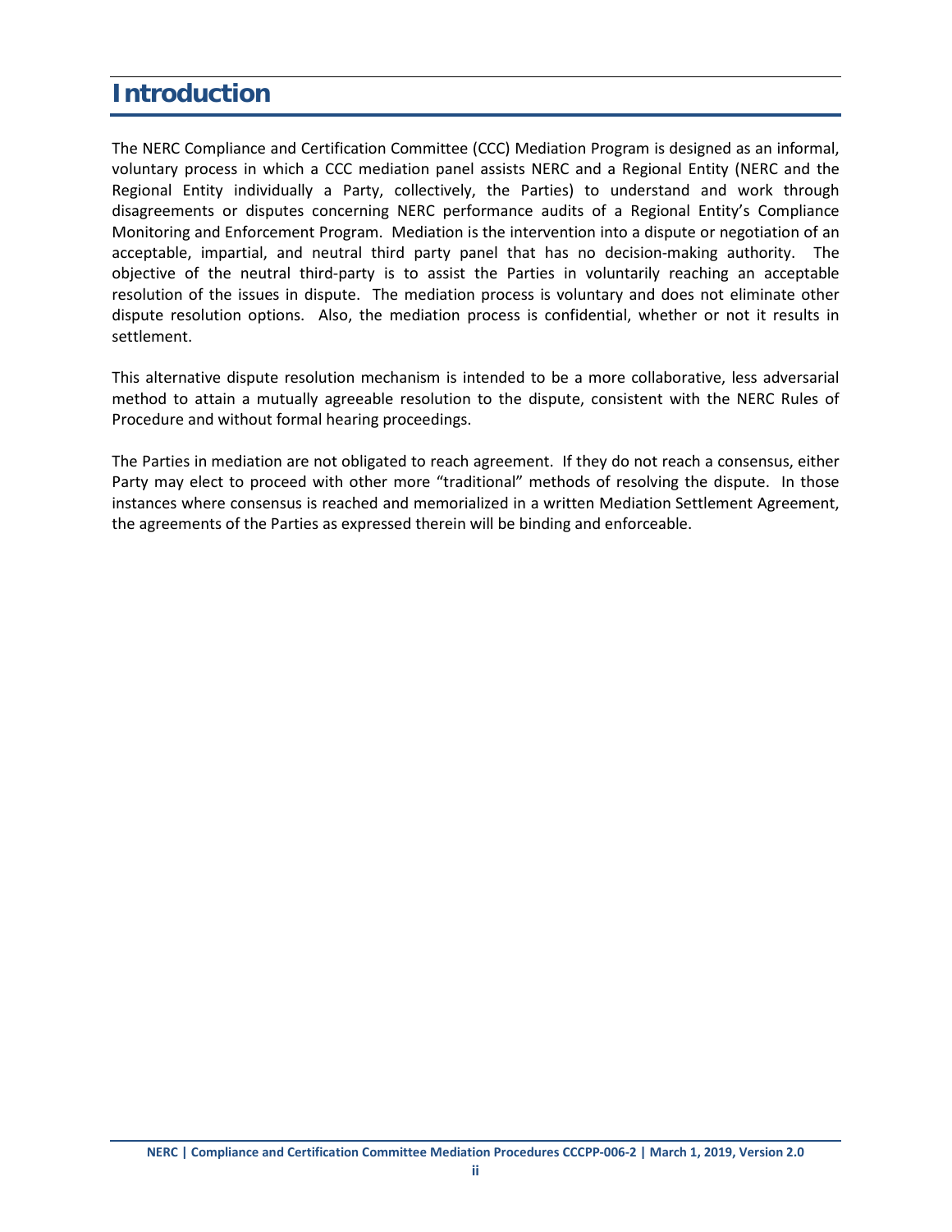# Introduction

The NERC Compliance and Certification Committee (CCC) Mediation Program is designed as an informal, voluntary process in which a CCC mediation panel assists NERC and a Regional Entity (NERC and the Regional Entity individually a Party, collectively, the Parties) to understand and work through disagreements or disputes concerning NERC performance audits of a Regional Entity's Compliance Monitoring and Enforcement Program. Mediation is the intervention into a dispute or negotiation of an acceptable, impartial, and neutral third party panel that has no decision-making authority. The objective of the neutral third-party is to assist the Parties in voluntarily reaching an acceptable resolution of the issues in dispute. The mediation process is voluntary and does not eliminate other dispute resolution options. Also, the mediation process is confidential, whether or not it results in settlement.

This alternative dispute resolution mechanism is intended to be a more collaborative, less adversarial method to attain a mutually agreeable resolution to the dispute, consistent with the NERC Rules of Procedure and without formal hearing proceedings.

The Parties in mediation are not obligated to reach agreement. If they do not reach a consensus, either Party may elect to proceed with other more "traditional" methods of resolving the dispute. In those instances where consensus is reached and memorialized in a written Mediation Settlement Agreement, the agreements of the Parties as expressed therein will be binding and enforceable.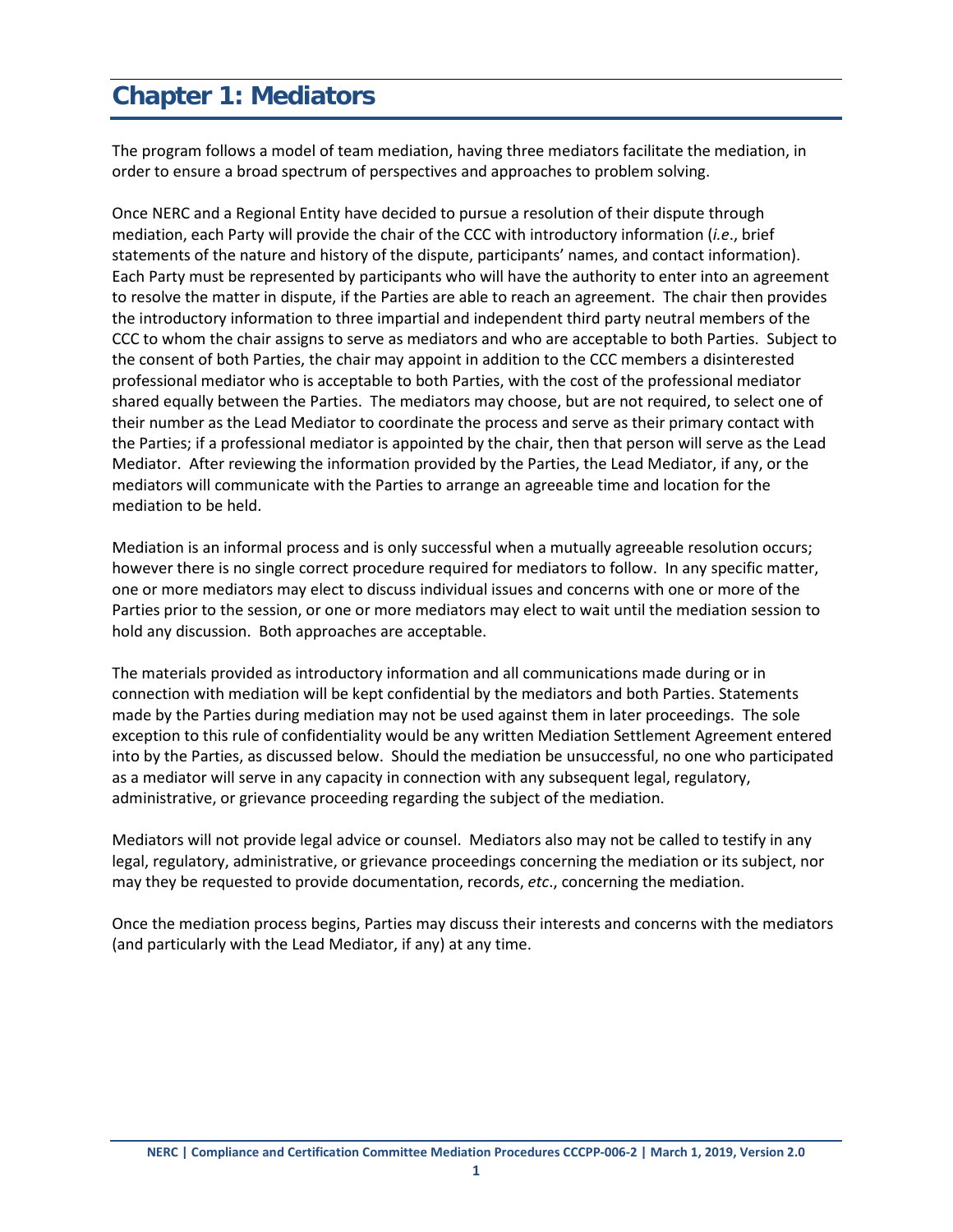# Chapter 1: Mediators

The program follows a model of team mediation, having three mediators facilitate the mediation, in order to ensure a broad spectrum of perspectives and approaches to problem solving.

Once NERC and a Regional Entity have decided to pursue a resolution of their dispute through mediation, each Party will provide the chair of the CCC with introductory information (*i.e*., brief statements of the nature and history of the dispute, participants' names, and contact information). Each Party must be represented by participants who will have the authority to enter into an agreement to resolve the matter in dispute, if the Parties are able to reach an agreement. The chair then provides the introductory information to three impartial and independent third party neutral members of the CCC to whom the chair assigns to serve as mediators and who are acceptable to both Parties. Subject to the consent of both Parties, the chair may appoint in addition to the CCC members a disinterested professional mediator who is acceptable to both Parties, with the cost of the professional mediator shared equally between the Parties. The mediators may choose, but are not required, to select one of their number as the Lead Mediator to coordinate the process and serve as their primary contact with the Parties; if a professional mediator is appointed by the chair, then that person will serve as the Lead Mediator. After reviewing the information provided by the Parties, the Lead Mediator, if any, or the mediators will communicate with the Parties to arrange an agreeable time and location for the mediation to be held.

Mediation is an informal process and is only successful when a mutually agreeable resolution occurs; however there is no single correct procedure required for mediators to follow. In any specific matter, one or more mediators may elect to discuss individual issues and concerns with one or more of the Parties prior to the session, or one or more mediators may elect to wait until the mediation session to hold any discussion. Both approaches are acceptable.

The materials provided as introductory information and all communications made during or in connection with mediation will be kept confidential by the mediators and both Parties. Statements made by the Parties during mediation may not be used against them in later proceedings. The sole exception to this rule of confidentiality would be any written Mediation Settlement Agreement entered into by the Parties, as discussed below. Should the mediation be unsuccessful, no one who participated as a mediator will serve in any capacity in connection with any subsequent legal, regulatory, administrative, or grievance proceeding regarding the subject of the mediation.

Mediators will not provide legal advice or counsel. Mediators also may not be called to testify in any legal, regulatory, administrative, or grievance proceedings concerning the mediation or its subject, nor may they be requested to provide documentation, records, *etc*., concerning the mediation.

Once the mediation process begins, Parties may discuss their interests and concerns with the mediators (and particularly with the Lead Mediator, if any) at any time.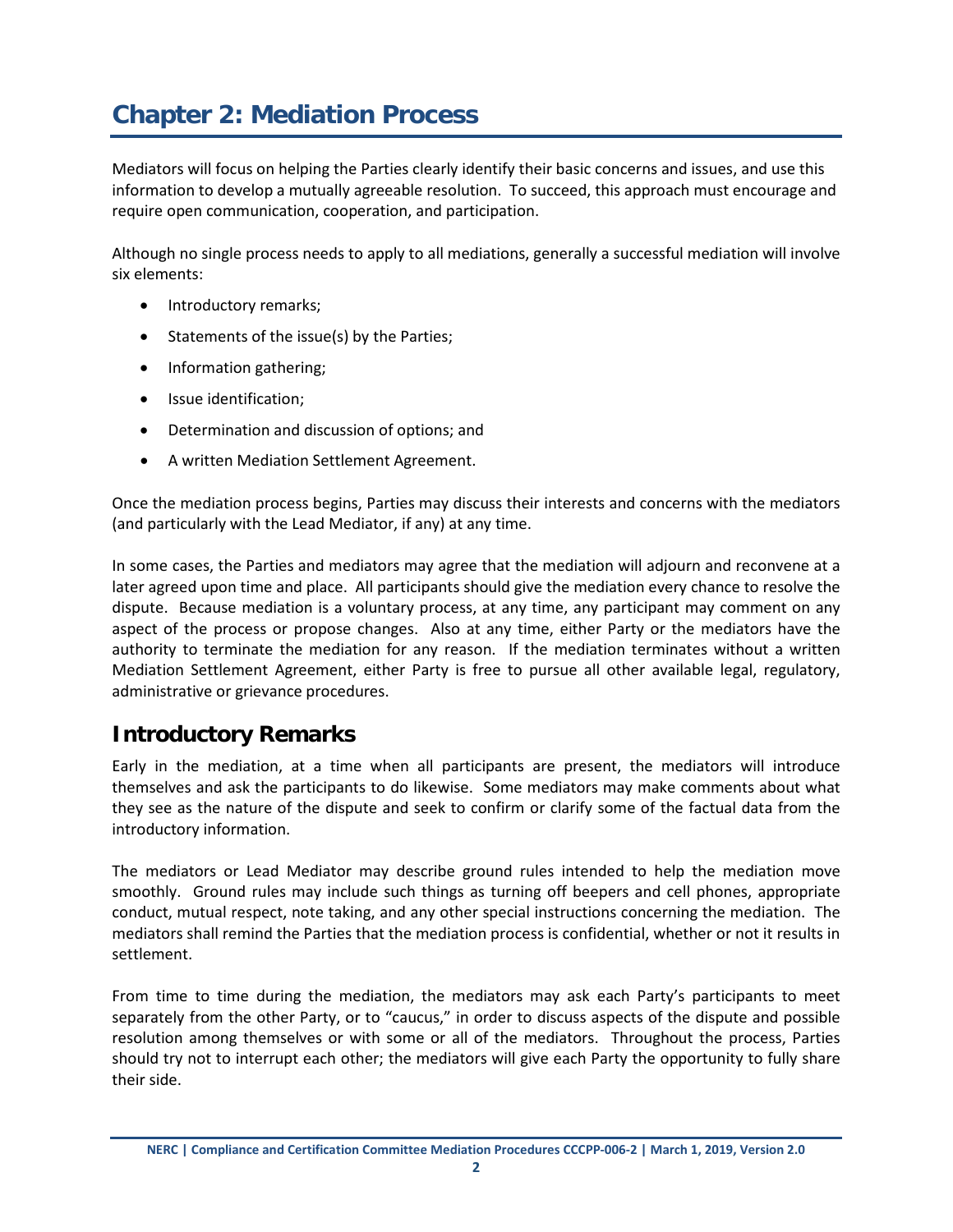# Chapter 2: Mediation Process

Mediators will focus on helping the Parties clearly identify their basic concerns and issues, and use this information to develop a mutually agreeable resolution. To succeed, this approach must encourage and require open communication, cooperation, and participation.

Although no single process needs to apply to all mediations, generally a successful mediation will involve six elements:

- Introductory remarks;
- Statements of the issue(s) by the Parties;
- Information gathering;
- Issue identification;
- Determination and discussion of options; and
- A written Mediation Settlement Agreement.

Once the mediation process begins, Parties may discuss their interests and concerns with the mediators (and particularly with the Lead Mediator, if any) at any time.

In some cases, the Parties and mediators may agree that the mediation will adjourn and reconvene at a later agreed upon time and place. All participants should give the mediation every chance to resolve the dispute. Because mediation is a voluntary process, at any time, any participant may comment on any aspect of the process or propose changes. Also at any time, either Party or the mediators have the authority to terminate the mediation for any reason. If the mediation terminates without a written Mediation Settlement Agreement, either Party is free to pursue all other available legal, regulatory, administrative or grievance procedures.

## Introductory Remarks

Early in the mediation, at a time when all participants are present, the mediators will introduce themselves and ask the participants to do likewise. Some mediators may make comments about what they see as the nature of the dispute and seek to confirm or clarify some of the factual data from the introductory information.

The mediators or Lead Mediator may describe ground rules intended to help the mediation move smoothly. Ground rules may include such things as turning off beepers and cell phones, appropriate conduct, mutual respect, note taking, and any other special instructions concerning the mediation. The mediators shall remind the Parties that the mediation process is confidential, whether or not it results in settlement.

From time to time during the mediation, the mediators may ask each Party's participants to meet separately from the other Party, or to "caucus," in order to discuss aspects of the dispute and possible resolution among themselves or with some or all of the mediators. Throughout the process, Parties should try not to interrupt each other; the mediators will give each Party the opportunity to fully share their side.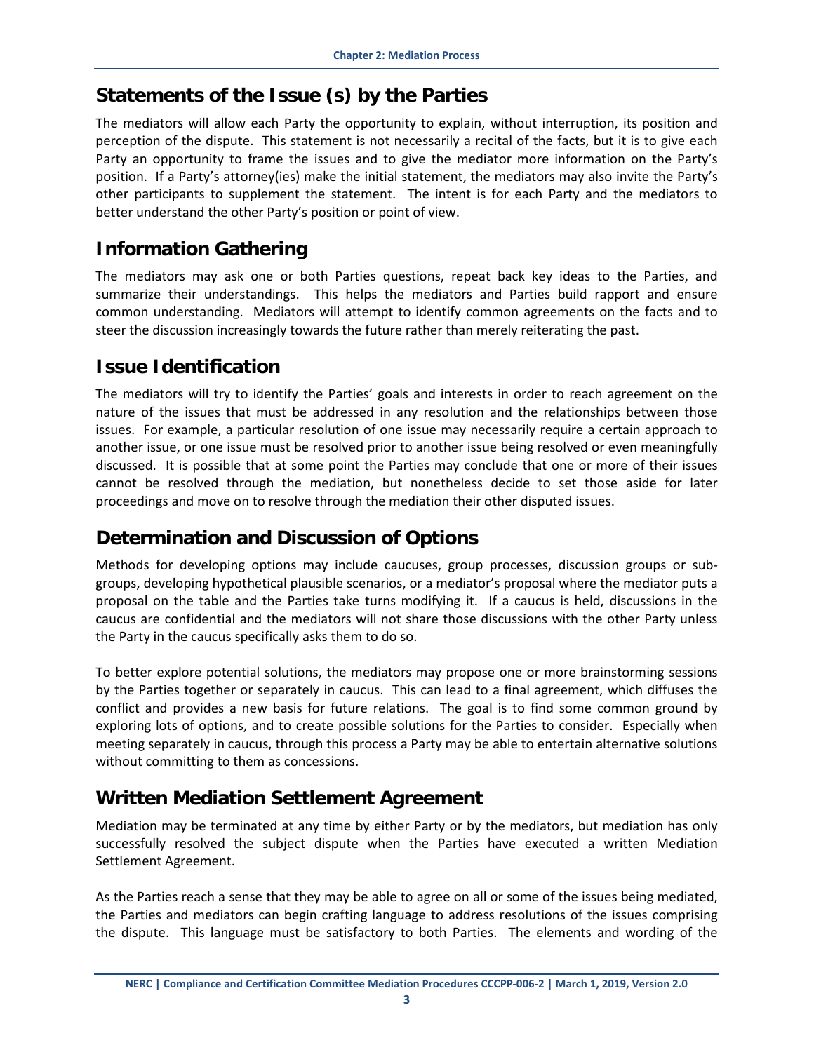## Statements of the Issue (s) by the Parties

The mediators will allow each Party the opportunity to explain, without interruption, its position and perception of the dispute. This statement is not necessarily a recital of the facts, but it is to give each Party an opportunity to frame the issues and to give the mediator more information on the Party's position. If a Party's attorney(ies) make the initial statement, the mediators may also invite the Party's other participants to supplement the statement. The intent is for each Party and the mediators to better understand the other Party's position or point of view.

## Information Gathering

The mediators may ask one or both Parties questions, repeat back key ideas to the Parties, and summarize their understandings. This helps the mediators and Parties build rapport and ensure common understanding. Mediators will attempt to identify common agreements on the facts and to steer the discussion increasingly towards the future rather than merely reiterating the past.

## Issue Identification

The mediators will try to identify the Parties' goals and interests in order to reach agreement on the nature of the issues that must be addressed in any resolution and the relationships between those issues. For example, a particular resolution of one issue may necessarily require a certain approach to another issue, or one issue must be resolved prior to another issue being resolved or even meaningfully discussed. It is possible that at some point the Parties may conclude that one or more of their issues cannot be resolved through the mediation, but nonetheless decide to set those aside for later proceedings and move on to resolve through the mediation their other disputed issues.

## Determination and Discussion of Options

Methods for developing options may include caucuses, group processes, discussion groups or sub-groups, developing hypothetical plausible scenarios, or a mediator's proposal where the mediator puts a proposal on the table and the Parties take turns modifying it. If a caucus is held, discussions in the caucus are confidential and the mediators will not share those discussions with the other Party unless the Party in the caucus specifically asks them to do so.

To better explore potential solutions, the mediators may propose one or more brainstorming sessions by the Parties together or separately in caucus. This can lead to a final agreement, which diffuses the conflict and provides a new basis for future relations. The goal is to find some common ground by exploring lots of options, and to create possible solutions for the Parties to consider. Especially when meeting separately in caucus, through this process a Party may be able to entertain alternative solutions without committing to them as concessions.

## Written Mediation Settlement Agreement

Mediation may be terminated at any time by either Party or by the mediators, but mediation has only successfully resolved the subject dispute when the Parties have executed a written Mediation Settlement Agreement.

As the Parties reach a sense that they may be able to agree on all or some of the issues being mediated, the Parties and mediators can begin crafting language to address resolutions of the issues comprising the dispute. This language must be satisfactory to both Parties. The elements and wording of the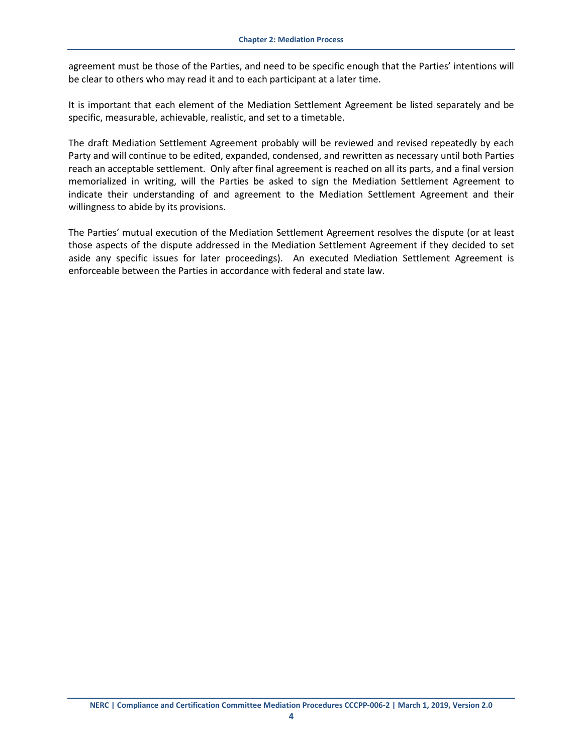agreement must be those of the Parties, and need to be specific enough that the Parties' intentions will be clear to others who may read it and to each participant at a later time.

It is important that each element of the Mediation Settlement Agreement be listed separately and be specific, measurable, achievable, realistic, and set to a timetable.

The draft Mediation Settlement Agreement probably will be reviewed and revised repeatedly by each Party and will continue to be edited, expanded, condensed, and rewritten as necessary until both Parties reach an acceptable settlement. Only after final agreement is reached on all its parts, and a final version memorialized in writing, will the Parties be asked to sign the Mediation Settlement Agreement to indicate their understanding of and agreement to the Mediation Settlement Agreement and their willingness to abide by its provisions.

The Parties' mutual execution of the Mediation Settlement Agreement resolves the dispute (or at least those aspects of the dispute addressed in the Mediation Settlement Agreement if they decided to set aside any specific issues for later proceedings). An executed Mediation Settlement Agreement is enforceable between the Parties in accordance with federal and state law.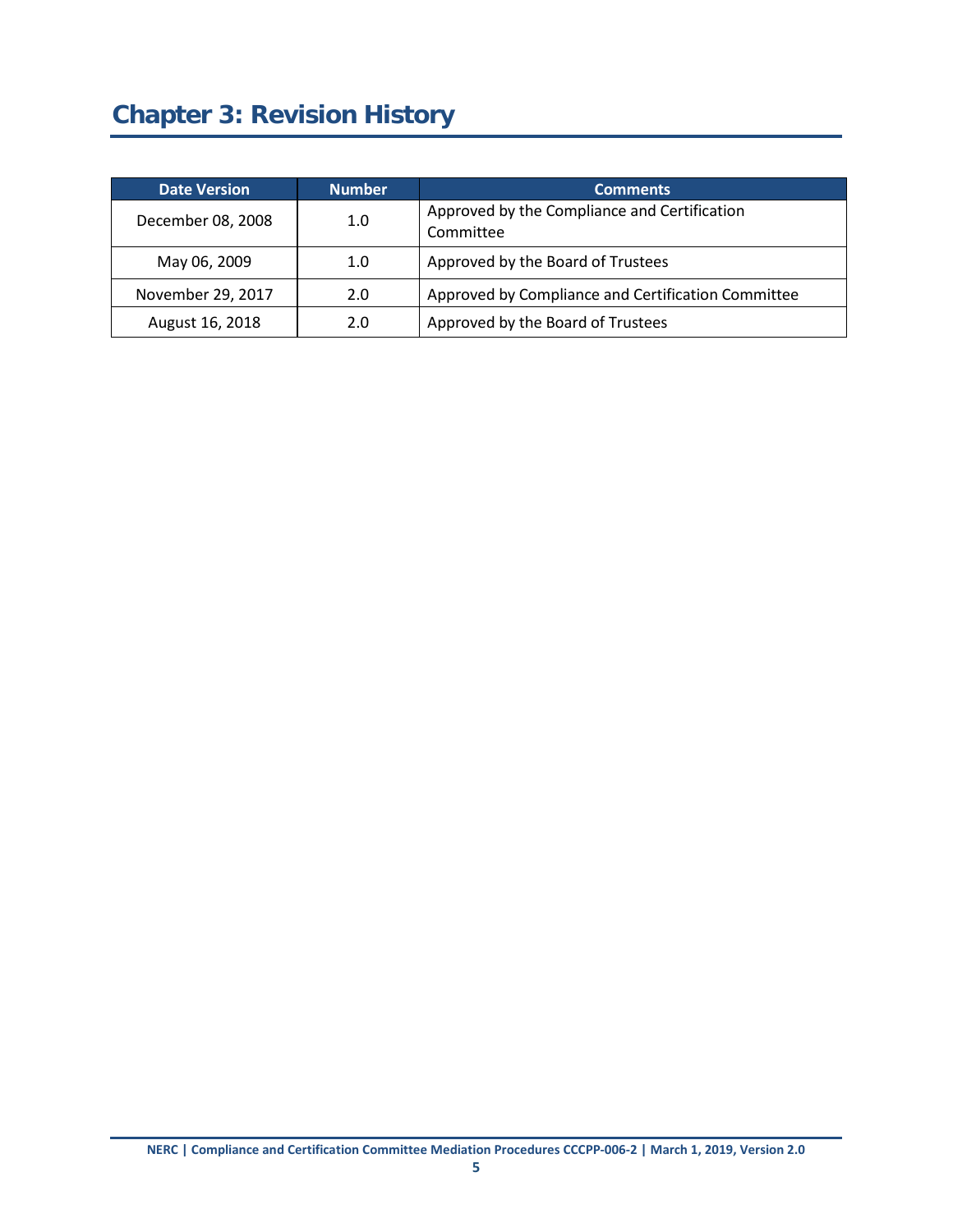# Chapter 3: Revision History

| Date Version | Number | Comments |
|---|---|---|
| December 08, 2008 | 1.0 | Approved by the Compliance and Certification Committee |
| May 06, 2009 | 1.0 | Approved by the Board of Trustees |
| November 29, 2017 | 2.0 | Approved by Compliance and Certification Committee |
| August 16, 2018 | 2.0 | Approved by the Board of Trustees |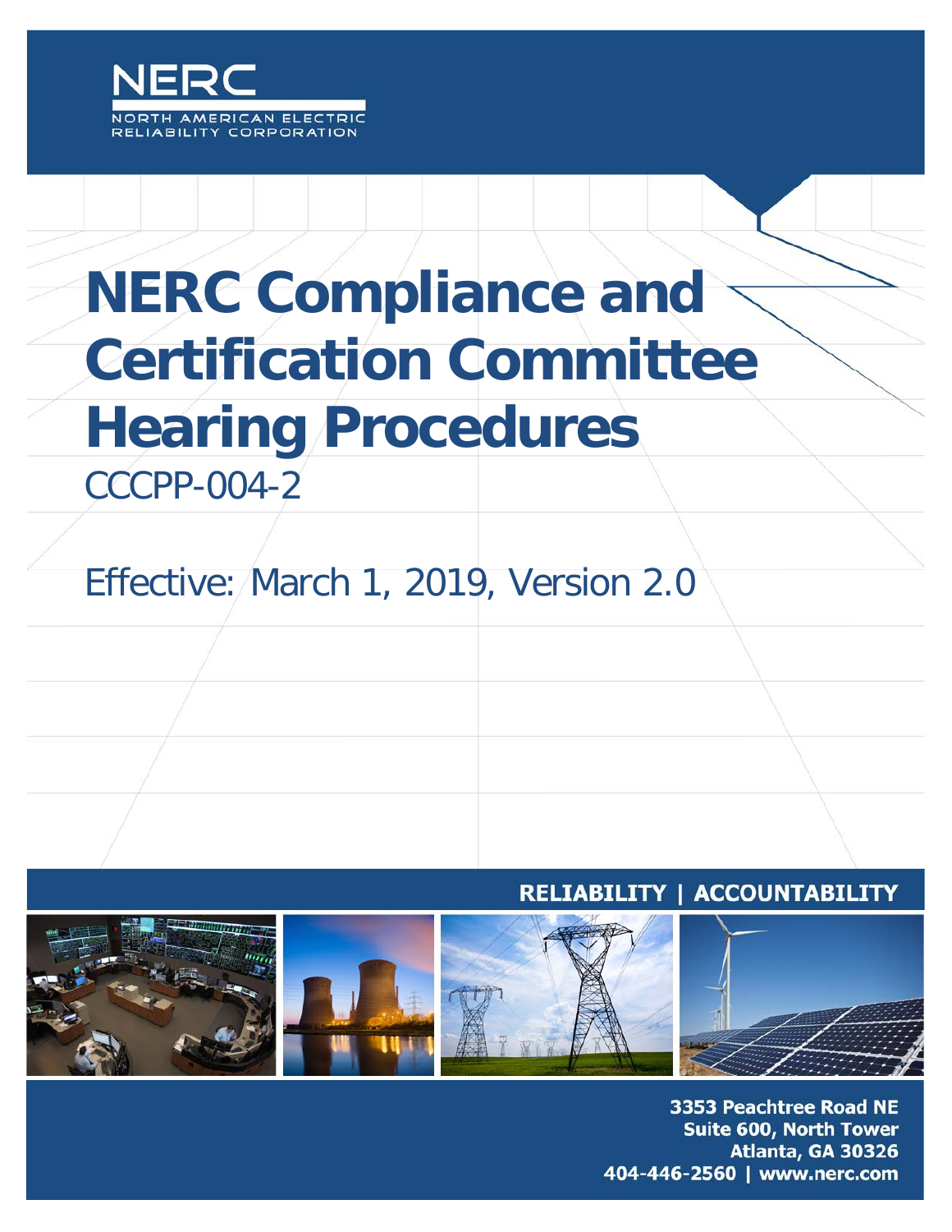NERC

NORTH AMERICAN ELECTRIC RELIABILITY CORPORATION

# NERC Compliance and Certification Committee Hearing Procedures

CCCPP-004-2

Effective: March 1, 2019, Version 2.0

RELIABILITY | ACCOUNTABILITY

3353 Peachtree Road NE
Suite 600, North Tower
Atlanta, GA 30326
404-446-2560 | www.nerc.com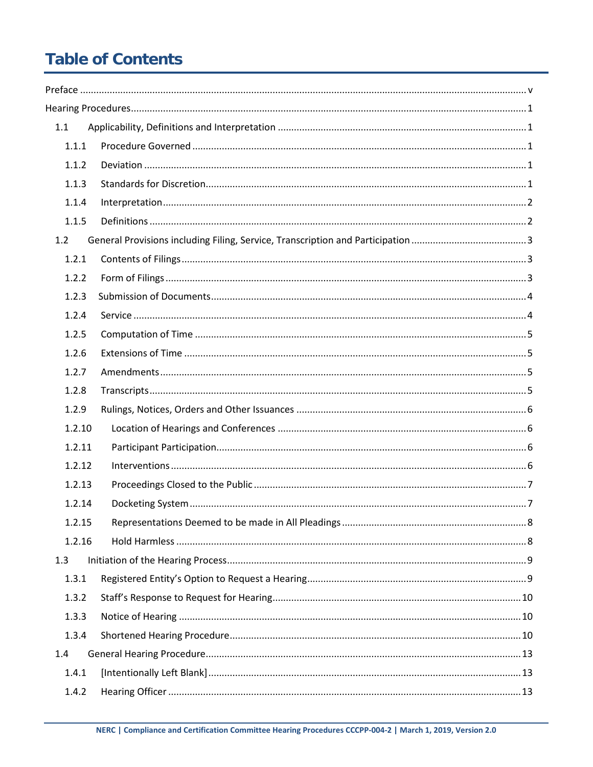# Table of Contents

Preface ..... v

Hearing Procedures ..... 1

- 1.1 Applicability, Definitions and Interpretation ..... 1
  - 1.1.1 Procedure Governed ..... 1
  - 1.1.2 Deviation ..... 1
  - 1.1.3 Standards for Discretion ..... 1
  - 1.1.4 Interpretation ..... 2
  - 1.1.5 Definitions ..... 2
- 1.2 General Provisions including Filing, Service, Transcription and Participation ..... 3
  - 1.2.1 Contents of Filings ..... 3
  - 1.2.2 Form of Filings ..... 3
  - 1.2.3 Submission of Documents ..... 4
  - 1.2.4 Service ..... 4
  - 1.2.5 Computation of Time ..... 5
  - 1.2.6 Extensions of Time ..... 5
  - 1.2.7 Amendments ..... 5
  - 1.2.8 Transcripts ..... 5
  - 1.2.9 Rulings, Notices, Orders and Other Issuances ..... 6
  - 1.2.10 Location of Hearings and Conferences ..... 6
  - 1.2.11 Participant Participation ..... 6
  - 1.2.12 Interventions ..... 6
  - 1.2.13 Proceedings Closed to the Public ..... 7
  - 1.2.14 Docketing System ..... 7
  - 1.2.15 Representations Deemed to be made in All Pleadings ..... 8
  - 1.2.16 Hold Harmless ..... 8
- 1.3 Initiation of the Hearing Process ..... 9
  - 1.3.1 Registered Entity's Option to Request a Hearing ..... 9
  - 1.3.2 Staff's Response to Request for Hearing ..... 10
  - 1.3.3 Notice of Hearing ..... 10
  - 1.3.4 Shortened Hearing Procedure ..... 10
- 1.4 General Hearing Procedure ..... 13
  - 1.4.1 [Intentionally Left Blank] ..... 13
  - 1.4.2 Hearing Officer ..... 13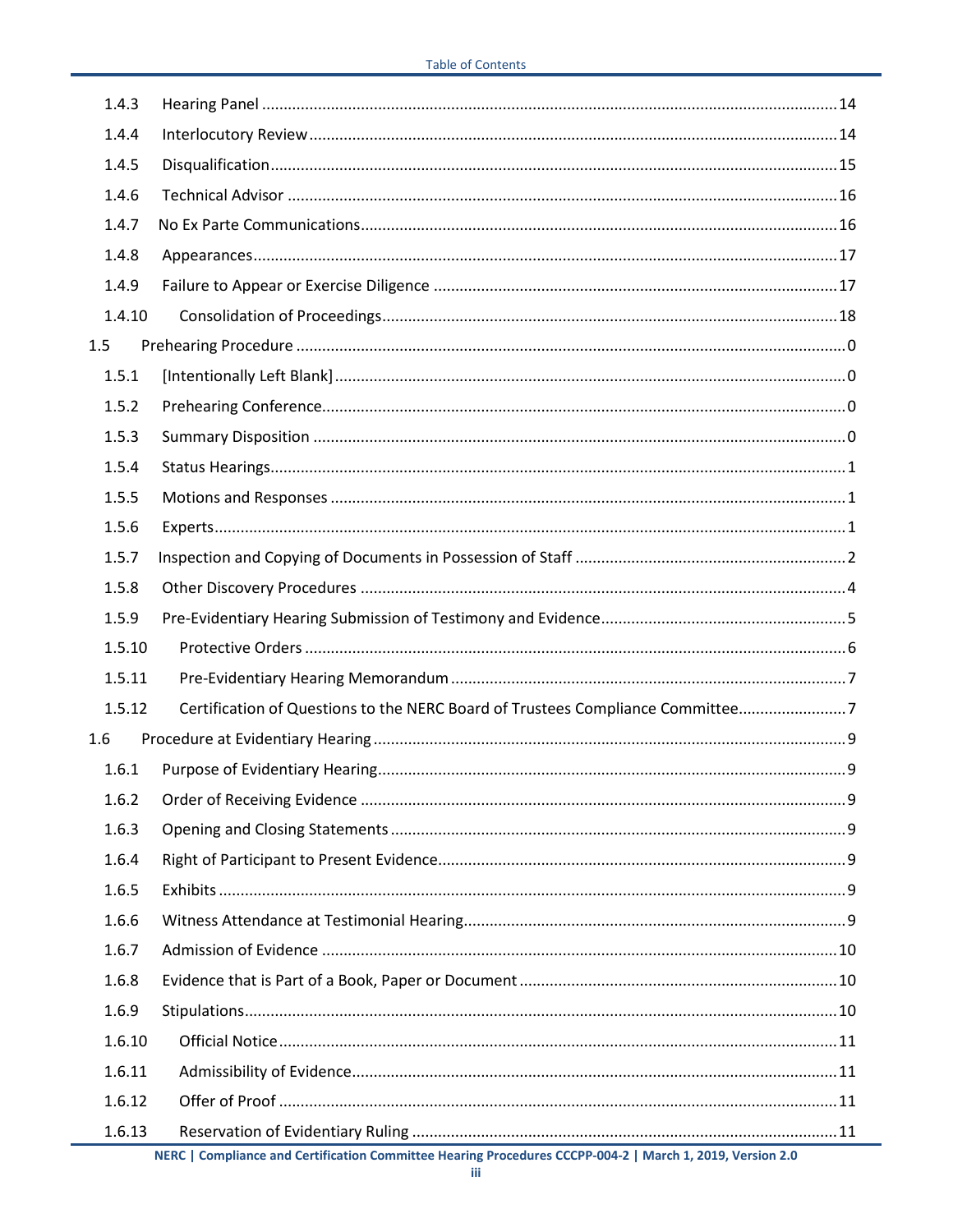1.4.3 Hearing Panel ....................................................................................................................... 14

1.4.4 Interlocutory Review ............................................................................................................ 14

1.4.5 Disqualification ..................................................................................................................... 15

1.4.6 Technical Advisor ................................................................................................................. 16

1.4.7 No Ex Parte Communications ............................................................................................... 16

1.4.8 Appearances ......................................................................................................................... 17

1.4.9 Failure to Appear or Exercise Diligence ............................................................................... 17

1.4.10 Consolidation of Proceedings ........................................................................................... 18

1.5 Prehearing Procedure ................................................................................................................ 0

1.5.1 [Intentionally Left Blank] ....................................................................................................... 0

1.5.2 Prehearing Conference .......................................................................................................... 0

1.5.3 Summary Disposition ............................................................................................................ 0

1.5.4 Status Hearings ...................................................................................................................... 1

1.5.5 Motions and Responses ........................................................................................................ 1

1.5.6 Experts ................................................................................................................................... 1

1.5.7 Inspection and Copying of Documents in Possession of Staff ............................................... 2

1.5.8 Other Discovery Procedures .................................................................................................. 4

1.5.9 Pre-Evidentiary Hearing Submission of Testimony and Evidence .......................................... 5

1.5.10 Protective Orders ............................................................................................................... 6

1.5.11 Pre-Evidentiary Hearing Memorandum ............................................................................. 7

1.5.12 Certification of Questions to the NERC Board of Trustees Compliance Committee ......... 7

1.6 Procedure at Evidentiary Hearing ............................................................................................... 9

1.6.1 Purpose of Evidentiary Hearing ............................................................................................. 9

1.6.2 Order of Receiving Evidence .................................................................................................. 9

1.6.3 Opening and Closing Statements .......................................................................................... 9

1.6.4 Right of Participant to Present Evidence ............................................................................... 9

1.6.5 Exhibits .................................................................................................................................. 9

1.6.6 Witness Attendance at Testimonial Hearing ......................................................................... 9

1.6.7 Admission of Evidence ......................................................................................................... 10

1.6.8 Evidence that is Part of a Book, Paper or Document ........................................................... 10

1.6.9 Stipulations .......................................................................................................................... 10

1.6.10 Official Notice .................................................................................................................. 11

1.6.11 Admissibility of Evidence ................................................................................................. 11

1.6.12 Offer of Proof ................................................................................................................... 11

1.6.13 Reservation of Evidentiary Ruling .................................................................................... 11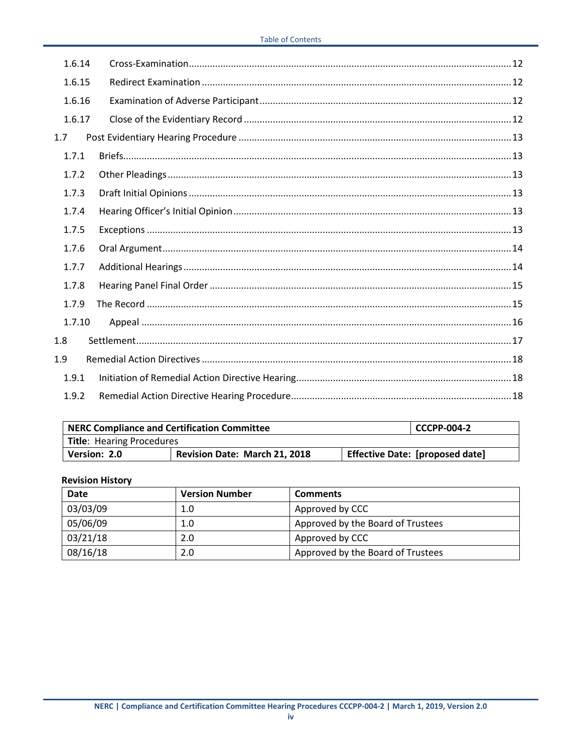1.6.14 Cross-Examination ........................................................................................................ 12

1.6.15 Redirect Examination ...................................................................................................... 12

1.6.16 Examination of Adverse Participant ................................................................................ 12

1.6.17 Close of the Evidentiary Record ...................................................................................... 12

1.7 Post Evidentiary Hearing Procedure ........................................................................................ 13

1.7.1 Briefs ................................................................................................................................ 13

1.7.2 Other Pleadings ................................................................................................................ 13

1.7.3 Draft Initial Opinions ........................................................................................................ 13

1.7.4 Hearing Officer's Initial Opinion ....................................................................................... 13

1.7.5 Exceptions ........................................................................................................................ 13

1.7.6 Oral Argument .................................................................................................................. 14

1.7.7 Additional Hearings .......................................................................................................... 14

1.7.8 Hearing Panel Final Order ................................................................................................. 15

1.7.9 The Record ........................................................................................................................ 15

1.7.10 Appeal .............................................................................................................................. 16

1.8 Settlement .................................................................................................................................. 17

1.9 Remedial Action Directives ....................................................................................................... 18

1.9.1 Initiation of Remedial Action Directive Hearing ............................................................... 18

1.9.2 Remedial Action Directive Hearing Procedure ................................................................. 18

| **NERC Compliance and Certification Committee** | | **CCCPP-004-2** |
|---|---|---|
| **Title**: Hearing Procedures | | |
| **Version: 2.0** | **Revision Date: March 21, 2018** | **Effective Date: [proposed date]** |

**Revision History**

| Date | Version Number | Comments |
|---|---|---|
| 03/03/09 | 1.0 | Approved by CCC |
| 05/06/09 | 1.0 | Approved by the Board of Trustees |
| 03/21/18 | 2.0 | Approved by CCC |
| 08/16/18 | 2.0 | Approved by the Board of Trustees |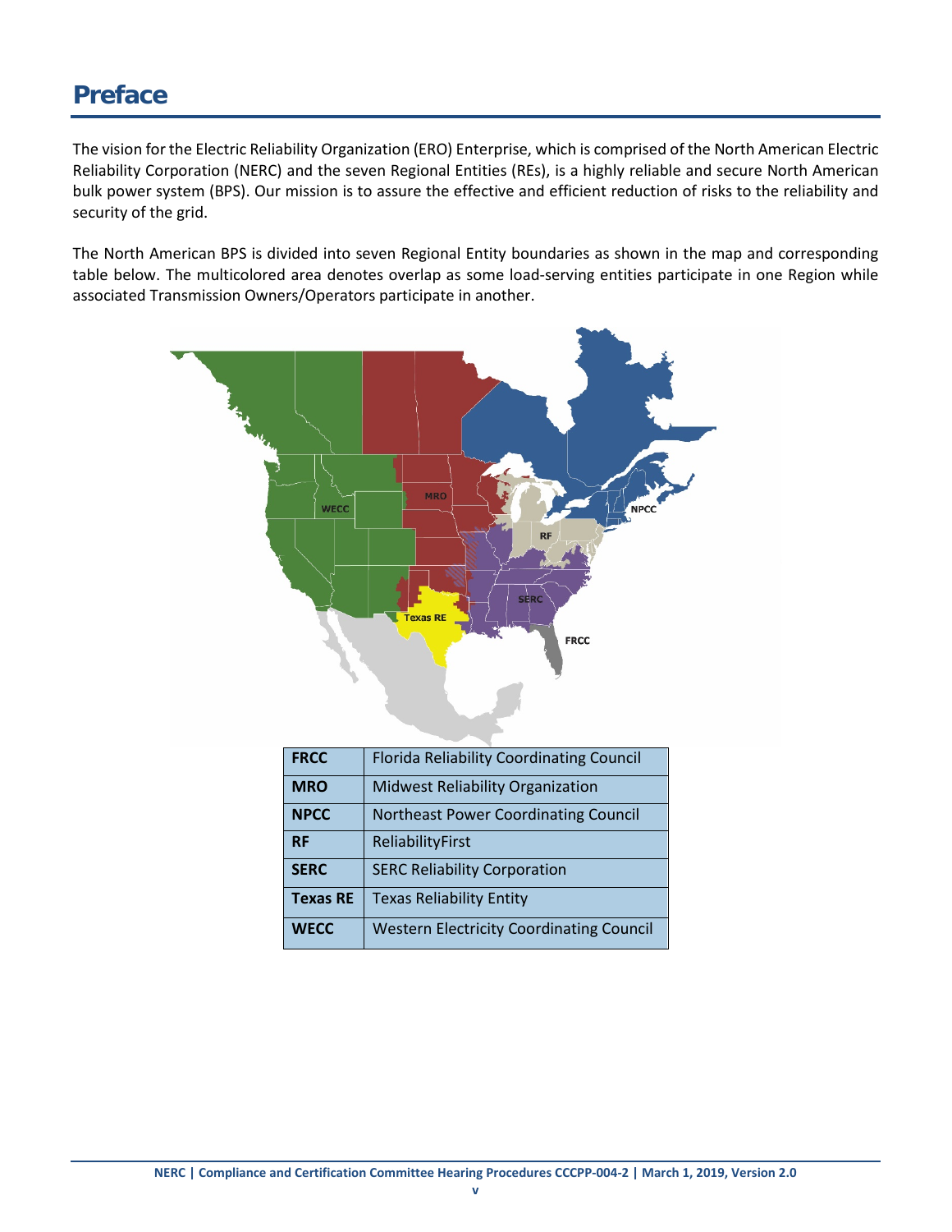# Preface

The vision for the Electric Reliability Organization (ERO) Enterprise, which is comprised of the North American Electric Reliability Corporation (NERC) and the seven Regional Entities (REs), is a highly reliable and secure North American bulk power system (BPS). Our mission is to assure the effective and efficient reduction of risks to the reliability and security of the grid.

The North American BPS is divided into seven Regional Entity boundaries as shown in the map and corresponding table below. The multicolored area denotes overlap as some load-serving entities participate in one Region while associated Transmission Owners/Operators participate in another.

| | |
|---|---|
| **FRCC** | Florida Reliability Coordinating Council |
| **MRO** | Midwest Reliability Organization |
| **NPCC** | Northeast Power Coordinating Council |
| **RF** | ReliabilityFirst |
| **SERC** | SERC Reliability Corporation |
| **Texas RE** | Texas Reliability Entity |
| **WECC** | Western Electricity Coordinating Council |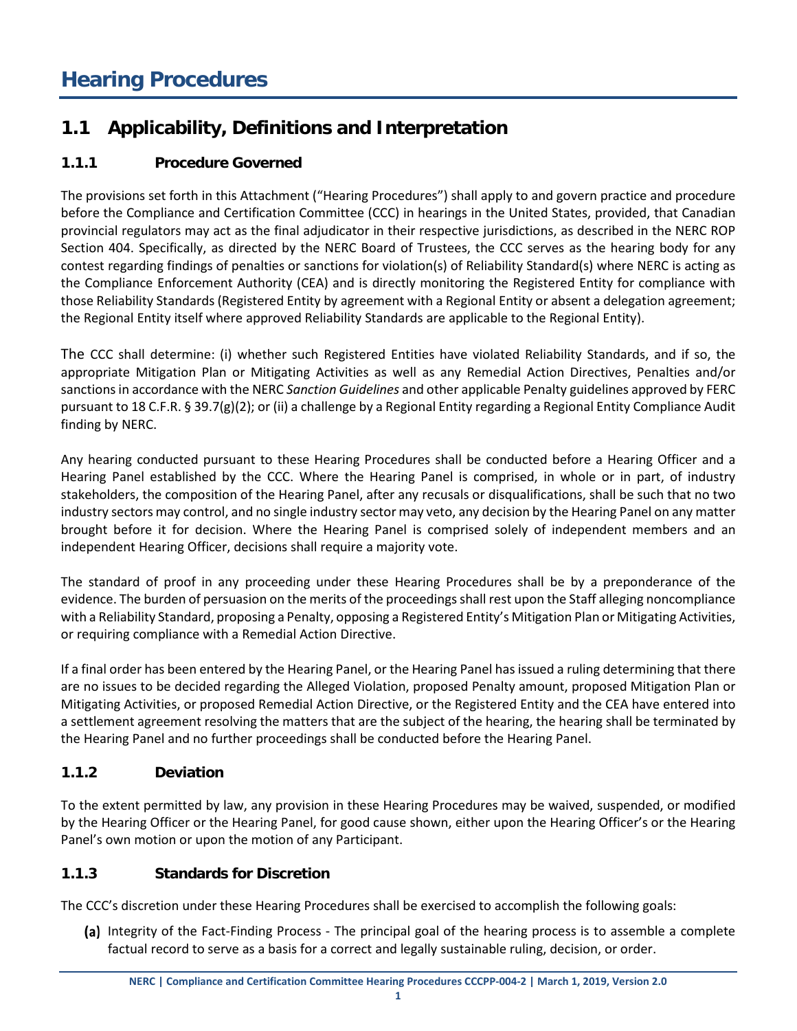# Hearing Procedures

## 1.1 Applicability, Definitions and Interpretation

### 1.1.1 Procedure Governed

The provisions set forth in this Attachment ("Hearing Procedures") shall apply to and govern practice and procedure before the Compliance and Certification Committee (CCC) in hearings in the United States, provided, that Canadian provincial regulators may act as the final adjudicator in their respective jurisdictions, as described in the NERC ROP Section 404. Specifically, as directed by the NERC Board of Trustees, the CCC serves as the hearing body for any contest regarding findings of penalties or sanctions for violation(s) of Reliability Standard(s) where NERC is acting as the Compliance Enforcement Authority (CEA) and is directly monitoring the Registered Entity for compliance with those Reliability Standards (Registered Entity by agreement with a Regional Entity or absent a delegation agreement; the Regional Entity itself where approved Reliability Standards are applicable to the Regional Entity).

The CCC shall determine: (i) whether such Registered Entities have violated Reliability Standards, and if so, the appropriate Mitigation Plan or Mitigating Activities as well as any Remedial Action Directives, Penalties and/or sanctions in accordance with the NERC *Sanction Guidelines* and other applicable Penalty guidelines approved by FERC pursuant to 18 C.F.R. § 39.7(g)(2); or (ii) a challenge by a Regional Entity regarding a Regional Entity Compliance Audit finding by NERC.

Any hearing conducted pursuant to these Hearing Procedures shall be conducted before a Hearing Officer and a Hearing Panel established by the CCC. Where the Hearing Panel is comprised, in whole or in part, of industry stakeholders, the composition of the Hearing Panel, after any recusals or disqualifications, shall be such that no two industry sectors may control, and no single industry sector may veto, any decision by the Hearing Panel on any matter brought before it for decision. Where the Hearing Panel is comprised solely of independent members and an independent Hearing Officer, decisions shall require a majority vote.

The standard of proof in any proceeding under these Hearing Procedures shall be by a preponderance of the evidence. The burden of persuasion on the merits of the proceedings shall rest upon the Staff alleging noncompliance with a Reliability Standard, proposing a Penalty, opposing a Registered Entity's Mitigation Plan or Mitigating Activities, or requiring compliance with a Remedial Action Directive.

If a final order has been entered by the Hearing Panel, or the Hearing Panel has issued a ruling determining that there are no issues to be decided regarding the Alleged Violation, proposed Penalty amount, proposed Mitigation Plan or Mitigating Activities, or proposed Remedial Action Directive, or the Registered Entity and the CEA have entered into a settlement agreement resolving the matters that are the subject of the hearing, the hearing shall be terminated by the Hearing Panel and no further proceedings shall be conducted before the Hearing Panel.

### 1.1.2 Deviation

To the extent permitted by law, any provision in these Hearing Procedures may be waived, suspended, or modified by the Hearing Officer or the Hearing Panel, for good cause shown, either upon the Hearing Officer's or the Hearing Panel's own motion or upon the motion of any Participant.

### 1.1.3 Standards for Discretion

The CCC's discretion under these Hearing Procedures shall be exercised to accomplish the following goals:

**(a)** Integrity of the Fact-Finding Process - The principal goal of the hearing process is to assemble a complete factual record to serve as a basis for a correct and legally sustainable ruling, decision, or order.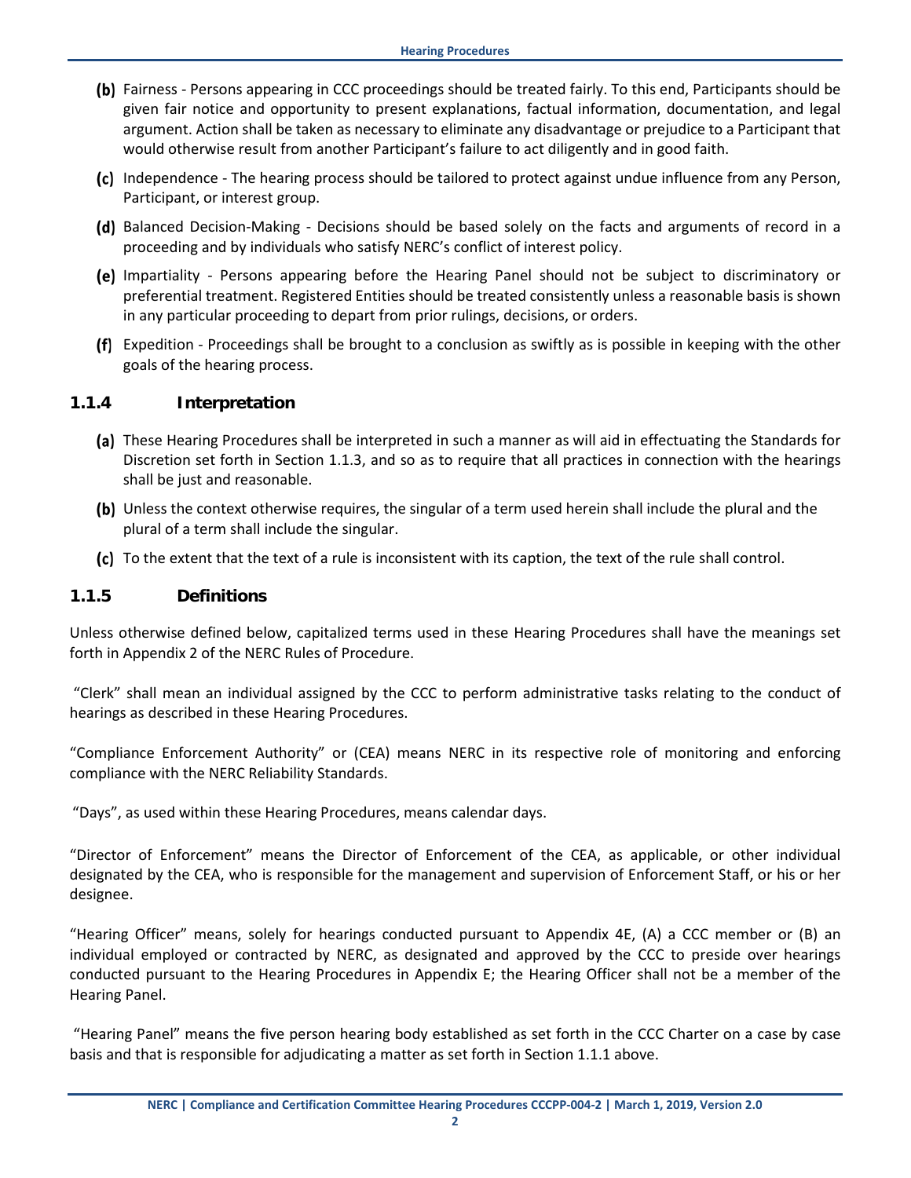(b) Fairness - Persons appearing in CCC proceedings should be treated fairly. To this end, Participants should be given fair notice and opportunity to present explanations, factual information, documentation, and legal argument. Action shall be taken as necessary to eliminate any disadvantage or prejudice to a Participant that would otherwise result from another Participant's failure to act diligently and in good faith.

(c) Independence - The hearing process should be tailored to protect against undue influence from any Person, Participant, or interest group.

(d) Balanced Decision-Making - Decisions should be based solely on the facts and arguments of record in a proceeding and by individuals who satisfy NERC's conflict of interest policy.

(e) Impartiality - Persons appearing before the Hearing Panel should not be subject to discriminatory or preferential treatment. Registered Entities should be treated consistently unless a reasonable basis is shown in any particular proceeding to depart from prior rulings, decisions, or orders.

(f) Expedition - Proceedings shall be brought to a conclusion as swiftly as is possible in keeping with the other goals of the hearing process.

### 1.1.4 Interpretation

(a) These Hearing Procedures shall be interpreted in such a manner as will aid in effectuating the Standards for Discretion set forth in Section 1.1.3, and so as to require that all practices in connection with the hearings shall be just and reasonable.

(b) Unless the context otherwise requires, the singular of a term used herein shall include the plural and the plural of a term shall include the singular.

(c) To the extent that the text of a rule is inconsistent with its caption, the text of the rule shall control.

### 1.1.5 Definitions

Unless otherwise defined below, capitalized terms used in these Hearing Procedures shall have the meanings set forth in Appendix 2 of the NERC Rules of Procedure.

"Clerk" shall mean an individual assigned by the CCC to perform administrative tasks relating to the conduct of hearings as described in these Hearing Procedures.

"Compliance Enforcement Authority" or (CEA) means NERC in its respective role of monitoring and enforcing compliance with the NERC Reliability Standards.

"Days", as used within these Hearing Procedures, means calendar days.

"Director of Enforcement" means the Director of Enforcement of the CEA, as applicable, or other individual designated by the CEA, who is responsible for the management and supervision of Enforcement Staff, or his or her designee.

"Hearing Officer" means, solely for hearings conducted pursuant to Appendix 4E, (A) a CCC member or (B) an individual employed or contracted by NERC, as designated and approved by the CCC to preside over hearings conducted pursuant to the Hearing Procedures in Appendix E; the Hearing Officer shall not be a member of the Hearing Panel.

"Hearing Panel" means the five person hearing body established as set forth in the CCC Charter on a case by case basis and that is responsible for adjudicating a matter as set forth in Section 1.1.1 above.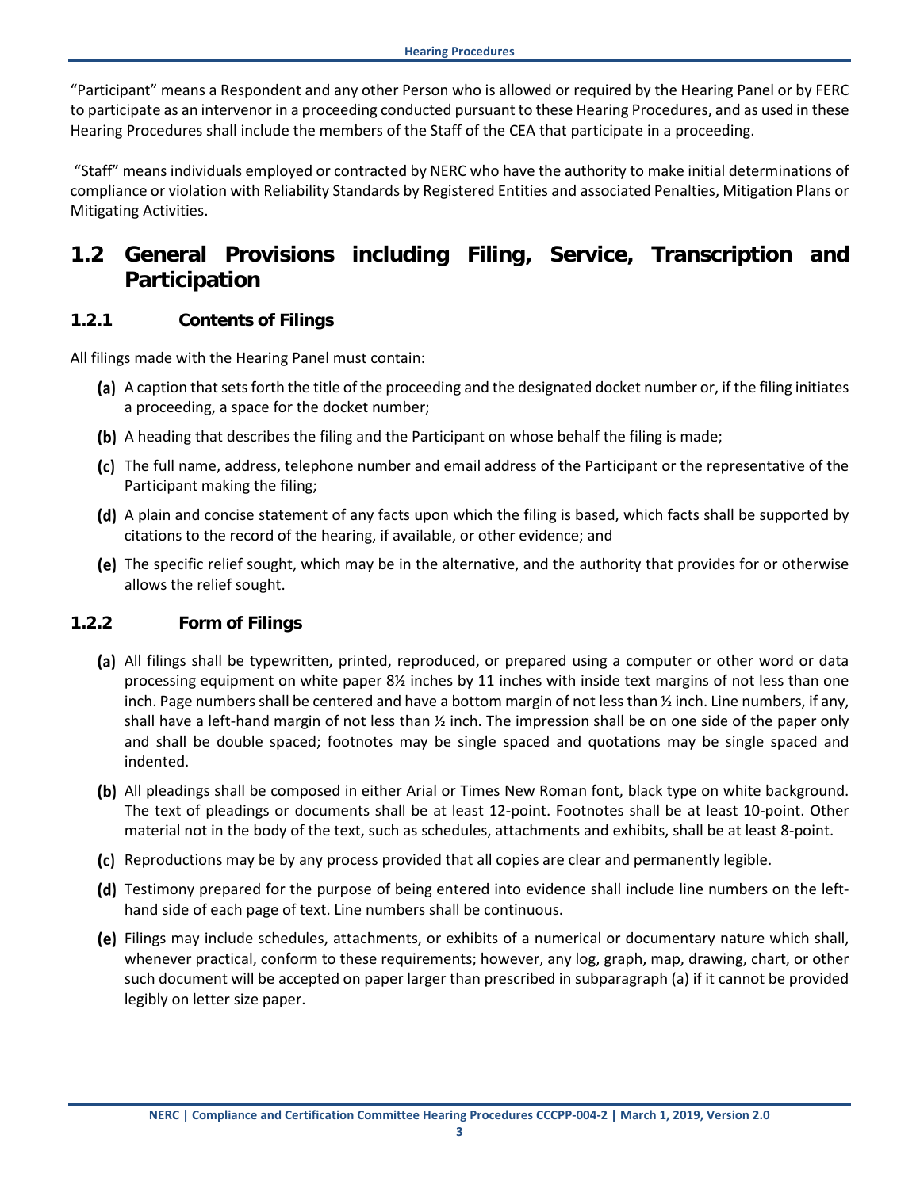"Participant" means a Respondent and any other Person who is allowed or required by the Hearing Panel or by FERC to participate as an intervenor in a proceeding conducted pursuant to these Hearing Procedures, and as used in these Hearing Procedures shall include the members of the Staff of the CEA that participate in a proceeding.

"Staff" means individuals employed or contracted by NERC who have the authority to make initial determinations of compliance or violation with Reliability Standards by Registered Entities and associated Penalties, Mitigation Plans or Mitigating Activities.

## 1.2 General Provisions including Filing, Service, Transcription and Participation

### 1.2.1 Contents of Filings

All filings made with the Hearing Panel must contain:

**(a)** A caption that sets forth the title of the proceeding and the designated docket number or, if the filing initiates a proceeding, a space for the docket number;

**(b)** A heading that describes the filing and the Participant on whose behalf the filing is made;

**(c)** The full name, address, telephone number and email address of the Participant or the representative of the Participant making the filing;

**(d)** A plain and concise statement of any facts upon which the filing is based, which facts shall be supported by citations to the record of the hearing, if available, or other evidence; and

**(e)** The specific relief sought, which may be in the alternative, and the authority that provides for or otherwise allows the relief sought.

### 1.2.2 Form of Filings

**(a)** All filings shall be typewritten, printed, reproduced, or prepared using a computer or other word or data processing equipment on white paper 8½ inches by 11 inches with inside text margins of not less than one inch. Page numbers shall be centered and have a bottom margin of not less than ½ inch. Line numbers, if any, shall have a left-hand margin of not less than ½ inch. The impression shall be on one side of the paper only and shall be double spaced; footnotes may be single spaced and quotations may be single spaced and indented.

**(b)** All pleadings shall be composed in either Arial or Times New Roman font, black type on white background. The text of pleadings or documents shall be at least 12-point. Footnotes shall be at least 10-point. Other material not in the body of the text, such as schedules, attachments and exhibits, shall be at least 8-point.

**(c)** Reproductions may be by any process provided that all copies are clear and permanently legible.

**(d)** Testimony prepared for the purpose of being entered into evidence shall include line numbers on the left-hand side of each page of text. Line numbers shall be continuous.

**(e)** Filings may include schedules, attachments, or exhibits of a numerical or documentary nature which shall, whenever practical, conform to these requirements; however, any log, graph, map, drawing, chart, or other such document will be accepted on paper larger than prescribed in subparagraph (a) if it cannot be provided legibly on letter size paper.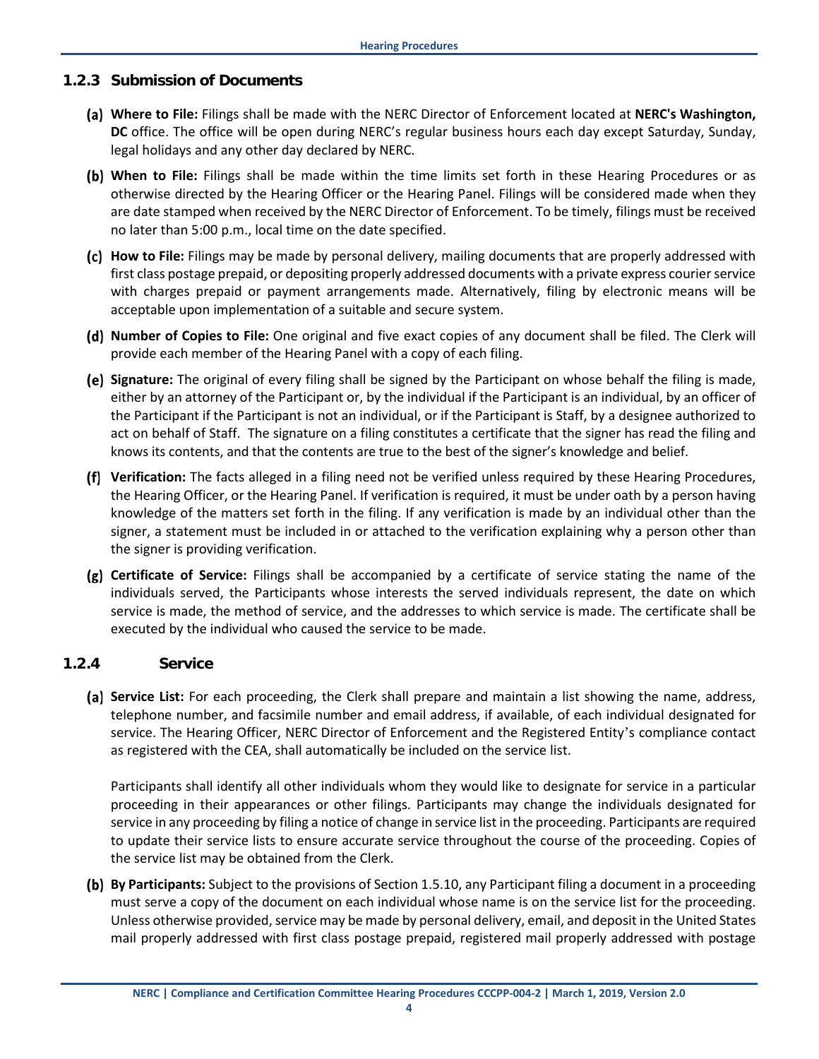### 1.2.3 Submission of Documents

**(a)** **Where to File:** Filings shall be made with the NERC Director of Enforcement located at **NERC's Washington, DC** office. The office will be open during NERC's regular business hours each day except Saturday, Sunday, legal holidays and any other day declared by NERC.

**(b)** **When to File:** Filings shall be made within the time limits set forth in these Hearing Procedures or as otherwise directed by the Hearing Officer or the Hearing Panel. Filings will be considered made when they are date stamped when received by the NERC Director of Enforcement. To be timely, filings must be received no later than 5:00 p.m., local time on the date specified.

**(c)** **How to File:** Filings may be made by personal delivery, mailing documents that are properly addressed with first class postage prepaid, or depositing properly addressed documents with a private express courier service with charges prepaid or payment arrangements made. Alternatively, filing by electronic means will be acceptable upon implementation of a suitable and secure system.

**(d)** **Number of Copies to File:** One original and five exact copies of any document shall be filed. The Clerk will provide each member of the Hearing Panel with a copy of each filing.

**(e)** **Signature:** The original of every filing shall be signed by the Participant on whose behalf the filing is made, either by an attorney of the Participant or, by the individual if the Participant is an individual, by an officer of the Participant if the Participant is not an individual, or if the Participant is Staff, by a designee authorized to act on behalf of Staff. The signature on a filing constitutes a certificate that the signer has read the filing and knows its contents, and that the contents are true to the best of the signer's knowledge and belief.

**(f)** **Verification:** The facts alleged in a filing need not be verified unless required by these Hearing Procedures, the Hearing Officer, or the Hearing Panel. If verification is required, it must be under oath by a person having knowledge of the matters set forth in the filing. If any verification is made by an individual other than the signer, a statement must be included in or attached to the verification explaining why a person other than the signer is providing verification.

**(g)** **Certificate of Service:** Filings shall be accompanied by a certificate of service stating the name of the individuals served, the Participants whose interests the served individuals represent, the date on which service is made, the method of service, and the addresses to which service is made. The certificate shall be executed by the individual who caused the service to be made.

### 1.2.4 Service

**(a)** **Service List:** For each proceeding, the Clerk shall prepare and maintain a list showing the name, address, telephone number, and facsimile number and email address, if available, of each individual designated for service. The Hearing Officer, NERC Director of Enforcement and the Registered Entity's compliance contact as registered with the CEA, shall automatically be included on the service list.

Participants shall identify all other individuals whom they would like to designate for service in a particular proceeding in their appearances or other filings. Participants may change the individuals designated for service in any proceeding by filing a notice of change in service list in the proceeding. Participants are required to update their service lists to ensure accurate service throughout the course of the proceeding. Copies of the service list may be obtained from the Clerk.

**(b)** **By Participants:** Subject to the provisions of Section 1.5.10, any Participant filing a document in a proceeding must serve a copy of the document on each individual whose name is on the service list for the proceeding. Unless otherwise provided, service may be made by personal delivery, email, and deposit in the United States mail properly addressed with first class postage prepaid, registered mail properly addressed with postage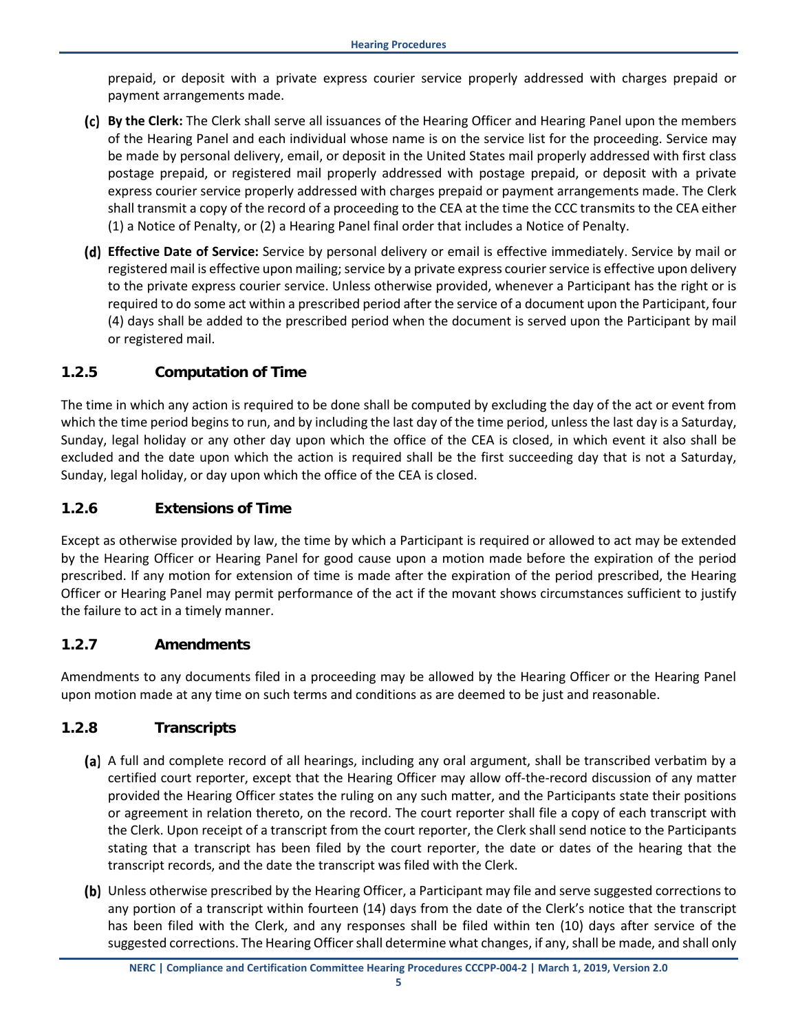prepaid, or deposit with a private express courier service properly addressed with charges prepaid or payment arrangements made.

**(c) By the Clerk:** The Clerk shall serve all issuances of the Hearing Officer and Hearing Panel upon the members of the Hearing Panel and each individual whose name is on the service list for the proceeding. Service may be made by personal delivery, email, or deposit in the United States mail properly addressed with first class postage prepaid, or registered mail properly addressed with postage prepaid, or deposit with a private express courier service properly addressed with charges prepaid or payment arrangements made. The Clerk shall transmit a copy of the record of a proceeding to the CEA at the time the CCC transmits to the CEA either (1) a Notice of Penalty, or (2) a Hearing Panel final order that includes a Notice of Penalty.

**(d) Effective Date of Service:** Service by personal delivery or email is effective immediately. Service by mail or registered mail is effective upon mailing; service by a private express courier service is effective upon delivery to the private express courier service. Unless otherwise provided, whenever a Participant has the right or is required to do some act within a prescribed period after the service of a document upon the Participant, four (4) days shall be added to the prescribed period when the document is served upon the Participant by mail or registered mail.

### 1.2.5 Computation of Time

The time in which any action is required to be done shall be computed by excluding the day of the act or event from which the time period begins to run, and by including the last day of the time period, unless the last day is a Saturday, Sunday, legal holiday or any other day upon which the office of the CEA is closed, in which event it also shall be excluded and the date upon which the action is required shall be the first succeeding day that is not a Saturday, Sunday, legal holiday, or day upon which the office of the CEA is closed.

### 1.2.6 Extensions of Time

Except as otherwise provided by law, the time by which a Participant is required or allowed to act may be extended by the Hearing Officer or Hearing Panel for good cause upon a motion made before the expiration of the period prescribed. If any motion for extension of time is made after the expiration of the period prescribed, the Hearing Officer or Hearing Panel may permit performance of the act if the movant shows circumstances sufficient to justify the failure to act in a timely manner.

### 1.2.7 Amendments

Amendments to any documents filed in a proceeding may be allowed by the Hearing Officer or the Hearing Panel upon motion made at any time on such terms and conditions as are deemed to be just and reasonable.

### 1.2.8 Transcripts

**(a)** A full and complete record of all hearings, including any oral argument, shall be transcribed verbatim by a certified court reporter, except that the Hearing Officer may allow off-the-record discussion of any matter provided the Hearing Officer states the ruling on any such matter, and the Participants state their positions or agreement in relation thereto, on the record. The court reporter shall file a copy of each transcript with the Clerk. Upon receipt of a transcript from the court reporter, the Clerk shall send notice to the Participants stating that a transcript has been filed by the court reporter, the date or dates of the hearing that the transcript records, and the date the transcript was filed with the Clerk.

**(b)** Unless otherwise prescribed by the Hearing Officer, a Participant may file and serve suggested corrections to any portion of a transcript within fourteen (14) days from the date of the Clerk's notice that the transcript has been filed with the Clerk, and any responses shall be filed within ten (10) days after service of the suggested corrections. The Hearing Officer shall determine what changes, if any, shall be made, and shall only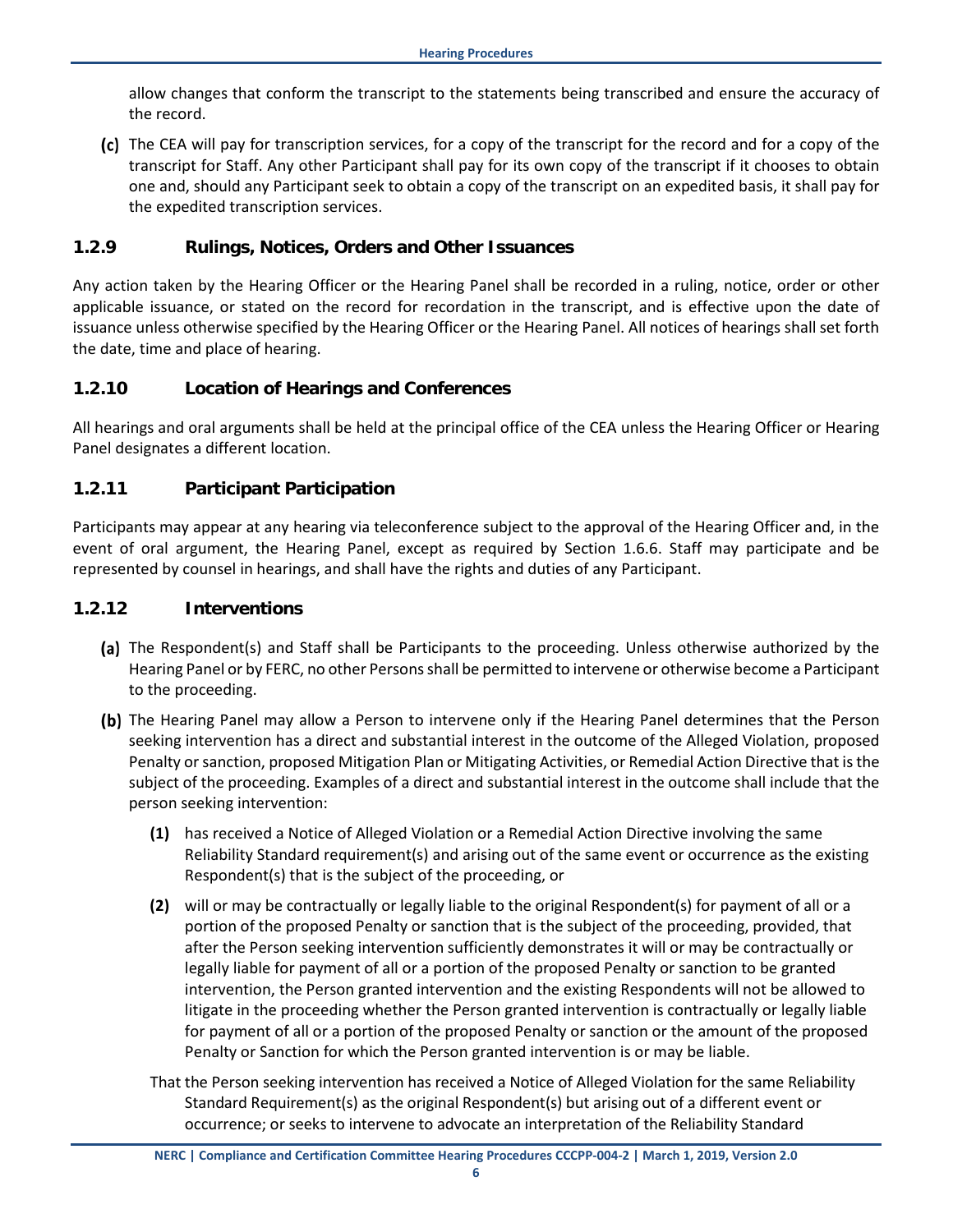allow changes that conform the transcript to the statements being transcribed and ensure the accuracy of the record.

**(c)** The CEA will pay for transcription services, for a copy of the transcript for the record and for a copy of the transcript for Staff. Any other Participant shall pay for its own copy of the transcript if it chooses to obtain one and, should any Participant seek to obtain a copy of the transcript on an expedited basis, it shall pay for the expedited transcription services.

### 1.2.9 Rulings, Notices, Orders and Other Issuances

Any action taken by the Hearing Officer or the Hearing Panel shall be recorded in a ruling, notice, order or other applicable issuance, or stated on the record for recordation in the transcript, and is effective upon the date of issuance unless otherwise specified by the Hearing Officer or the Hearing Panel. All notices of hearings shall set forth the date, time and place of hearing.

### 1.2.10 Location of Hearings and Conferences

All hearings and oral arguments shall be held at the principal office of the CEA unless the Hearing Officer or Hearing Panel designates a different location.

### 1.2.11 Participant Participation

Participants may appear at any hearing via teleconference subject to the approval of the Hearing Officer and, in the event of oral argument, the Hearing Panel, except as required by Section 1.6.6. Staff may participate and be represented by counsel in hearings, and shall have the rights and duties of any Participant.

### 1.2.12 Interventions

**(a)** The Respondent(s) and Staff shall be Participants to the proceeding. Unless otherwise authorized by the Hearing Panel or by FERC, no other Persons shall be permitted to intervene or otherwise become a Participant to the proceeding.

**(b)** The Hearing Panel may allow a Person to intervene only if the Hearing Panel determines that the Person seeking intervention has a direct and substantial interest in the outcome of the Alleged Violation, proposed Penalty or sanction, proposed Mitigation Plan or Mitigating Activities, or Remedial Action Directive that is the subject of the proceeding. Examples of a direct and substantial interest in the outcome shall include that the person seeking intervention:

- **(1)** has received a Notice of Alleged Violation or a Remedial Action Directive involving the same Reliability Standard requirement(s) and arising out of the same event or occurrence as the existing Respondent(s) that is the subject of the proceeding, or

- **(2)** will or may be contractually or legally liable to the original Respondent(s) for payment of all or a portion of the proposed Penalty or sanction that is the subject of the proceeding, provided, that after the Person seeking intervention sufficiently demonstrates it will or may be contractually or legally liable for payment of all or a portion of the proposed Penalty or sanction to be granted intervention, the Person granted intervention and the existing Respondents will not be allowed to litigate in the proceeding whether the Person granted intervention is contractually or legally liable for payment of all or a portion of the proposed Penalty or sanction or the amount of the proposed Penalty or Sanction for which the Person granted intervention is or may be liable.

That the Person seeking intervention has received a Notice of Alleged Violation for the same Reliability Standard Requirement(s) as the original Respondent(s) but arising out of a different event or occurrence; or seeks to intervene to advocate an interpretation of the Reliability Standard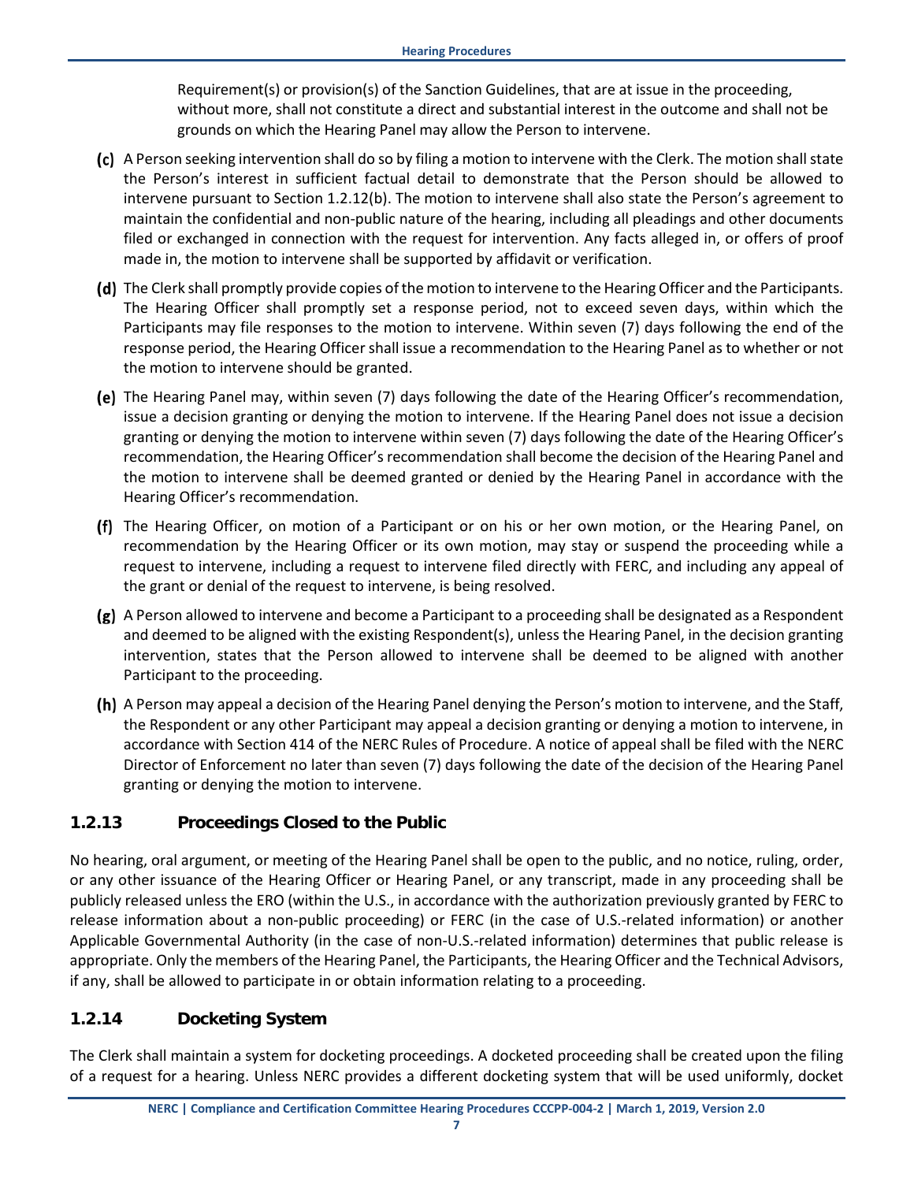Requirement(s) or provision(s) of the Sanction Guidelines, that are at issue in the proceeding, without more, shall not constitute a direct and substantial interest in the outcome and shall not be grounds on which the Hearing Panel may allow the Person to intervene.

(c) A Person seeking intervention shall do so by filing a motion to intervene with the Clerk. The motion shall state the Person's interest in sufficient factual detail to demonstrate that the Person should be allowed to intervene pursuant to Section 1.2.12(b). The motion to intervene shall also state the Person's agreement to maintain the confidential and non-public nature of the hearing, including all pleadings and other documents filed or exchanged in connection with the request for intervention. Any facts alleged in, or offers of proof made in, the motion to intervene shall be supported by affidavit or verification.

(d) The Clerk shall promptly provide copies of the motion to intervene to the Hearing Officer and the Participants. The Hearing Officer shall promptly set a response period, not to exceed seven days, within which the Participants may file responses to the motion to intervene. Within seven (7) days following the end of the response period, the Hearing Officer shall issue a recommendation to the Hearing Panel as to whether or not the motion to intervene should be granted.

(e) The Hearing Panel may, within seven (7) days following the date of the Hearing Officer's recommendation, issue a decision granting or denying the motion to intervene. If the Hearing Panel does not issue a decision granting or denying the motion to intervene within seven (7) days following the date of the Hearing Officer's recommendation, the Hearing Officer's recommendation shall become the decision of the Hearing Panel and the motion to intervene shall be deemed granted or denied by the Hearing Panel in accordance with the Hearing Officer's recommendation.

(f) The Hearing Officer, on motion of a Participant or on his or her own motion, or the Hearing Panel, on recommendation by the Hearing Officer or its own motion, may stay or suspend the proceeding while a request to intervene, including a request to intervene filed directly with FERC, and including any appeal of the grant or denial of the request to intervene, is being resolved.

(g) A Person allowed to intervene and become a Participant to a proceeding shall be designated as a Respondent and deemed to be aligned with the existing Respondent(s), unless the Hearing Panel, in the decision granting intervention, states that the Person allowed to intervene shall be deemed to be aligned with another Participant to the proceeding.

(h) A Person may appeal a decision of the Hearing Panel denying the Person's motion to intervene, and the Staff, the Respondent or any other Participant may appeal a decision granting or denying a motion to intervene, in accordance with Section 414 of the NERC Rules of Procedure. A notice of appeal shall be filed with the NERC Director of Enforcement no later than seven (7) days following the date of the decision of the Hearing Panel granting or denying the motion to intervene.

### 1.2.13 Proceedings Closed to the Public

No hearing, oral argument, or meeting of the Hearing Panel shall be open to the public, and no notice, ruling, order, or any other issuance of the Hearing Officer or Hearing Panel, or any transcript, made in any proceeding shall be publicly released unless the ERO (within the U.S., in accordance with the authorization previously granted by FERC to release information about a non-public proceeding) or FERC (in the case of U.S.-related information) or another Applicable Governmental Authority (in the case of non-U.S.-related information) determines that public release is appropriate. Only the members of the Hearing Panel, the Participants, the Hearing Officer and the Technical Advisors, if any, shall be allowed to participate in or obtain information relating to a proceeding.

### 1.2.14 Docketing System

The Clerk shall maintain a system for docketing proceedings. A docketed proceeding shall be created upon the filing of a request for a hearing. Unless NERC provides a different docketing system that will be used uniformly, docket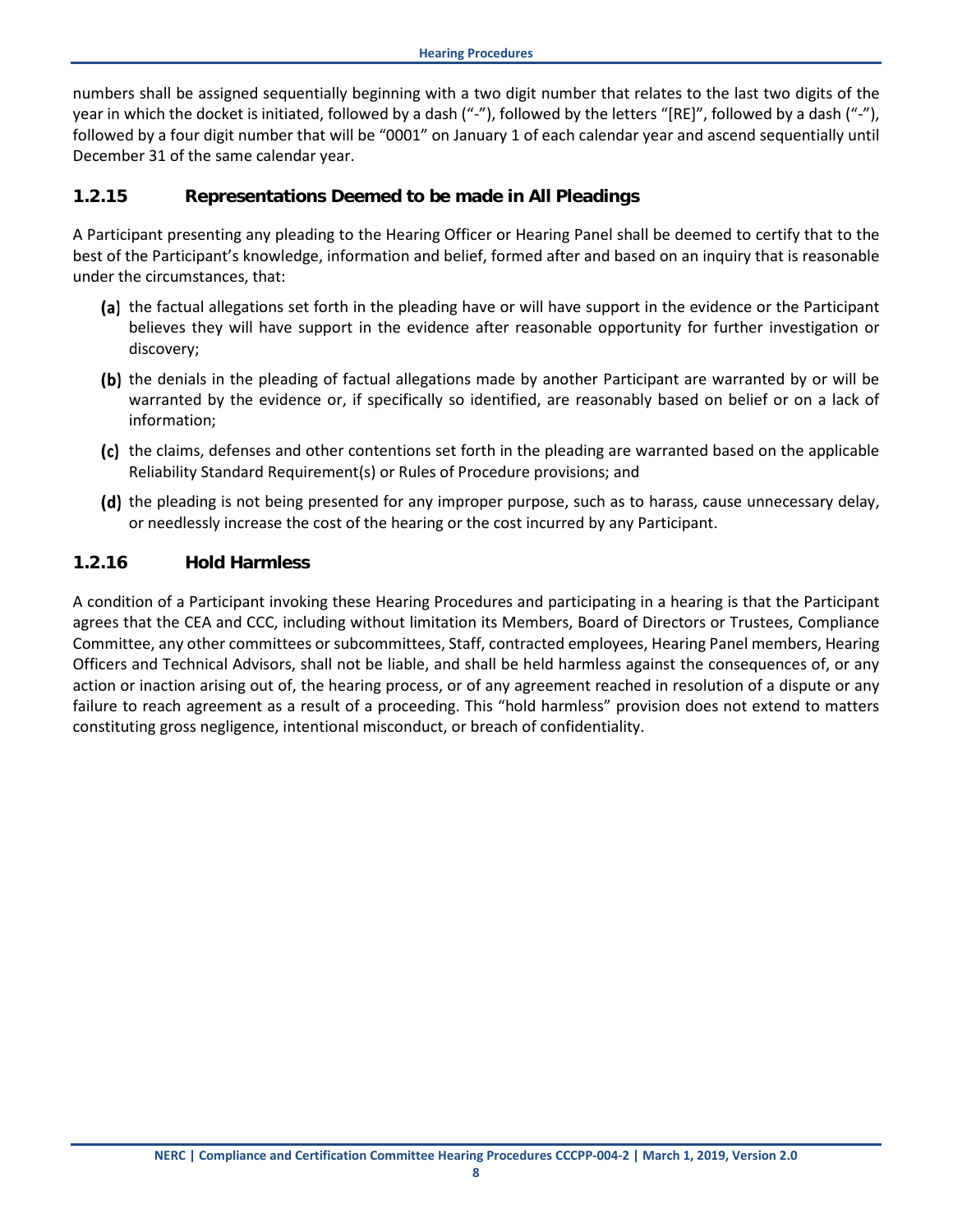numbers shall be assigned sequentially beginning with a two digit number that relates to the last two digits of the year in which the docket is initiated, followed by a dash ("-"), followed by the letters "[RE]", followed by a dash ("-"), followed by a four digit number that will be "0001" on January 1 of each calendar year and ascend sequentially until December 31 of the same calendar year.

### 1.2.15 Representations Deemed to be made in All Pleadings

A Participant presenting any pleading to the Hearing Officer or Hearing Panel shall be deemed to certify that to the best of the Participant's knowledge, information and belief, formed after and based on an inquiry that is reasonable under the circumstances, that:

**(a)** the factual allegations set forth in the pleading have or will have support in the evidence or the Participant believes they will have support in the evidence after reasonable opportunity for further investigation or discovery;

**(b)** the denials in the pleading of factual allegations made by another Participant are warranted by or will be warranted by the evidence or, if specifically so identified, are reasonably based on belief or on a lack of information;

**(c)** the claims, defenses and other contentions set forth in the pleading are warranted based on the applicable Reliability Standard Requirement(s) or Rules of Procedure provisions; and

**(d)** the pleading is not being presented for any improper purpose, such as to harass, cause unnecessary delay, or needlessly increase the cost of the hearing or the cost incurred by any Participant.

### 1.2.16 Hold Harmless

A condition of a Participant invoking these Hearing Procedures and participating in a hearing is that the Participant agrees that the CEA and CCC, including without limitation its Members, Board of Directors or Trustees, Compliance Committee, any other committees or subcommittees, Staff, contracted employees, Hearing Panel members, Hearing Officers and Technical Advisors, shall not be liable, and shall be held harmless against the consequences of, or any action or inaction arising out of, the hearing process, or of any agreement reached in resolution of a dispute or any failure to reach agreement as a result of a proceeding. This "hold harmless" provision does not extend to matters constituting gross negligence, intentional misconduct, or breach of confidentiality.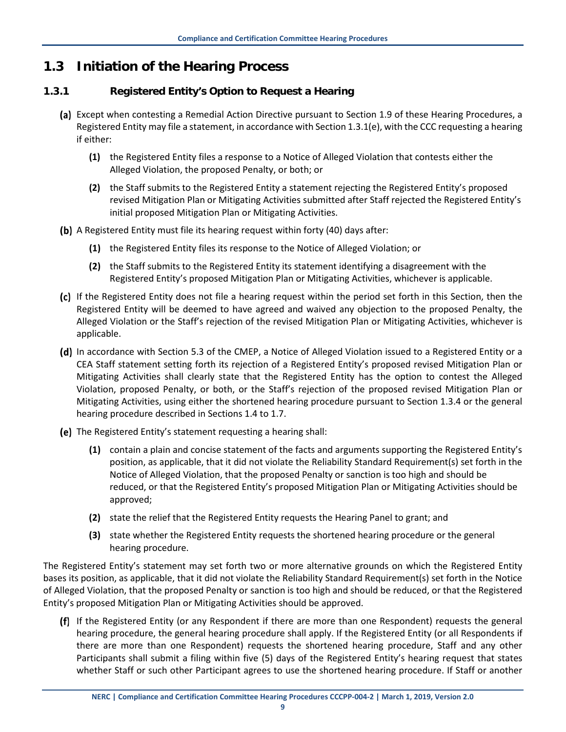## 1.3 Initiation of the Hearing Process

### 1.3.1 Registered Entity's Option to Request a Hearing

**(a)** Except when contesting a Remedial Action Directive pursuant to Section 1.9 of these Hearing Procedures, a Registered Entity may file a statement, in accordance with Section 1.3.1(e), with the CCC requesting a hearing if either:

- **(1)** the Registered Entity files a response to a Notice of Alleged Violation that contests either the Alleged Violation, the proposed Penalty, or both; or
- **(2)** the Staff submits to the Registered Entity a statement rejecting the Registered Entity's proposed revised Mitigation Plan or Mitigating Activities submitted after Staff rejected the Registered Entity's initial proposed Mitigation Plan or Mitigating Activities.

**(b)** A Registered Entity must file its hearing request within forty (40) days after:

- **(1)** the Registered Entity files its response to the Notice of Alleged Violation; or
- **(2)** the Staff submits to the Registered Entity its statement identifying a disagreement with the Registered Entity's proposed Mitigation Plan or Mitigating Activities, whichever is applicable.

**(c)** If the Registered Entity does not file a hearing request within the period set forth in this Section, then the Registered Entity will be deemed to have agreed and waived any objection to the proposed Penalty, the Alleged Violation or the Staff's rejection of the revised Mitigation Plan or Mitigating Activities, whichever is applicable.

**(d)** In accordance with Section 5.3 of the CMEP, a Notice of Alleged Violation issued to a Registered Entity or a CEA Staff statement setting forth its rejection of a Registered Entity's proposed revised Mitigation Plan or Mitigating Activities shall clearly state that the Registered Entity has the option to contest the Alleged Violation, proposed Penalty, or both, or the Staff's rejection of the proposed revised Mitigation Plan or Mitigating Activities, using either the shortened hearing procedure pursuant to Section 1.3.4 or the general hearing procedure described in Sections 1.4 to 1.7.

**(e)** The Registered Entity's statement requesting a hearing shall:

- **(1)** contain a plain and concise statement of the facts and arguments supporting the Registered Entity's position, as applicable, that it did not violate the Reliability Standard Requirement(s) set forth in the Notice of Alleged Violation, that the proposed Penalty or sanction is too high and should be reduced, or that the Registered Entity's proposed Mitigation Plan or Mitigating Activities should be approved;
- **(2)** state the relief that the Registered Entity requests the Hearing Panel to grant; and
- **(3)** state whether the Registered Entity requests the shortened hearing procedure or the general hearing procedure.

The Registered Entity's statement may set forth two or more alternative grounds on which the Registered Entity bases its position, as applicable, that it did not violate the Reliability Standard Requirement(s) set forth in the Notice of Alleged Violation, that the proposed Penalty or sanction is too high and should be reduced, or that the Registered Entity's proposed Mitigation Plan or Mitigating Activities should be approved.

**(f)** If the Registered Entity (or any Respondent if there are more than one Respondent) requests the general hearing procedure, the general hearing procedure shall apply. If the Registered Entity (or all Respondents if there are more than one Respondent) requests the shortened hearing procedure, Staff and any other Participants shall submit a filing within five (5) days of the Registered Entity's hearing request that states whether Staff or such other Participant agrees to use the shortened hearing procedure. If Staff or another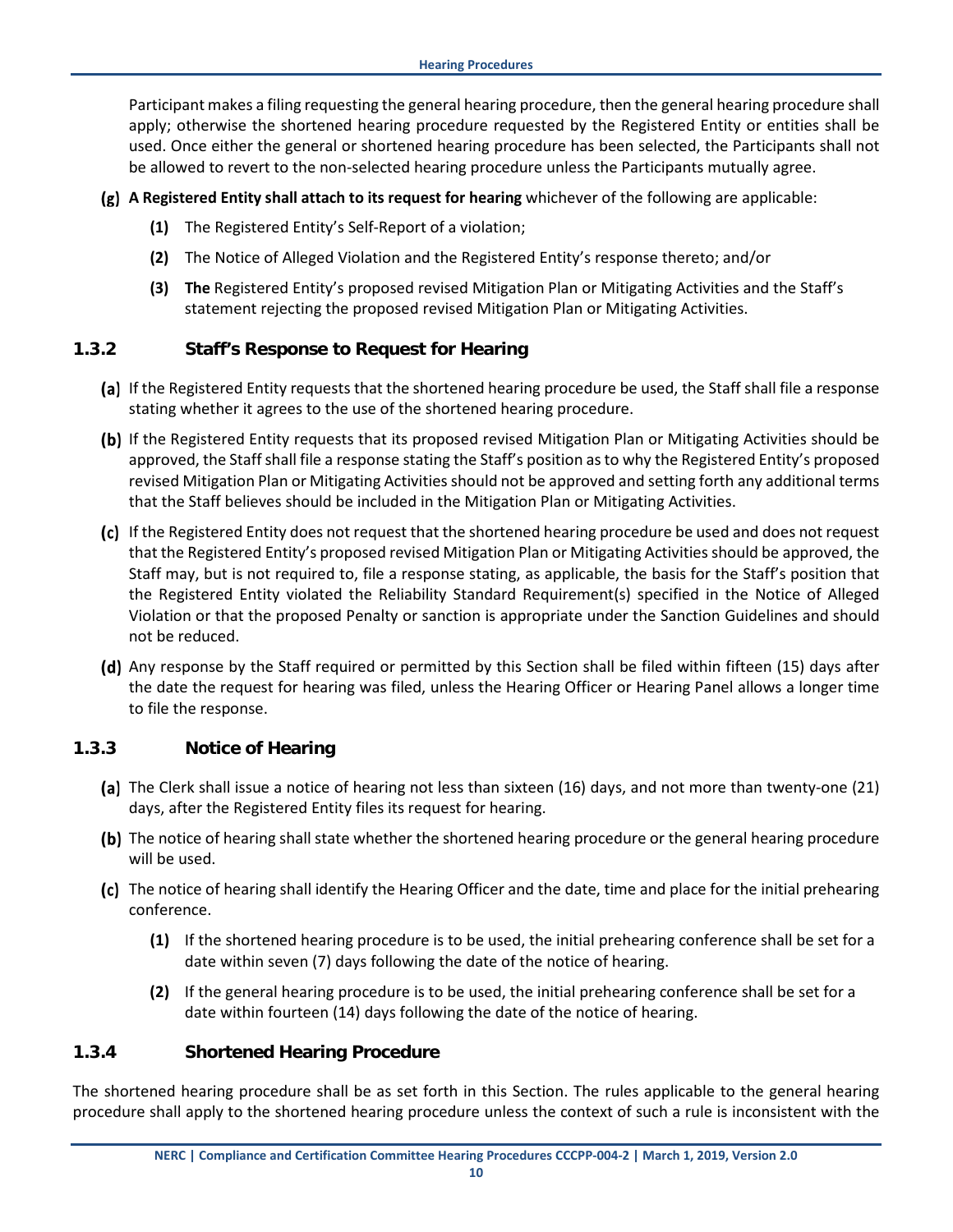Participant makes a filing requesting the general hearing procedure, then the general hearing procedure shall apply; otherwise the shortened hearing procedure requested by the Registered Entity or entities shall be used. Once either the general or shortened hearing procedure has been selected, the Participants shall not be allowed to revert to the non-selected hearing procedure unless the Participants mutually agree.

**(g)** **A Registered Entity shall attach to its request for hearing** whichever of the following are applicable:

- **(1)** The Registered Entity's Self-Report of a violation;
- **(2)** The Notice of Alleged Violation and the Registered Entity's response thereto; and/or
- **(3)** **The** Registered Entity's proposed revised Mitigation Plan or Mitigating Activities and the Staff's statement rejecting the proposed revised Mitigation Plan or Mitigating Activities.

### 1.3.2 Staff's Response to Request for Hearing

**(a)** If the Registered Entity requests that the shortened hearing procedure be used, the Staff shall file a response stating whether it agrees to the use of the shortened hearing procedure.

**(b)** If the Registered Entity requests that its proposed revised Mitigation Plan or Mitigating Activities should be approved, the Staff shall file a response stating the Staff's position as to why the Registered Entity's proposed revised Mitigation Plan or Mitigating Activities should not be approved and setting forth any additional terms that the Staff believes should be included in the Mitigation Plan or Mitigating Activities.

**(c)** If the Registered Entity does not request that the shortened hearing procedure be used and does not request that the Registered Entity's proposed revised Mitigation Plan or Mitigating Activities should be approved, the Staff may, but is not required to, file a response stating, as applicable, the basis for the Staff's position that the Registered Entity violated the Reliability Standard Requirement(s) specified in the Notice of Alleged Violation or that the proposed Penalty or sanction is appropriate under the Sanction Guidelines and should not be reduced.

**(d)** Any response by the Staff required or permitted by this Section shall be filed within fifteen (15) days after the date the request for hearing was filed, unless the Hearing Officer or Hearing Panel allows a longer time to file the response.

### 1.3.3 Notice of Hearing

**(a)** The Clerk shall issue a notice of hearing not less than sixteen (16) days, and not more than twenty-one (21) days, after the Registered Entity files its request for hearing.

**(b)** The notice of hearing shall state whether the shortened hearing procedure or the general hearing procedure will be used.

**(c)** The notice of hearing shall identify the Hearing Officer and the date, time and place for the initial prehearing conference.

- **(1)** If the shortened hearing procedure is to be used, the initial prehearing conference shall be set for a date within seven (7) days following the date of the notice of hearing.
- **(2)** If the general hearing procedure is to be used, the initial prehearing conference shall be set for a date within fourteen (14) days following the date of the notice of hearing.

### 1.3.4 Shortened Hearing Procedure

The shortened hearing procedure shall be as set forth in this Section. The rules applicable to the general hearing procedure shall apply to the shortened hearing procedure unless the context of such a rule is inconsistent with the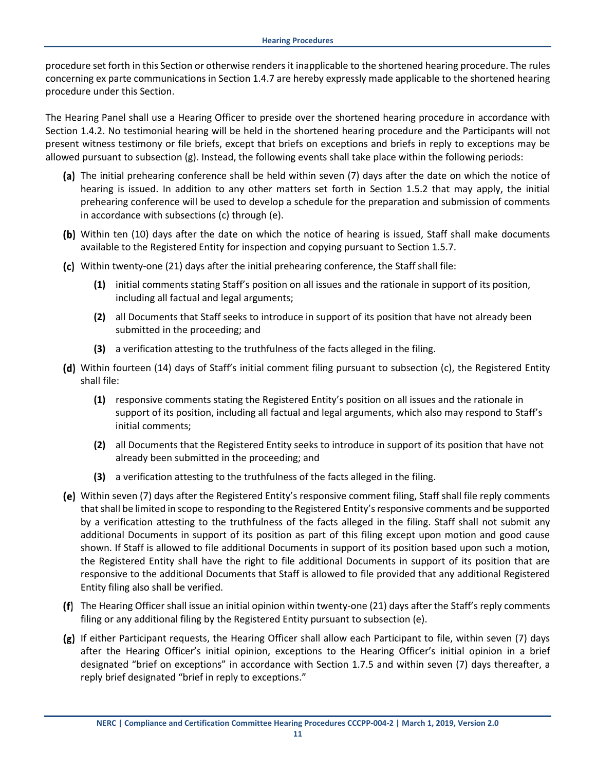procedure set forth in this Section or otherwise renders it inapplicable to the shortened hearing procedure. The rules concerning ex parte communications in Section 1.4.7 are hereby expressly made applicable to the shortened hearing procedure under this Section.

The Hearing Panel shall use a Hearing Officer to preside over the shortened hearing procedure in accordance with Section 1.4.2. No testimonial hearing will be held in the shortened hearing procedure and the Participants will not present witness testimony or file briefs, except that briefs on exceptions and briefs in reply to exceptions may be allowed pursuant to subsection (g). Instead, the following events shall take place within the following periods:

**(a)** The initial prehearing conference shall be held within seven (7) days after the date on which the notice of hearing is issued. In addition to any other matters set forth in Section 1.5.2 that may apply, the initial prehearing conference will be used to develop a schedule for the preparation and submission of comments in accordance with subsections (c) through (e).

**(b)** Within ten (10) days after the date on which the notice of hearing is issued, Staff shall make documents available to the Registered Entity for inspection and copying pursuant to Section 1.5.7.

**(c)** Within twenty-one (21) days after the initial prehearing conference, the Staff shall file:

- **(1)** initial comments stating Staff's position on all issues and the rationale in support of its position, including all factual and legal arguments;
- **(2)** all Documents that Staff seeks to introduce in support of its position that have not already been submitted in the proceeding; and
- **(3)** a verification attesting to the truthfulness of the facts alleged in the filing.

**(d)** Within fourteen (14) days of Staff's initial comment filing pursuant to subsection (c), the Registered Entity shall file:

- **(1)** responsive comments stating the Registered Entity's position on all issues and the rationale in support of its position, including all factual and legal arguments, which also may respond to Staff's initial comments;
- **(2)** all Documents that the Registered Entity seeks to introduce in support of its position that have not already been submitted in the proceeding; and
- **(3)** a verification attesting to the truthfulness of the facts alleged in the filing.

**(e)** Within seven (7) days after the Registered Entity's responsive comment filing, Staff shall file reply comments that shall be limited in scope to responding to the Registered Entity's responsive comments and be supported by a verification attesting to the truthfulness of the facts alleged in the filing. Staff shall not submit any additional Documents in support of its position as part of this filing except upon motion and good cause shown. If Staff is allowed to file additional Documents in support of its position based upon such a motion, the Registered Entity shall have the right to file additional Documents in support of its position that are responsive to the additional Documents that Staff is allowed to file provided that any additional Registered Entity filing also shall be verified.

**(f)** The Hearing Officer shall issue an initial opinion within twenty-one (21) days after the Staff's reply comments filing or any additional filing by the Registered Entity pursuant to subsection (e).

**(g)** If either Participant requests, the Hearing Officer shall allow each Participant to file, within seven (7) days after the Hearing Officer's initial opinion, exceptions to the Hearing Officer's initial opinion in a brief designated "brief on exceptions" in accordance with Section 1.7.5 and within seven (7) days thereafter, a reply brief designated "brief in reply to exceptions."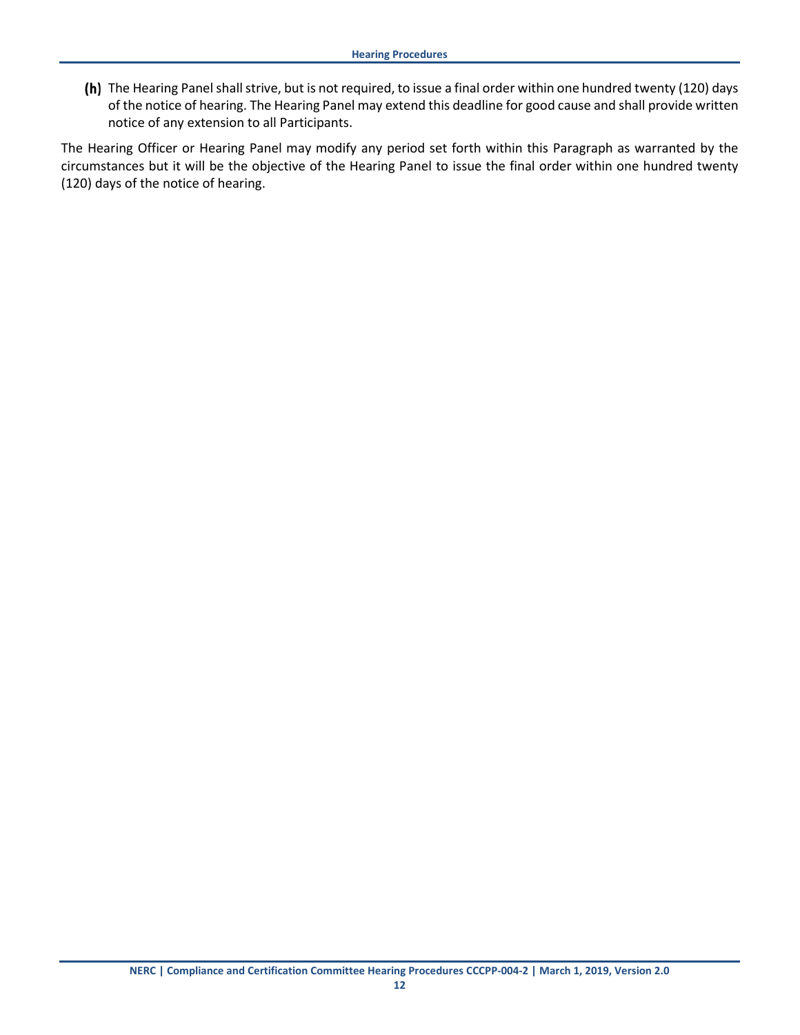**(h)** The Hearing Panel shall strive, but is not required, to issue a final order within one hundred twenty (120) days of the notice of hearing. The Hearing Panel may extend this deadline for good cause and shall provide written notice of any extension to all Participants.

The Hearing Officer or Hearing Panel may modify any period set forth within this Paragraph as warranted by the circumstances but it will be the objective of the Hearing Panel to issue the final order within one hundred twenty (120) days of the notice of hearing.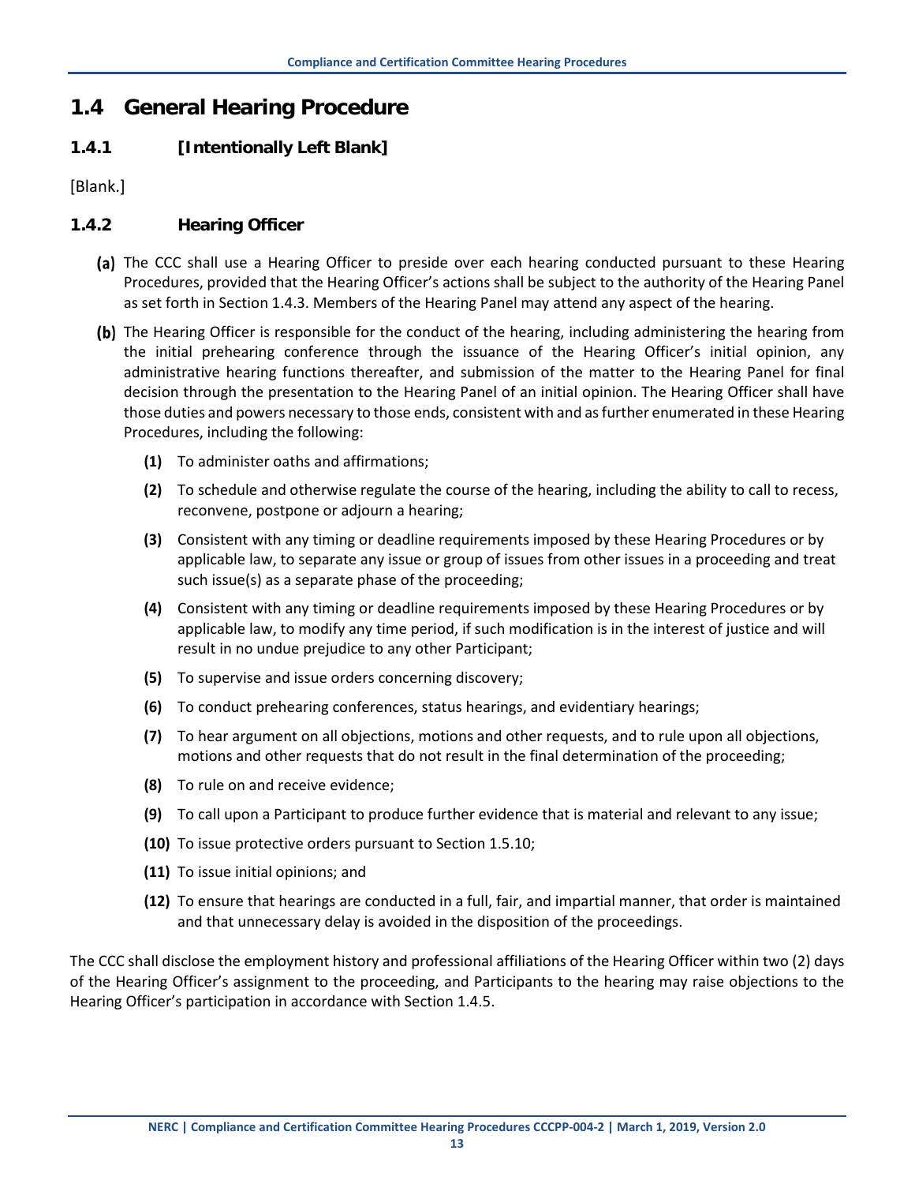## 1.4 General Hearing Procedure

### 1.4.1 [Intentionally Left Blank]

[Blank.]

### 1.4.2 Hearing Officer

**(a)** The CCC shall use a Hearing Officer to preside over each hearing conducted pursuant to these Hearing Procedures, provided that the Hearing Officer's actions shall be subject to the authority of the Hearing Panel as set forth in Section 1.4.3. Members of the Hearing Panel may attend any aspect of the hearing.

**(b)** The Hearing Officer is responsible for the conduct of the hearing, including administering the hearing from the initial prehearing conference through the issuance of the Hearing Officer's initial opinion, any administrative hearing functions thereafter, and submission of the matter to the Hearing Panel for final decision through the presentation to the Hearing Panel of an initial opinion. The Hearing Officer shall have those duties and powers necessary to those ends, consistent with and as further enumerated in these Hearing Procedures, including the following:

- **(1)** To administer oaths and affirmations;
- **(2)** To schedule and otherwise regulate the course of the hearing, including the ability to call to recess, reconvene, postpone or adjourn a hearing;
- **(3)** Consistent with any timing or deadline requirements imposed by these Hearing Procedures or by applicable law, to separate any issue or group of issues from other issues in a proceeding and treat such issue(s) as a separate phase of the proceeding;
- **(4)** Consistent with any timing or deadline requirements imposed by these Hearing Procedures or by applicable law, to modify any time period, if such modification is in the interest of justice and will result in no undue prejudice to any other Participant;
- **(5)** To supervise and issue orders concerning discovery;
- **(6)** To conduct prehearing conferences, status hearings, and evidentiary hearings;
- **(7)** To hear argument on all objections, motions and other requests, and to rule upon all objections, motions and other requests that do not result in the final determination of the proceeding;
- **(8)** To rule on and receive evidence;
- **(9)** To call upon a Participant to produce further evidence that is material and relevant to any issue;
- **(10)** To issue protective orders pursuant to Section 1.5.10;
- **(11)** To issue initial opinions; and
- **(12)** To ensure that hearings are conducted in a full, fair, and impartial manner, that order is maintained and that unnecessary delay is avoided in the disposition of the proceedings.

The CCC shall disclose the employment history and professional affiliations of the Hearing Officer within two (2) days of the Hearing Officer's assignment to the proceeding, and Participants to the hearing may raise objections to the Hearing Officer's participation in accordance with Section 1.4.5.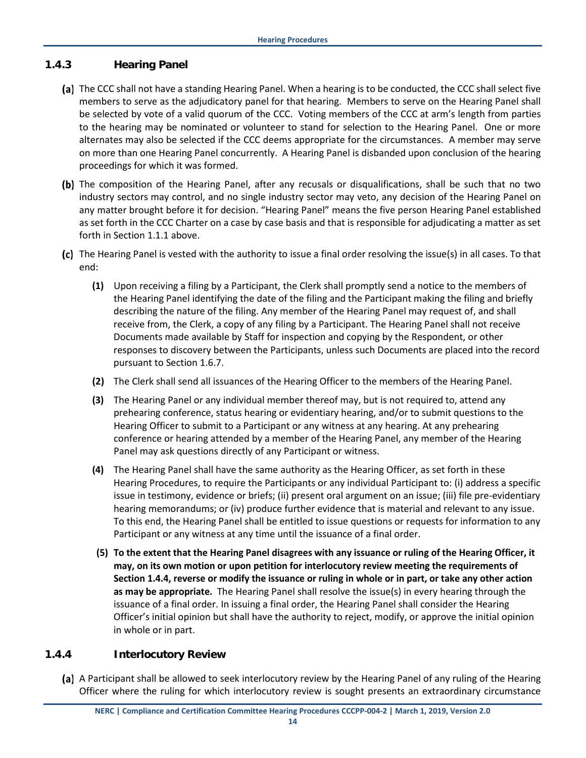### 1.4.3 Hearing Panel

**(a)** The CCC shall not have a standing Hearing Panel. When a hearing is to be conducted, the CCC shall select five members to serve as the adjudicatory panel for that hearing. Members to serve on the Hearing Panel shall be selected by vote of a valid quorum of the CCC. Voting members of the CCC at arm's length from parties to the hearing may be nominated or volunteer to stand for selection to the Hearing Panel. One or more alternates may also be selected if the CCC deems appropriate for the circumstances. A member may serve on more than one Hearing Panel concurrently. A Hearing Panel is disbanded upon conclusion of the hearing proceedings for which it was formed.

**(b)** The composition of the Hearing Panel, after any recusals or disqualifications, shall be such that no two industry sectors may control, and no single industry sector may veto, any decision of the Hearing Panel on any matter brought before it for decision. "Hearing Panel" means the five person Hearing Panel established as set forth in the CCC Charter on a case by case basis and that is responsible for adjudicating a matter as set forth in Section 1.1.1 above.

**(c)** The Hearing Panel is vested with the authority to issue a final order resolving the issue(s) in all cases. To that end:

**(1)** Upon receiving a filing by a Participant, the Clerk shall promptly send a notice to the members of the Hearing Panel identifying the date of the filing and the Participant making the filing and briefly describing the nature of the filing. Any member of the Hearing Panel may request of, and shall receive from, the Clerk, a copy of any filing by a Participant. The Hearing Panel shall not receive Documents made available by Staff for inspection and copying by the Respondent, or other responses to discovery between the Participants, unless such Documents are placed into the record pursuant to Section 1.6.7.

**(2)** The Clerk shall send all issuances of the Hearing Officer to the members of the Hearing Panel.

**(3)** The Hearing Panel or any individual member thereof may, but is not required to, attend any prehearing conference, status hearing or evidentiary hearing, and/or to submit questions to the Hearing Officer to submit to a Participant or any witness at any hearing. At any prehearing conference or hearing attended by a member of the Hearing Panel, any member of the Hearing Panel may ask questions directly of any Participant or witness.

**(4)** The Hearing Panel shall have the same authority as the Hearing Officer, as set forth in these Hearing Procedures, to require the Participants or any individual Participant to: (i) address a specific issue in testimony, evidence or briefs; (ii) present oral argument on an issue; (iii) file pre-evidentiary hearing memorandums; or (iv) produce further evidence that is material and relevant to any issue. To this end, the Hearing Panel shall be entitled to issue questions or requests for information to any Participant or any witness at any time until the issuance of a final order.

**(5) To the extent that the Hearing Panel disagrees with any issuance or ruling of the Hearing Officer, it may, on its own motion or upon petition for interlocutory review meeting the requirements of Section 1.4.4, reverse or modify the issuance or ruling in whole or in part, or take any other action as may be appropriate.** The Hearing Panel shall resolve the issue(s) in every hearing through the issuance of a final order. In issuing a final order, the Hearing Panel shall consider the Hearing Officer's initial opinion but shall have the authority to reject, modify, or approve the initial opinion in whole or in part.

### 1.4.4 Interlocutory Review

**(a)** A Participant shall be allowed to seek interlocutory review by the Hearing Panel of any ruling of the Hearing Officer where the ruling for which interlocutory review is sought presents an extraordinary circumstance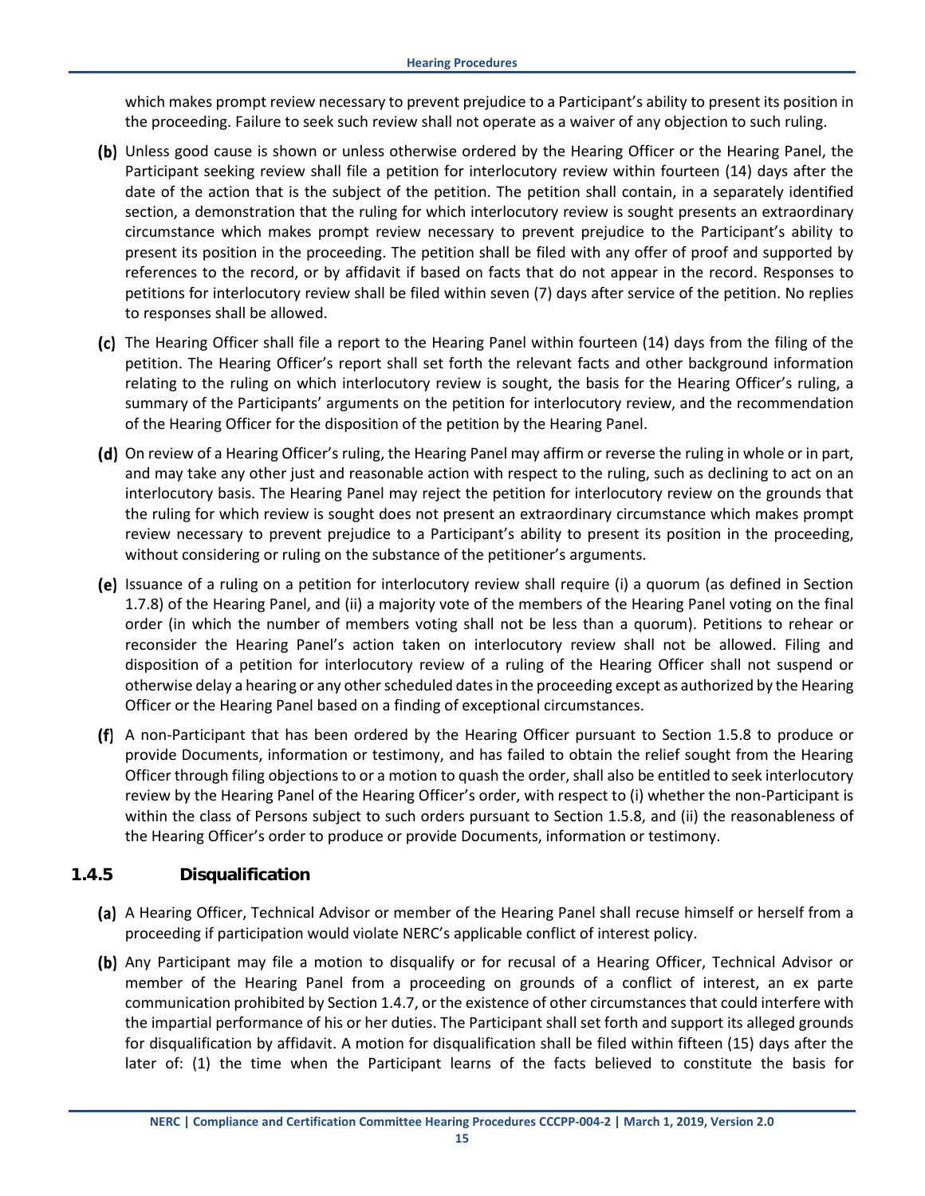which makes prompt review necessary to prevent prejudice to a Participant's ability to present its position in the proceeding. Failure to seek such review shall not operate as a waiver of any objection to such ruling.

**(b)** Unless good cause is shown or unless otherwise ordered by the Hearing Officer or the Hearing Panel, the Participant seeking review shall file a petition for interlocutory review within fourteen (14) days after the date of the action that is the subject of the petition. The petition shall contain, in a separately identified section, a demonstration that the ruling for which interlocutory review is sought presents an extraordinary circumstance which makes prompt review necessary to prevent prejudice to the Participant's ability to present its position in the proceeding. The petition shall be filed with any offer of proof and supported by references to the record, or by affidavit if based on facts that do not appear in the record. Responses to petitions for interlocutory review shall be filed within seven (7) days after service of the petition. No replies to responses shall be allowed.

**(c)** The Hearing Officer shall file a report to the Hearing Panel within fourteen (14) days from the filing of the petition. The Hearing Officer's report shall set forth the relevant facts and other background information relating to the ruling on which interlocutory review is sought, the basis for the Hearing Officer's ruling, a summary of the Participants' arguments on the petition for interlocutory review, and the recommendation of the Hearing Officer for the disposition of the petition by the Hearing Panel.

**(d)** On review of a Hearing Officer's ruling, the Hearing Panel may affirm or reverse the ruling in whole or in part, and may take any other just and reasonable action with respect to the ruling, such as declining to act on an interlocutory basis. The Hearing Panel may reject the petition for interlocutory review on the grounds that the ruling for which review is sought does not present an extraordinary circumstance which makes prompt review necessary to prevent prejudice to a Participant's ability to present its position in the proceeding, without considering or ruling on the substance of the petitioner's arguments.

**(e)** Issuance of a ruling on a petition for interlocutory review shall require (i) a quorum (as defined in Section 1.7.8) of the Hearing Panel, and (ii) a majority vote of the members of the Hearing Panel voting on the final order (in which the number of members voting shall not be less than a quorum). Petitions to rehear or reconsider the Hearing Panel's action taken on interlocutory review shall not be allowed. Filing and disposition of a petition for interlocutory review of a ruling of the Hearing Officer shall not suspend or otherwise delay a hearing or any other scheduled dates in the proceeding except as authorized by the Hearing Officer or the Hearing Panel based on a finding of exceptional circumstances.

**(f)** A non-Participant that has been ordered by the Hearing Officer pursuant to Section 1.5.8 to produce or provide Documents, information or testimony, and has failed to obtain the relief sought from the Hearing Officer through filing objections to or a motion to quash the order, shall also be entitled to seek interlocutory review by the Hearing Panel of the Hearing Officer's order, with respect to (i) whether the non-Participant is within the class of Persons subject to such orders pursuant to Section 1.5.8, and (ii) the reasonableness of the Hearing Officer's order to produce or provide Documents, information or testimony.

### 1.4.5 Disqualification

**(a)** A Hearing Officer, Technical Advisor or member of the Hearing Panel shall recuse himself or herself from a proceeding if participation would violate NERC's applicable conflict of interest policy.

**(b)** Any Participant may file a motion to disqualify or for recusal of a Hearing Officer, Technical Advisor or member of the Hearing Panel from a proceeding on grounds of a conflict of interest, an ex parte communication prohibited by Section 1.4.7, or the existence of other circumstances that could interfere with the impartial performance of his or her duties. The Participant shall set forth and support its alleged grounds for disqualification by affidavit. A motion for disqualification shall be filed within fifteen (15) days after the later of: (1) the time when the Participant learns of the facts believed to constitute the basis for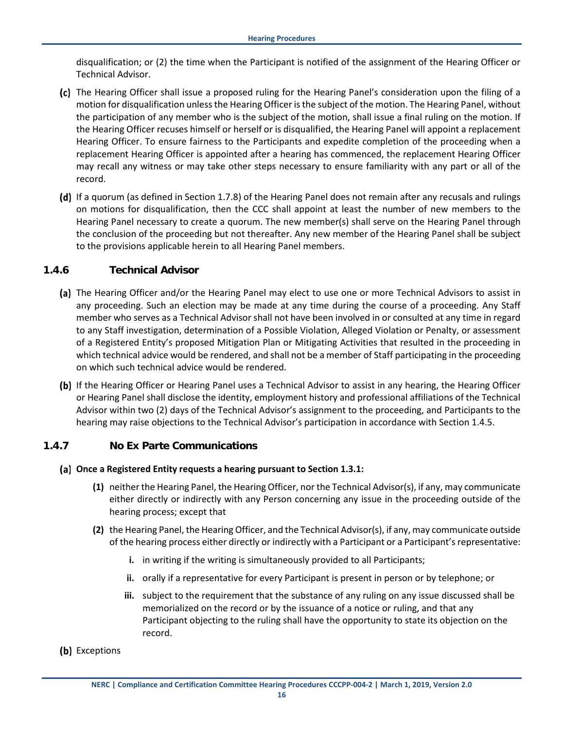disqualification; or (2) the time when the Participant is notified of the assignment of the Hearing Officer or Technical Advisor.

**(c)** The Hearing Officer shall issue a proposed ruling for the Hearing Panel's consideration upon the filing of a motion for disqualification unless the Hearing Officer is the subject of the motion. The Hearing Panel, without the participation of any member who is the subject of the motion, shall issue a final ruling on the motion. If the Hearing Officer recuses himself or herself or is disqualified, the Hearing Panel will appoint a replacement Hearing Officer. To ensure fairness to the Participants and expedite completion of the proceeding when a replacement Hearing Officer is appointed after a hearing has commenced, the replacement Hearing Officer may recall any witness or may take other steps necessary to ensure familiarity with any part or all of the record.

**(d)** If a quorum (as defined in Section 1.7.8) of the Hearing Panel does not remain after any recusals and rulings on motions for disqualification, then the CCC shall appoint at least the number of new members to the Hearing Panel necessary to create a quorum. The new member(s) shall serve on the Hearing Panel through the conclusion of the proceeding but not thereafter. Any new member of the Hearing Panel shall be subject to the provisions applicable herein to all Hearing Panel members.

### 1.4.6 Technical Advisor

**(a)** The Hearing Officer and/or the Hearing Panel may elect to use one or more Technical Advisors to assist in any proceeding. Such an election may be made at any time during the course of a proceeding. Any Staff member who serves as a Technical Advisor shall not have been involved in or consulted at any time in regard to any Staff investigation, determination of a Possible Violation, Alleged Violation or Penalty, or assessment of a Registered Entity's proposed Mitigation Plan or Mitigating Activities that resulted in the proceeding in which technical advice would be rendered, and shall not be a member of Staff participating in the proceeding on which such technical advice would be rendered.

**(b)** If the Hearing Officer or Hearing Panel uses a Technical Advisor to assist in any hearing, the Hearing Officer or Hearing Panel shall disclose the identity, employment history and professional affiliations of the Technical Advisor within two (2) days of the Technical Advisor's assignment to the proceeding, and Participants to the hearing may raise objections to the Technical Advisor's participation in accordance with Section 1.4.5.

### 1.4.7 No Ex Parte Communications

**(a) Once a Registered Entity requests a hearing pursuant to Section 1.3.1:**

- **(1)** neither the Hearing Panel, the Hearing Officer, nor the Technical Advisor(s), if any, may communicate either directly or indirectly with any Person concerning any issue in the proceeding outside of the hearing process; except that
- **(2)** the Hearing Panel, the Hearing Officer, and the Technical Advisor(s), if any, may communicate outside of the hearing process either directly or indirectly with a Participant or a Participant's representative:
  - **i.** in writing if the writing is simultaneously provided to all Participants;
  - **ii.** orally if a representative for every Participant is present in person or by telephone; or
  - **iii.** subject to the requirement that the substance of any ruling on any issue discussed shall be memorialized on the record or by the issuance of a notice or ruling, and that any Participant objecting to the ruling shall have the opportunity to state its objection on the record.

**(b)** Exceptions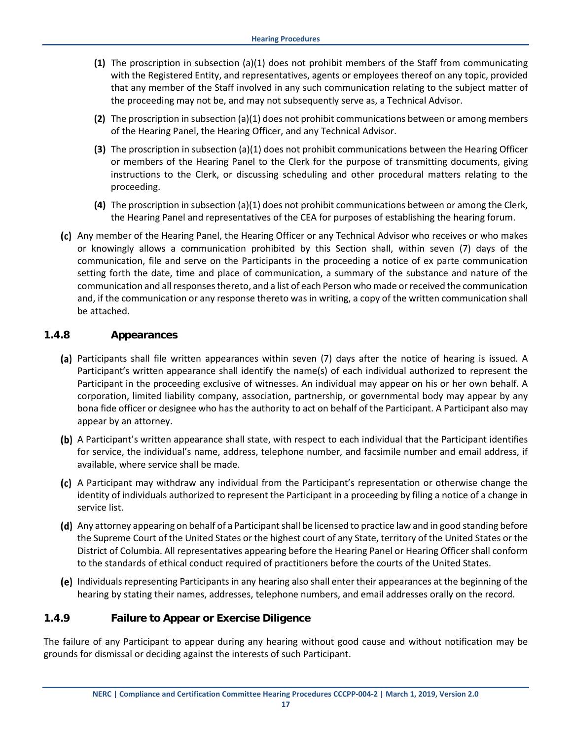**(1)** The proscription in subsection (a)(1) does not prohibit members of the Staff from communicating with the Registered Entity, and representatives, agents or employees thereof on any topic, provided that any member of the Staff involved in any such communication relating to the subject matter of the proceeding may not be, and may not subsequently serve as, a Technical Advisor.

**(2)** The proscription in subsection (a)(1) does not prohibit communications between or among members of the Hearing Panel, the Hearing Officer, and any Technical Advisor.

**(3)** The proscription in subsection (a)(1) does not prohibit communications between the Hearing Officer or members of the Hearing Panel to the Clerk for the purpose of transmitting documents, giving instructions to the Clerk, or discussing scheduling and other procedural matters relating to the proceeding.

**(4)** The proscription in subsection (a)(1) does not prohibit communications between or among the Clerk, the Hearing Panel and representatives of the CEA for purposes of establishing the hearing forum.

**(c)** Any member of the Hearing Panel, the Hearing Officer or any Technical Advisor who receives or who makes or knowingly allows a communication prohibited by this Section shall, within seven (7) days of the communication, file and serve on the Participants in the proceeding a notice of ex parte communication setting forth the date, time and place of communication, a summary of the substance and nature of the communication and all responses thereto, and a list of each Person who made or received the communication and, if the communication or any response thereto was in writing, a copy of the written communication shall be attached.

### 1.4.8 Appearances

**(a)** Participants shall file written appearances within seven (7) days after the notice of hearing is issued. A Participant's written appearance shall identify the name(s) of each individual authorized to represent the Participant in the proceeding exclusive of witnesses. An individual may appear on his or her own behalf. A corporation, limited liability company, association, partnership, or governmental body may appear by any bona fide officer or designee who has the authority to act on behalf of the Participant. A Participant also may appear by an attorney.

**(b)** A Participant's written appearance shall state, with respect to each individual that the Participant identifies for service, the individual's name, address, telephone number, and facsimile number and email address, if available, where service shall be made.

**(c)** A Participant may withdraw any individual from the Participant's representation or otherwise change the identity of individuals authorized to represent the Participant in a proceeding by filing a notice of a change in service list.

**(d)** Any attorney appearing on behalf of a Participant shall be licensed to practice law and in good standing before the Supreme Court of the United States or the highest court of any State, territory of the United States or the District of Columbia. All representatives appearing before the Hearing Panel or Hearing Officer shall conform to the standards of ethical conduct required of practitioners before the courts of the United States.

**(e)** Individuals representing Participants in any hearing also shall enter their appearances at the beginning of the hearing by stating their names, addresses, telephone numbers, and email addresses orally on the record.

### 1.4.9 Failure to Appear or Exercise Diligence

The failure of any Participant to appear during any hearing without good cause and without notification may be grounds for dismissal or deciding against the interests of such Participant.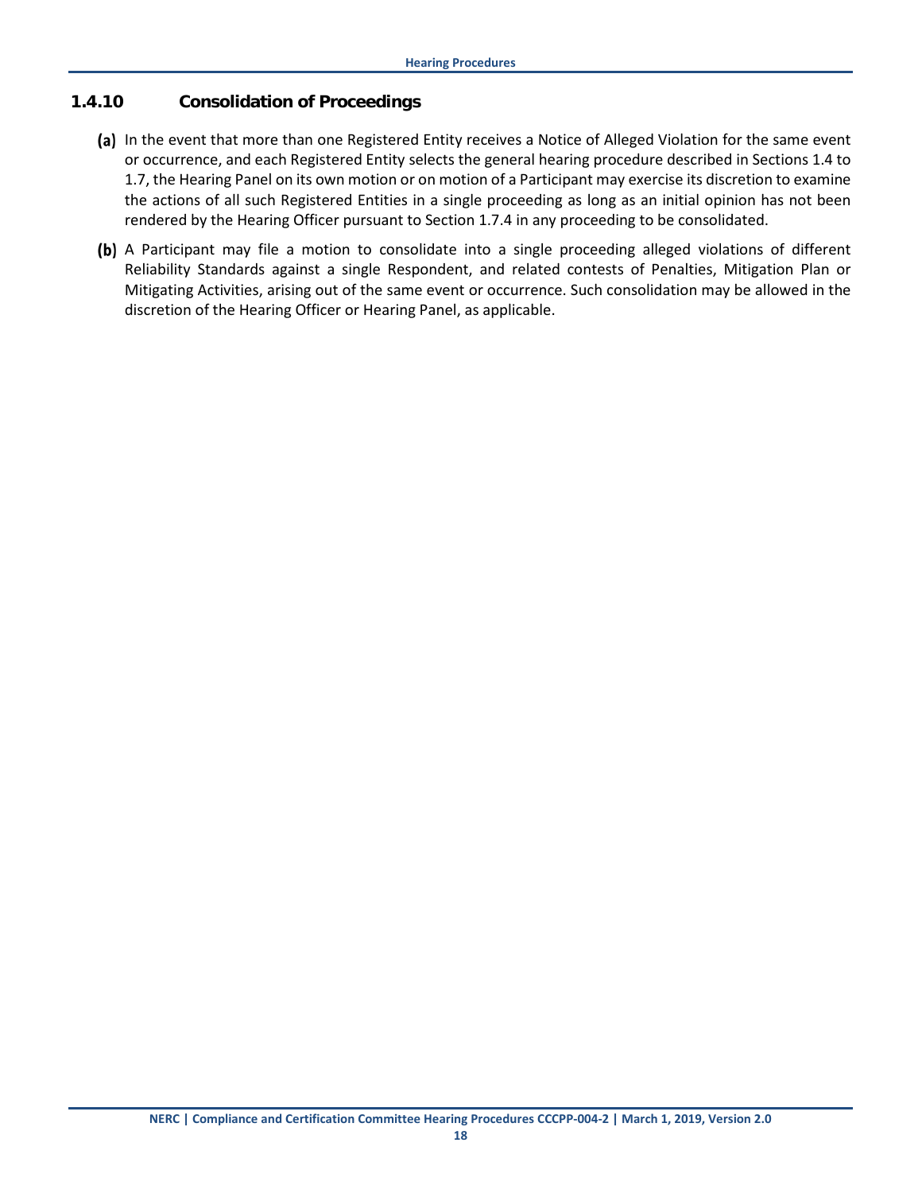### 1.4.10 Consolidation of Proceedings

**(a)** In the event that more than one Registered Entity receives a Notice of Alleged Violation for the same event or occurrence, and each Registered Entity selects the general hearing procedure described in Sections 1.4 to 1.7, the Hearing Panel on its own motion or on motion of a Participant may exercise its discretion to examine the actions of all such Registered Entities in a single proceeding as long as an initial opinion has not been rendered by the Hearing Officer pursuant to Section 1.7.4 in any proceeding to be consolidated.

**(b)** A Participant may file a motion to consolidate into a single proceeding alleged violations of different Reliability Standards against a single Respondent, and related contests of Penalties, Mitigation Plan or Mitigating Activities, arising out of the same event or occurrence. Such consolidation may be allowed in the discretion of the Hearing Officer or Hearing Panel, as applicable.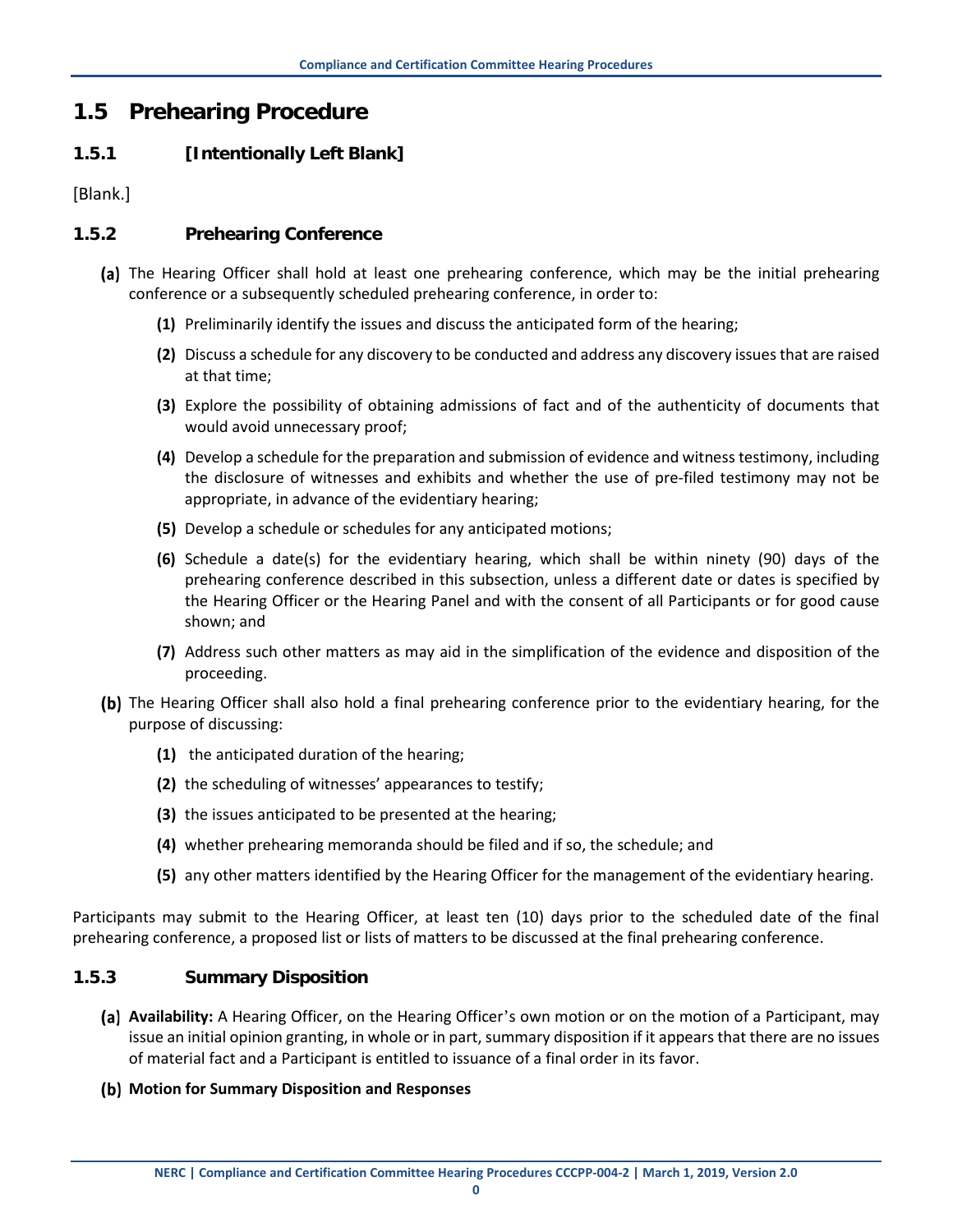## 1.5 Prehearing Procedure

### 1.5.1 [Intentionally Left Blank]

[Blank.]

### 1.5.2 Prehearing Conference

**(a)** The Hearing Officer shall hold at least one prehearing conference, which may be the initial prehearing conference or a subsequently scheduled prehearing conference, in order to:

- **(1)** Preliminarily identify the issues and discuss the anticipated form of the hearing;
- **(2)** Discuss a schedule for any discovery to be conducted and address any discovery issues that are raised at that time;
- **(3)** Explore the possibility of obtaining admissions of fact and of the authenticity of documents that would avoid unnecessary proof;
- **(4)** Develop a schedule for the preparation and submission of evidence and witness testimony, including the disclosure of witnesses and exhibits and whether the use of pre-filed testimony may not be appropriate, in advance of the evidentiary hearing;
- **(5)** Develop a schedule or schedules for any anticipated motions;
- **(6)** Schedule a date(s) for the evidentiary hearing, which shall be within ninety (90) days of the prehearing conference described in this subsection, unless a different date or dates is specified by the Hearing Officer or the Hearing Panel and with the consent of all Participants or for good cause shown; and
- **(7)** Address such other matters as may aid in the simplification of the evidence and disposition of the proceeding.

**(b)** The Hearing Officer shall also hold a final prehearing conference prior to the evidentiary hearing, for the purpose of discussing:

- **(1)** the anticipated duration of the hearing;
- **(2)** the scheduling of witnesses' appearances to testify;
- **(3)** the issues anticipated to be presented at the hearing;
- **(4)** whether prehearing memoranda should be filed and if so, the schedule; and
- **(5)** any other matters identified by the Hearing Officer for the management of the evidentiary hearing.

Participants may submit to the Hearing Officer, at least ten (10) days prior to the scheduled date of the final prehearing conference, a proposed list or lists of matters to be discussed at the final prehearing conference.

### 1.5.3 Summary Disposition

**(a)** **Availability:** A Hearing Officer, on the Hearing Officer's own motion or on the motion of a Participant, may issue an initial opinion granting, in whole or in part, summary disposition if it appears that there are no issues of material fact and a Participant is entitled to issuance of a final order in its favor.

**(b)** **Motion for Summary Disposition and Responses**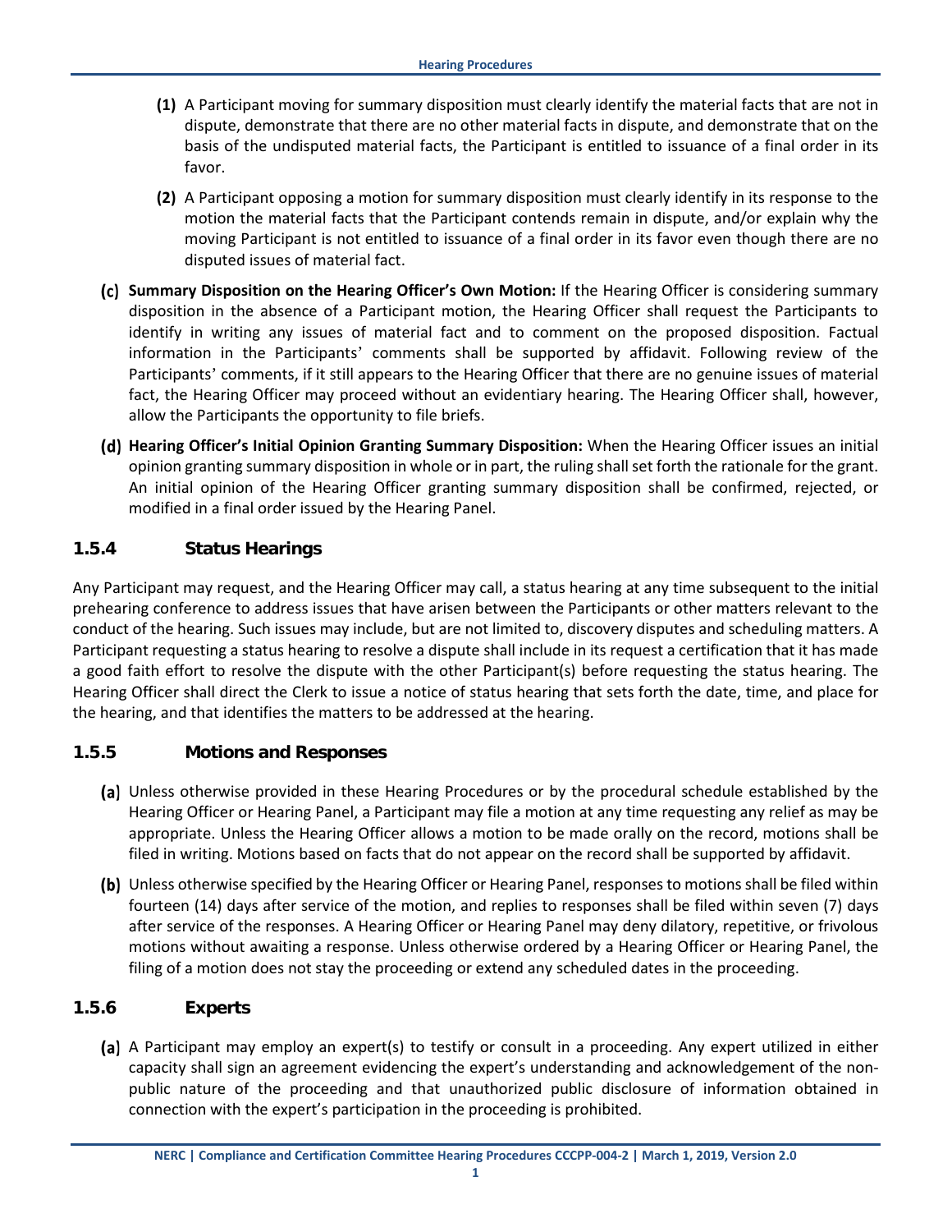**(1)** A Participant moving for summary disposition must clearly identify the material facts that are not in dispute, demonstrate that there are no other material facts in dispute, and demonstrate that on the basis of the undisputed material facts, the Participant is entitled to issuance of a final order in its favor.

**(2)** A Participant opposing a motion for summary disposition must clearly identify in its response to the motion the material facts that the Participant contends remain in dispute, and/or explain why the moving Participant is not entitled to issuance of a final order in its favor even though there are no disputed issues of material fact.

**(c) Summary Disposition on the Hearing Officer's Own Motion:** If the Hearing Officer is considering summary disposition in the absence of a Participant motion, the Hearing Officer shall request the Participants to identify in writing any issues of material fact and to comment on the proposed disposition. Factual information in the Participants' comments shall be supported by affidavit. Following review of the Participants' comments, if it still appears to the Hearing Officer that there are no genuine issues of material fact, the Hearing Officer may proceed without an evidentiary hearing. The Hearing Officer shall, however, allow the Participants the opportunity to file briefs.

**(d) Hearing Officer's Initial Opinion Granting Summary Disposition:** When the Hearing Officer issues an initial opinion granting summary disposition in whole or in part, the ruling shall set forth the rationale for the grant. An initial opinion of the Hearing Officer granting summary disposition shall be confirmed, rejected, or modified in a final order issued by the Hearing Panel.

### 1.5.4 Status Hearings

Any Participant may request, and the Hearing Officer may call, a status hearing at any time subsequent to the initial prehearing conference to address issues that have arisen between the Participants or other matters relevant to the conduct of the hearing. Such issues may include, but are not limited to, discovery disputes and scheduling matters. A Participant requesting a status hearing to resolve a dispute shall include in its request a certification that it has made a good faith effort to resolve the dispute with the other Participant(s) before requesting the status hearing. The Hearing Officer shall direct the Clerk to issue a notice of status hearing that sets forth the date, time, and place for the hearing, and that identifies the matters to be addressed at the hearing.

### 1.5.5 Motions and Responses

**(a)** Unless otherwise provided in these Hearing Procedures or by the procedural schedule established by the Hearing Officer or Hearing Panel, a Participant may file a motion at any time requesting any relief as may be appropriate. Unless the Hearing Officer allows a motion to be made orally on the record, motions shall be filed in writing. Motions based on facts that do not appear on the record shall be supported by affidavit.

**(b)** Unless otherwise specified by the Hearing Officer or Hearing Panel, responses to motions shall be filed within fourteen (14) days after service of the motion, and replies to responses shall be filed within seven (7) days after service of the responses. A Hearing Officer or Hearing Panel may deny dilatory, repetitive, or frivolous motions without awaiting a response. Unless otherwise ordered by a Hearing Officer or Hearing Panel, the filing of a motion does not stay the proceeding or extend any scheduled dates in the proceeding.

### 1.5.6 Experts

**(a)** A Participant may employ an expert(s) to testify or consult in a proceeding. Any expert utilized in either capacity shall sign an agreement evidencing the expert's understanding and acknowledgement of the non-public nature of the proceeding and that unauthorized public disclosure of information obtained in connection with the expert's participation in the proceeding is prohibited.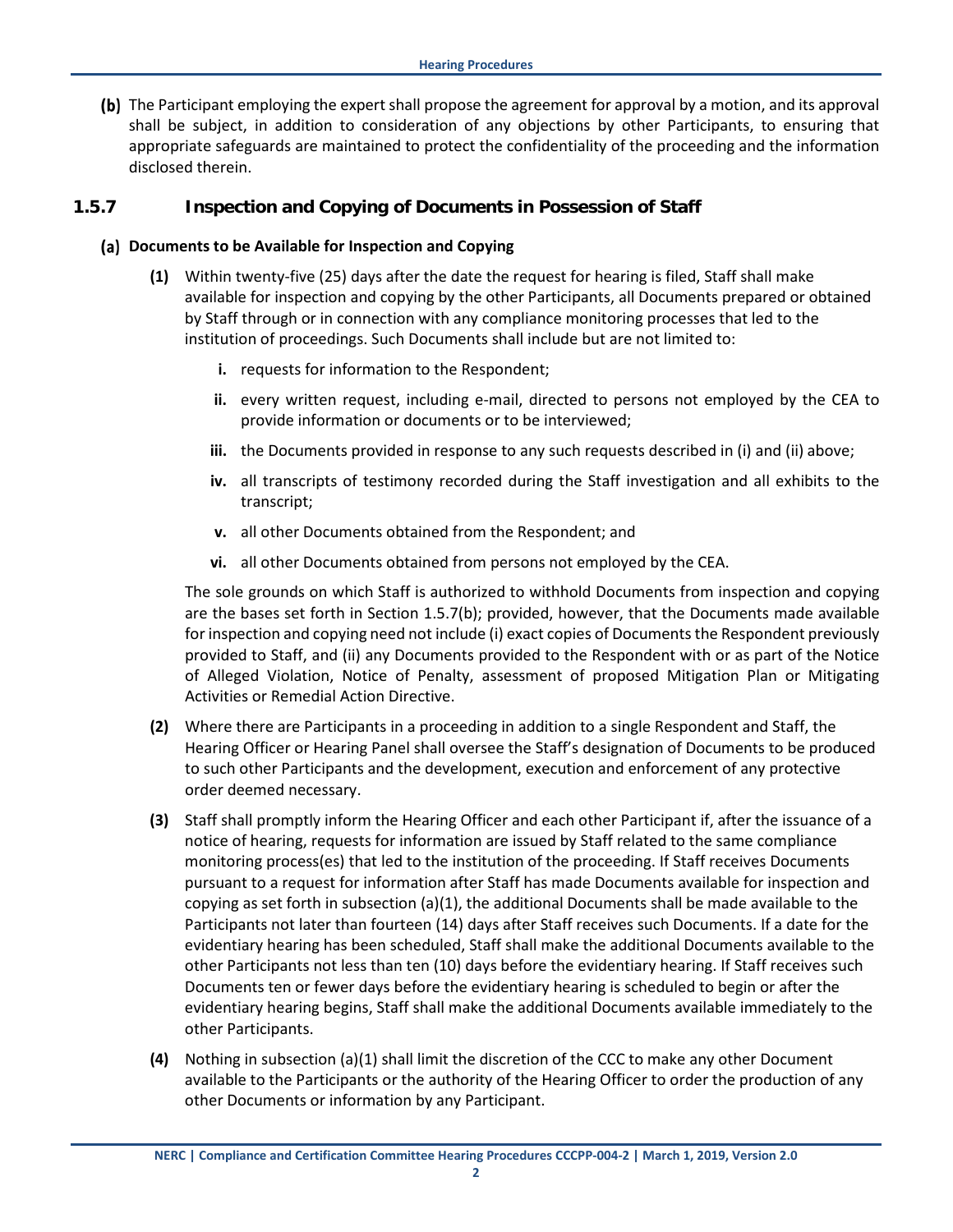**(b)** The Participant employing the expert shall propose the agreement for approval by a motion, and its approval shall be subject, in addition to consideration of any objections by other Participants, to ensuring that appropriate safeguards are maintained to protect the confidentiality of the proceeding and the information disclosed therein.

### 1.5.7 Inspection and Copying of Documents in Possession of Staff

**(a) Documents to be Available for Inspection and Copying**

**(1)** Within twenty-five (25) days after the date the request for hearing is filed, Staff shall make available for inspection and copying by the other Participants, all Documents prepared or obtained by Staff through or in connection with any compliance monitoring processes that led to the institution of proceedings. Such Documents shall include but are not limited to:

- **i.** requests for information to the Respondent;
- **ii.** every written request, including e-mail, directed to persons not employed by the CEA to provide information or documents or to be interviewed;
- **iii.** the Documents provided in response to any such requests described in (i) and (ii) above;
- **iv.** all transcripts of testimony recorded during the Staff investigation and all exhibits to the transcript;
- **v.** all other Documents obtained from the Respondent; and
- **vi.** all other Documents obtained from persons not employed by the CEA.

The sole grounds on which Staff is authorized to withhold Documents from inspection and copying are the bases set forth in Section 1.5.7(b); provided, however, that the Documents made available for inspection and copying need not include (i) exact copies of Documents the Respondent previously provided to Staff, and (ii) any Documents provided to the Respondent with or as part of the Notice of Alleged Violation, Notice of Penalty, assessment of proposed Mitigation Plan or Mitigating Activities or Remedial Action Directive.

**(2)** Where there are Participants in a proceeding in addition to a single Respondent and Staff, the Hearing Officer or Hearing Panel shall oversee the Staff's designation of Documents to be produced to such other Participants and the development, execution and enforcement of any protective order deemed necessary.

**(3)** Staff shall promptly inform the Hearing Officer and each other Participant if, after the issuance of a notice of hearing, requests for information are issued by Staff related to the same compliance monitoring process(es) that led to the institution of the proceeding. If Staff receives Documents pursuant to a request for information after Staff has made Documents available for inspection and copying as set forth in subsection (a)(1), the additional Documents shall be made available to the Participants not later than fourteen (14) days after Staff receives such Documents. If a date for the evidentiary hearing has been scheduled, Staff shall make the additional Documents available to the other Participants not less than ten (10) days before the evidentiary hearing. If Staff receives such Documents ten or fewer days before the evidentiary hearing is scheduled to begin or after the evidentiary hearing begins, Staff shall make the additional Documents available immediately to the other Participants.

**(4)** Nothing in subsection (a)(1) shall limit the discretion of the CCC to make any other Document available to the Participants or the authority of the Hearing Officer to order the production of any other Documents or information by any Participant.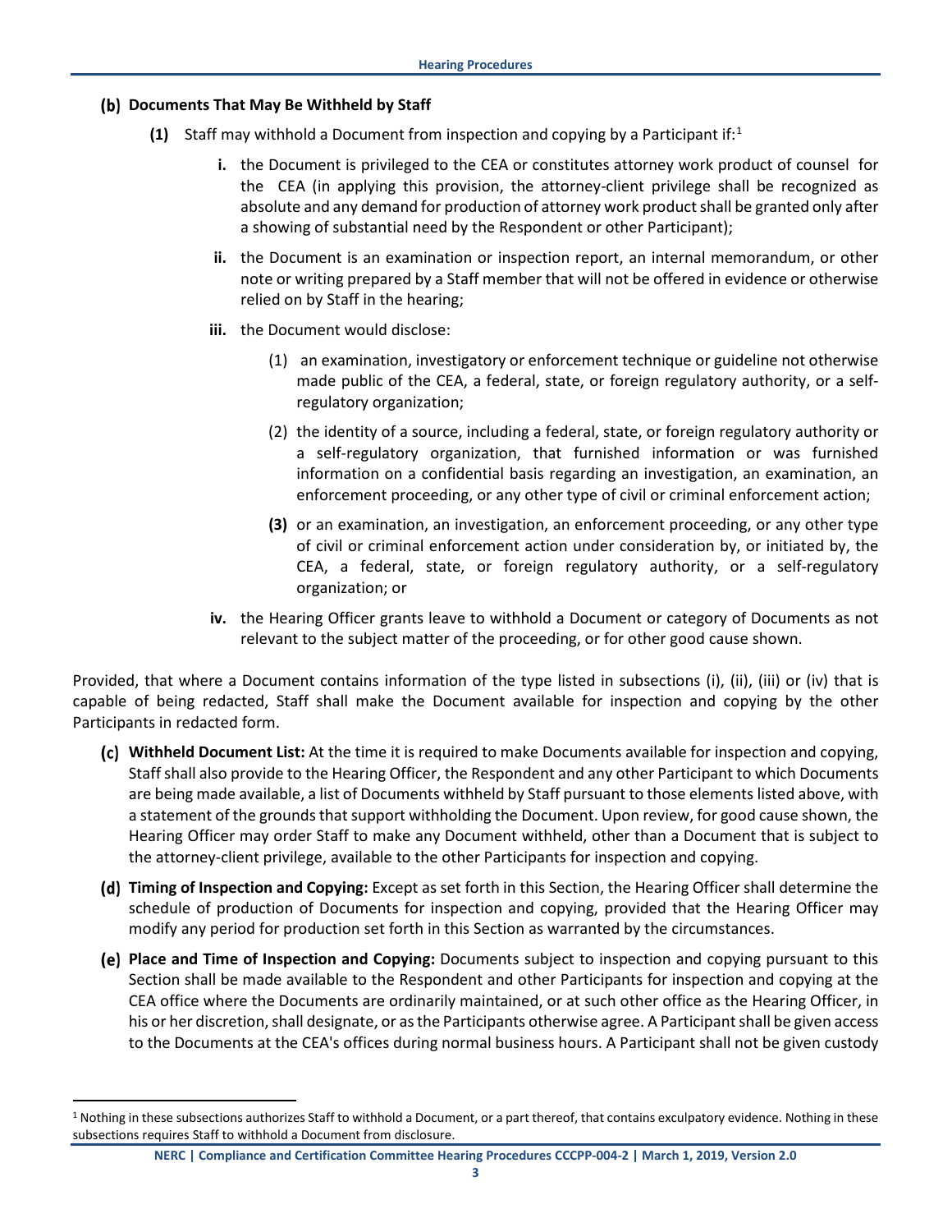**(b) Documents That May Be Withheld by Staff**

**(1)** Staff may withhold a Document from inspection and copying by a Participant if:[1]

**i.** the Document is privileged to the CEA or constitutes attorney work product of counsel for the CEA (in applying this provision, the attorney-client privilege shall be recognized as absolute and any demand for production of attorney work product shall be granted only after a showing of substantial need by the Respondent or other Participant);

**ii.** the Document is an examination or inspection report, an internal memorandum, or other note or writing prepared by a Staff member that will not be offered in evidence or otherwise relied on by Staff in the hearing;

**iii.** the Document would disclose:

(1) an examination, investigatory or enforcement technique or guideline not otherwise made public of the CEA, a federal, state, or foreign regulatory authority, or a self-regulatory organization;

(2) the identity of a source, including a federal, state, or foreign regulatory authority or a self-regulatory organization, that furnished information or was furnished information on a confidential basis regarding an investigation, an examination, an enforcement proceeding, or any other type of civil or criminal enforcement action;

**(3)** or an examination, an investigation, an enforcement proceeding, or any other type of civil or criminal enforcement action under consideration by, or initiated by, the CEA, a federal, state, or foreign regulatory authority, or a self-regulatory organization; or

**iv.** the Hearing Officer grants leave to withhold a Document or category of Documents as not relevant to the subject matter of the proceeding, or for other good cause shown.

Provided, that where a Document contains information of the type listed in subsections (i), (ii), (iii) or (iv) that is capable of being redacted, Staff shall make the Document available for inspection and copying by the other Participants in redacted form.

**(c) Withheld Document List:** At the time it is required to make Documents available for inspection and copying, Staff shall also provide to the Hearing Officer, the Respondent and any other Participant to which Documents are being made available, a list of Documents withheld by Staff pursuant to those elements listed above, with a statement of the grounds that support withholding the Document. Upon review, for good cause shown, the Hearing Officer may order Staff to make any Document withheld, other than a Document that is subject to the attorney-client privilege, available to the other Participants for inspection and copying.

**(d) Timing of Inspection and Copying:** Except as set forth in this Section, the Hearing Officer shall determine the schedule of production of Documents for inspection and copying, provided that the Hearing Officer may modify any period for production set forth in this Section as warranted by the circumstances.

**(e) Place and Time of Inspection and Copying:** Documents subject to inspection and copying pursuant to this Section shall be made available to the Respondent and other Participants for inspection and copying at the CEA office where the Documents are ordinarily maintained, or at such other office as the Hearing Officer, in his or her discretion, shall designate, or as the Participants otherwise agree. A Participant shall be given access to the Documents at the CEA's offices during normal business hours. A Participant shall not be given custody

[1] Nothing in these subsections authorizes Staff to withhold a Document, or a part thereof, that contains exculpatory evidence. Nothing in these subsections requires Staff to withhold a Document from disclosure.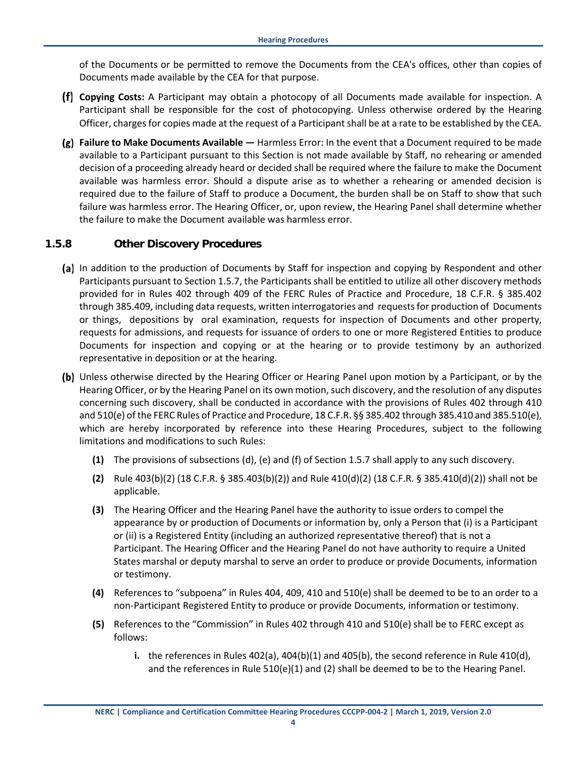of the Documents or be permitted to remove the Documents from the CEA's offices, other than copies of Documents made available by the CEA for that purpose.

**(f)** **Copying Costs:** A Participant may obtain a photocopy of all Documents made available for inspection. A Participant shall be responsible for the cost of photocopying. Unless otherwise ordered by the Hearing Officer, charges for copies made at the request of a Participant shall be at a rate to be established by the CEA.

**(g)** **Failure to Make Documents Available —** Harmless Error: In the event that a Document required to be made available to a Participant pursuant to this Section is not made available by Staff, no rehearing or amended decision of a proceeding already heard or decided shall be required where the failure to make the Document available was harmless error. Should a dispute arise as to whether a rehearing or amended decision is required due to the failure of Staff to produce a Document, the burden shall be on Staff to show that such failure was harmless error. The Hearing Officer, or, upon review, the Hearing Panel shall determine whether the failure to make the Document available was harmless error.

### 1.5.8 Other Discovery Procedures

**(a)** In addition to the production of Documents by Staff for inspection and copying by Respondent and other Participants pursuant to Section 1.5.7, the Participants shall be entitled to utilize all other discovery methods provided for in Rules 402 through 409 of the FERC Rules of Practice and Procedure, 18 C.F.R. § 385.402 through 385.409, including data requests, written interrogatories and requests for production of Documents or things, depositions by oral examination, requests for inspection of Documents and other property, requests for admissions, and requests for issuance of orders to one or more Registered Entities to produce Documents for inspection and copying or at the hearing or to provide testimony by an authorized representative in deposition or at the hearing.

**(b)** Unless otherwise directed by the Hearing Officer or Hearing Panel upon motion by a Participant, or by the Hearing Officer, or by the Hearing Panel on its own motion, such discovery, and the resolution of any disputes concerning such discovery, shall be conducted in accordance with the provisions of Rules 402 through 410 and 510(e) of the FERC Rules of Practice and Procedure, 18 C.F.R. §§ 385.402 through 385.410 and 385.510(e), which are hereby incorporated by reference into these Hearing Procedures, subject to the following limitations and modifications to such Rules:

- **(1)** The provisions of subsections (d), (e) and (f) of Section 1.5.7 shall apply to any such discovery.
- **(2)** Rule 403(b)(2) (18 C.F.R. § 385.403(b)(2)) and Rule 410(d)(2) (18 C.F.R. § 385.410(d)(2)) shall not be applicable.
- **(3)** The Hearing Officer and the Hearing Panel have the authority to issue orders to compel the appearance by or production of Documents or information by, only a Person that (i) is a Participant or (ii) is a Registered Entity (including an authorized representative thereof) that is not a Participant. The Hearing Officer and the Hearing Panel do not have authority to require a United States marshal or deputy marshal to serve an order to produce or provide Documents, information or testimony.
- **(4)** References to "subpoena" in Rules 404, 409, 410 and 510(e) shall be deemed to be to an order to a non-Participant Registered Entity to produce or provide Documents, information or testimony.
- **(5)** References to the "Commission" in Rules 402 through 410 and 510(e) shall be to FERC except as follows:
  - **i.** the references in Rules 402(a), 404(b)(1) and 405(b), the second reference in Rule 410(d), and the references in Rule 510(e)(1) and (2) shall be deemed to be to the Hearing Panel.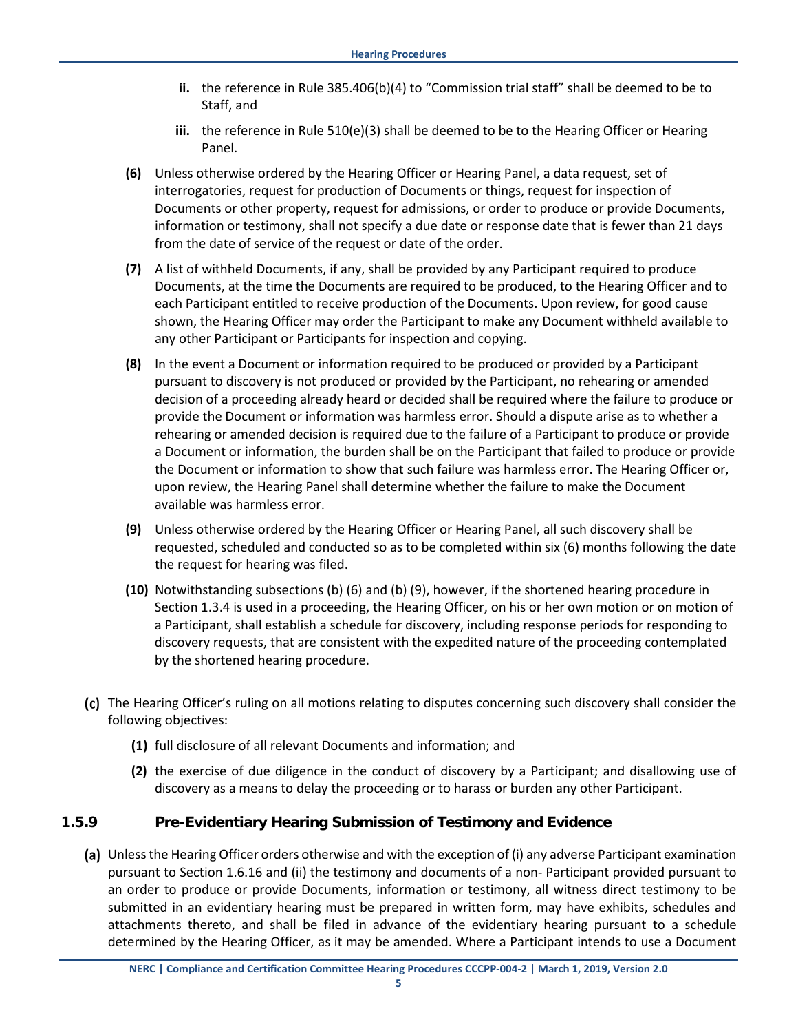**ii.** the reference in Rule 385.406(b)(4) to "Commission trial staff" shall be deemed to be to Staff, and

**iii.** the reference in Rule 510(e)(3) shall be deemed to be to the Hearing Officer or Hearing Panel.

**(6)** Unless otherwise ordered by the Hearing Officer or Hearing Panel, a data request, set of interrogatories, request for production of Documents or things, request for inspection of Documents or other property, request for admissions, or order to produce or provide Documents, information or testimony, shall not specify a due date or response date that is fewer than 21 days from the date of service of the request or date of the order.

**(7)** A list of withheld Documents, if any, shall be provided by any Participant required to produce Documents, at the time the Documents are required to be produced, to the Hearing Officer and to each Participant entitled to receive production of the Documents. Upon review, for good cause shown, the Hearing Officer may order the Participant to make any Document withheld available to any other Participant or Participants for inspection and copying.

**(8)** In the event a Document or information required to be produced or provided by a Participant pursuant to discovery is not produced or provided by the Participant, no rehearing or amended decision of a proceeding already heard or decided shall be required where the failure to produce or provide the Document or information was harmless error. Should a dispute arise as to whether a rehearing or amended decision is required due to the failure of a Participant to produce or provide a Document or information, the burden shall be on the Participant that failed to produce or provide the Document or information to show that such failure was harmless error. The Hearing Officer or, upon review, the Hearing Panel shall determine whether the failure to make the Document available was harmless error.

**(9)** Unless otherwise ordered by the Hearing Officer or Hearing Panel, all such discovery shall be requested, scheduled and conducted so as to be completed within six (6) months following the date the request for hearing was filed.

**(10)** Notwithstanding subsections (b) (6) and (b) (9), however, if the shortened hearing procedure in Section 1.3.4 is used in a proceeding, the Hearing Officer, on his or her own motion or on motion of a Participant, shall establish a schedule for discovery, including response periods for responding to discovery requests, that are consistent with the expedited nature of the proceeding contemplated by the shortened hearing procedure.

**(c)** The Hearing Officer's ruling on all motions relating to disputes concerning such discovery shall consider the following objectives:

**(1)** full disclosure of all relevant Documents and information; and

**(2)** the exercise of due diligence in the conduct of discovery by a Participant; and disallowing use of discovery as a means to delay the proceeding or to harass or burden any other Participant.

### 1.5.9 Pre-Evidentiary Hearing Submission of Testimony and Evidence

**(a)** Unless the Hearing Officer orders otherwise and with the exception of (i) any adverse Participant examination pursuant to Section 1.6.16 and (ii) the testimony and documents of a non- Participant provided pursuant to an order to produce or provide Documents, information or testimony, all witness direct testimony to be submitted in an evidentiary hearing must be prepared in written form, may have exhibits, schedules and attachments thereto, and shall be filed in advance of the evidentiary hearing pursuant to a schedule determined by the Hearing Officer, as it may be amended. Where a Participant intends to use a Document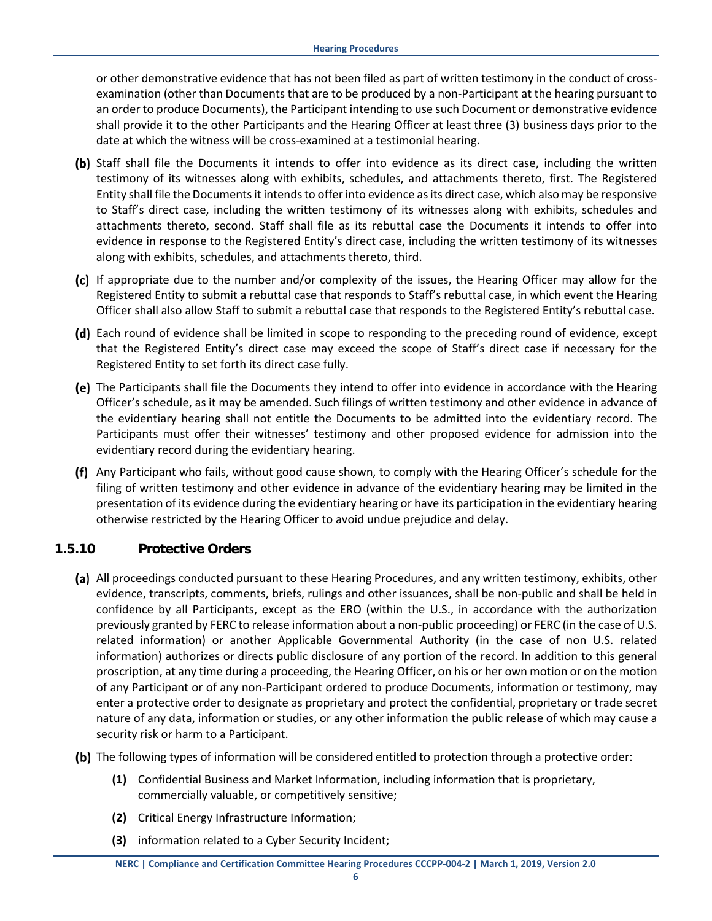or other demonstrative evidence that has not been filed as part of written testimony in the conduct of cross-examination (other than Documents that are to be produced by a non-Participant at the hearing pursuant to an order to produce Documents), the Participant intending to use such Document or demonstrative evidence shall provide it to the other Participants and the Hearing Officer at least three (3) business days prior to the date at which the witness will be cross-examined at a testimonial hearing.

**(b)** Staff shall file the Documents it intends to offer into evidence as its direct case, including the written testimony of its witnesses along with exhibits, schedules, and attachments thereto, first. The Registered Entity shall file the Documents it intends to offer into evidence as its direct case, which also may be responsive to Staff's direct case, including the written testimony of its witnesses along with exhibits, schedules and attachments thereto, second. Staff shall file as its rebuttal case the Documents it intends to offer into evidence in response to the Registered Entity's direct case, including the written testimony of its witnesses along with exhibits, schedules, and attachments thereto, third.

**(c)** If appropriate due to the number and/or complexity of the issues, the Hearing Officer may allow for the Registered Entity to submit a rebuttal case that responds to Staff's rebuttal case, in which event the Hearing Officer shall also allow Staff to submit a rebuttal case that responds to the Registered Entity's rebuttal case.

**(d)** Each round of evidence shall be limited in scope to responding to the preceding round of evidence, except that the Registered Entity's direct case may exceed the scope of Staff's direct case if necessary for the Registered Entity to set forth its direct case fully.

**(e)** The Participants shall file the Documents they intend to offer into evidence in accordance with the Hearing Officer's schedule, as it may be amended. Such filings of written testimony and other evidence in advance of the evidentiary hearing shall not entitle the Documents to be admitted into the evidentiary record. The Participants must offer their witnesses' testimony and other proposed evidence for admission into the evidentiary record during the evidentiary hearing.

**(f)** Any Participant who fails, without good cause shown, to comply with the Hearing Officer's schedule for the filing of written testimony and other evidence in advance of the evidentiary hearing may be limited in the presentation of its evidence during the evidentiary hearing or have its participation in the evidentiary hearing otherwise restricted by the Hearing Officer to avoid undue prejudice and delay.

### 1.5.10 Protective Orders

**(a)** All proceedings conducted pursuant to these Hearing Procedures, and any written testimony, exhibits, other evidence, transcripts, comments, briefs, rulings and other issuances, shall be non-public and shall be held in confidence by all Participants, except as the ERO (within the U.S., in accordance with the authorization previously granted by FERC to release information about a non-public proceeding) or FERC (in the case of U.S. related information) or another Applicable Governmental Authority (in the case of non U.S. related information) authorizes or directs public disclosure of any portion of the record. In addition to this general proscription, at any time during a proceeding, the Hearing Officer, on his or her own motion or on the motion of any Participant or of any non-Participant ordered to produce Documents, information or testimony, may enter a protective order to designate as proprietary and protect the confidential, proprietary or trade secret nature of any data, information or studies, or any other information the public release of which may cause a security risk or harm to a Participant.

**(b)** The following types of information will be considered entitled to protection through a protective order:

- **(1)** Confidential Business and Market Information, including information that is proprietary, commercially valuable, or competitively sensitive;
- **(2)** Critical Energy Infrastructure Information;
- **(3)** information related to a Cyber Security Incident;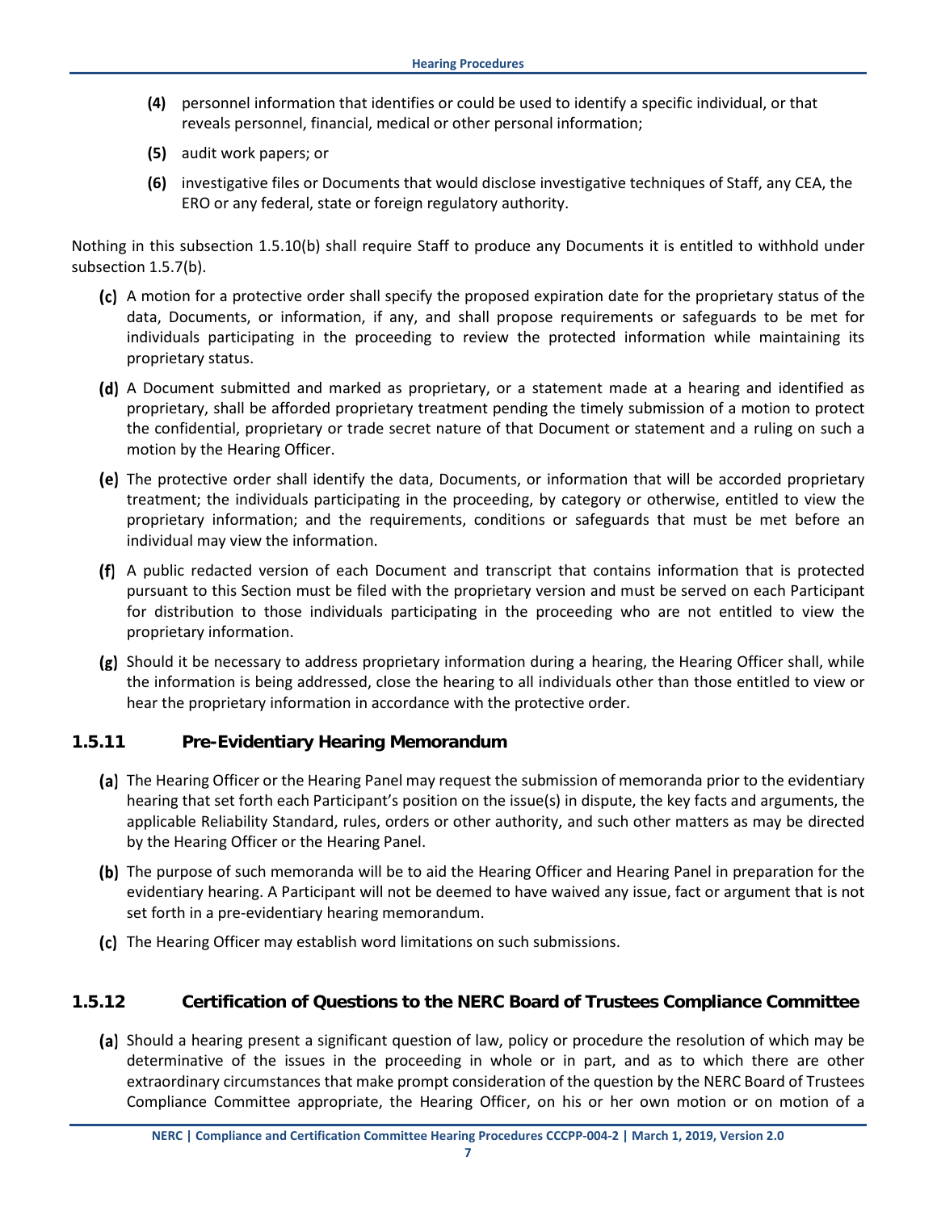**(4)** personnel information that identifies or could be used to identify a specific individual, or that reveals personnel, financial, medical or other personal information;

**(5)** audit work papers; or

**(6)** investigative files or Documents that would disclose investigative techniques of Staff, any CEA, the ERO or any federal, state or foreign regulatory authority.

Nothing in this subsection 1.5.10(b) shall require Staff to produce any Documents it is entitled to withhold under subsection 1.5.7(b).

**(c)** A motion for a protective order shall specify the proposed expiration date for the proprietary status of the data, Documents, or information, if any, and shall propose requirements or safeguards to be met for individuals participating in the proceeding to review the protected information while maintaining its proprietary status.

**(d)** A Document submitted and marked as proprietary, or a statement made at a hearing and identified as proprietary, shall be afforded proprietary treatment pending the timely submission of a motion to protect the confidential, proprietary or trade secret nature of that Document or statement and a ruling on such a motion by the Hearing Officer.

**(e)** The protective order shall identify the data, Documents, or information that will be accorded proprietary treatment; the individuals participating in the proceeding, by category or otherwise, entitled to view the proprietary information; and the requirements, conditions or safeguards that must be met before an individual may view the information.

**(f)** A public redacted version of each Document and transcript that contains information that is protected pursuant to this Section must be filed with the proprietary version and must be served on each Participant for distribution to those individuals participating in the proceeding who are not entitled to view the proprietary information.

**(g)** Should it be necessary to address proprietary information during a hearing, the Hearing Officer shall, while the information is being addressed, close the hearing to all individuals other than those entitled to view or hear the proprietary information in accordance with the protective order.

### 1.5.11 Pre-Evidentiary Hearing Memorandum

**(a)** The Hearing Officer or the Hearing Panel may request the submission of memoranda prior to the evidentiary hearing that set forth each Participant's position on the issue(s) in dispute, the key facts and arguments, the applicable Reliability Standard, rules, orders or other authority, and such other matters as may be directed by the Hearing Officer or the Hearing Panel.

**(b)** The purpose of such memoranda will be to aid the Hearing Officer and Hearing Panel in preparation for the evidentiary hearing. A Participant will not be deemed to have waived any issue, fact or argument that is not set forth in a pre-evidentiary hearing memorandum.

**(c)** The Hearing Officer may establish word limitations on such submissions.

### 1.5.12 Certification of Questions to the NERC Board of Trustees Compliance Committee

**(a)** Should a hearing present a significant question of law, policy or procedure the resolution of which may be determinative of the issues in the proceeding in whole or in part, and as to which there are other extraordinary circumstances that make prompt consideration of the question by the NERC Board of Trustees Compliance Committee appropriate, the Hearing Officer, on his or her own motion or on motion of a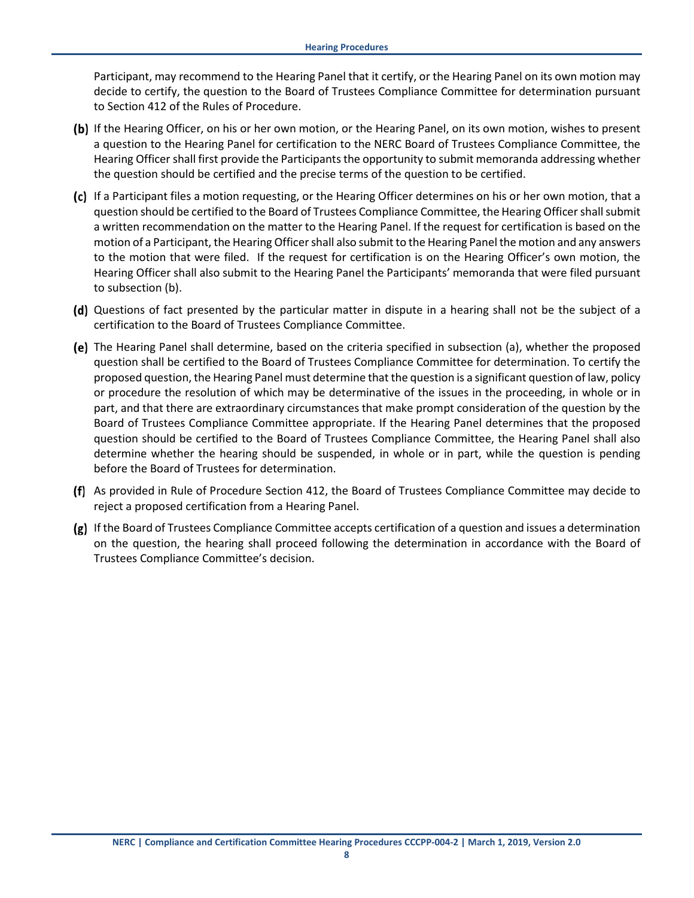Participant, may recommend to the Hearing Panel that it certify, or the Hearing Panel on its own motion may decide to certify, the question to the Board of Trustees Compliance Committee for determination pursuant to Section 412 of the Rules of Procedure.

**(b)** If the Hearing Officer, on his or her own motion, or the Hearing Panel, on its own motion, wishes to present a question to the Hearing Panel for certification to the NERC Board of Trustees Compliance Committee, the Hearing Officer shall first provide the Participants the opportunity to submit memoranda addressing whether the question should be certified and the precise terms of the question to be certified.

**(c)** If a Participant files a motion requesting, or the Hearing Officer determines on his or her own motion, that a question should be certified to the Board of Trustees Compliance Committee, the Hearing Officer shall submit a written recommendation on the matter to the Hearing Panel. If the request for certification is based on the motion of a Participant, the Hearing Officer shall also submit to the Hearing Panel the motion and any answers to the motion that were filed. If the request for certification is on the Hearing Officer's own motion, the Hearing Officer shall also submit to the Hearing Panel the Participants' memoranda that were filed pursuant to subsection (b).

**(d)** Questions of fact presented by the particular matter in dispute in a hearing shall not be the subject of a certification to the Board of Trustees Compliance Committee.

**(e)** The Hearing Panel shall determine, based on the criteria specified in subsection (a), whether the proposed question shall be certified to the Board of Trustees Compliance Committee for determination. To certify the proposed question, the Hearing Panel must determine that the question is a significant question of law, policy or procedure the resolution of which may be determinative of the issues in the proceeding, in whole or in part, and that there are extraordinary circumstances that make prompt consideration of the question by the Board of Trustees Compliance Committee appropriate. If the Hearing Panel determines that the proposed question should be certified to the Board of Trustees Compliance Committee, the Hearing Panel shall also determine whether the hearing should be suspended, in whole or in part, while the question is pending before the Board of Trustees for determination.

**(f)** As provided in Rule of Procedure Section 412, the Board of Trustees Compliance Committee may decide to reject a proposed certification from a Hearing Panel.

**(g)** If the Board of Trustees Compliance Committee accepts certification of a question and issues a determination on the question, the hearing shall proceed following the determination in accordance with the Board of Trustees Compliance Committee's decision.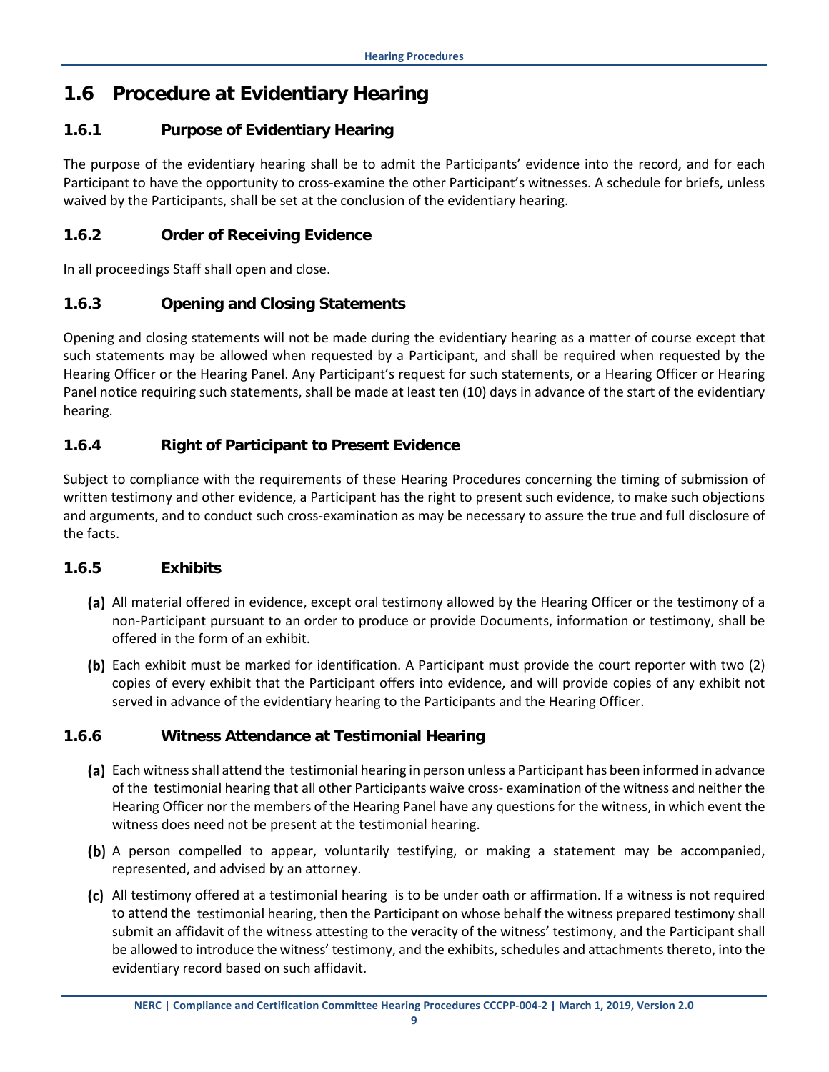## 1.6 Procedure at Evidentiary Hearing

### 1.6.1 Purpose of Evidentiary Hearing

The purpose of the evidentiary hearing shall be to admit the Participants' evidence into the record, and for each Participant to have the opportunity to cross-examine the other Participant's witnesses. A schedule for briefs, unless waived by the Participants, shall be set at the conclusion of the evidentiary hearing.

### 1.6.2 Order of Receiving Evidence

In all proceedings Staff shall open and close.

### 1.6.3 Opening and Closing Statements

Opening and closing statements will not be made during the evidentiary hearing as a matter of course except that such statements may be allowed when requested by a Participant, and shall be required when requested by the Hearing Officer or the Hearing Panel. Any Participant's request for such statements, or a Hearing Officer or Hearing Panel notice requiring such statements, shall be made at least ten (10) days in advance of the start of the evidentiary hearing.

### 1.6.4 Right of Participant to Present Evidence

Subject to compliance with the requirements of these Hearing Procedures concerning the timing of submission of written testimony and other evidence, a Participant has the right to present such evidence, to make such objections and arguments, and to conduct such cross-examination as may be necessary to assure the true and full disclosure of the facts.

### 1.6.5 Exhibits

**(a)** All material offered in evidence, except oral testimony allowed by the Hearing Officer or the testimony of a non-Participant pursuant to an order to produce or provide Documents, information or testimony, shall be offered in the form of an exhibit.

**(b)** Each exhibit must be marked for identification. A Participant must provide the court reporter with two (2) copies of every exhibit that the Participant offers into evidence, and will provide copies of any exhibit not served in advance of the evidentiary hearing to the Participants and the Hearing Officer.

### 1.6.6 Witness Attendance at Testimonial Hearing

**(a)** Each witness shall attend the testimonial hearing in person unless a Participant has been informed in advance of the testimonial hearing that all other Participants waive cross- examination of the witness and neither the Hearing Officer nor the members of the Hearing Panel have any questions for the witness, in which event the witness does need not be present at the testimonial hearing.

**(b)** A person compelled to appear, voluntarily testifying, or making a statement may be accompanied, represented, and advised by an attorney.

**(c)** All testimony offered at a testimonial hearing is to be under oath or affirmation. If a witness is not required to attend the testimonial hearing, then the Participant on whose behalf the witness prepared testimony shall submit an affidavit of the witness attesting to the veracity of the witness' testimony, and the Participant shall be allowed to introduce the witness' testimony, and the exhibits, schedules and attachments thereto, into the evidentiary record based on such affidavit.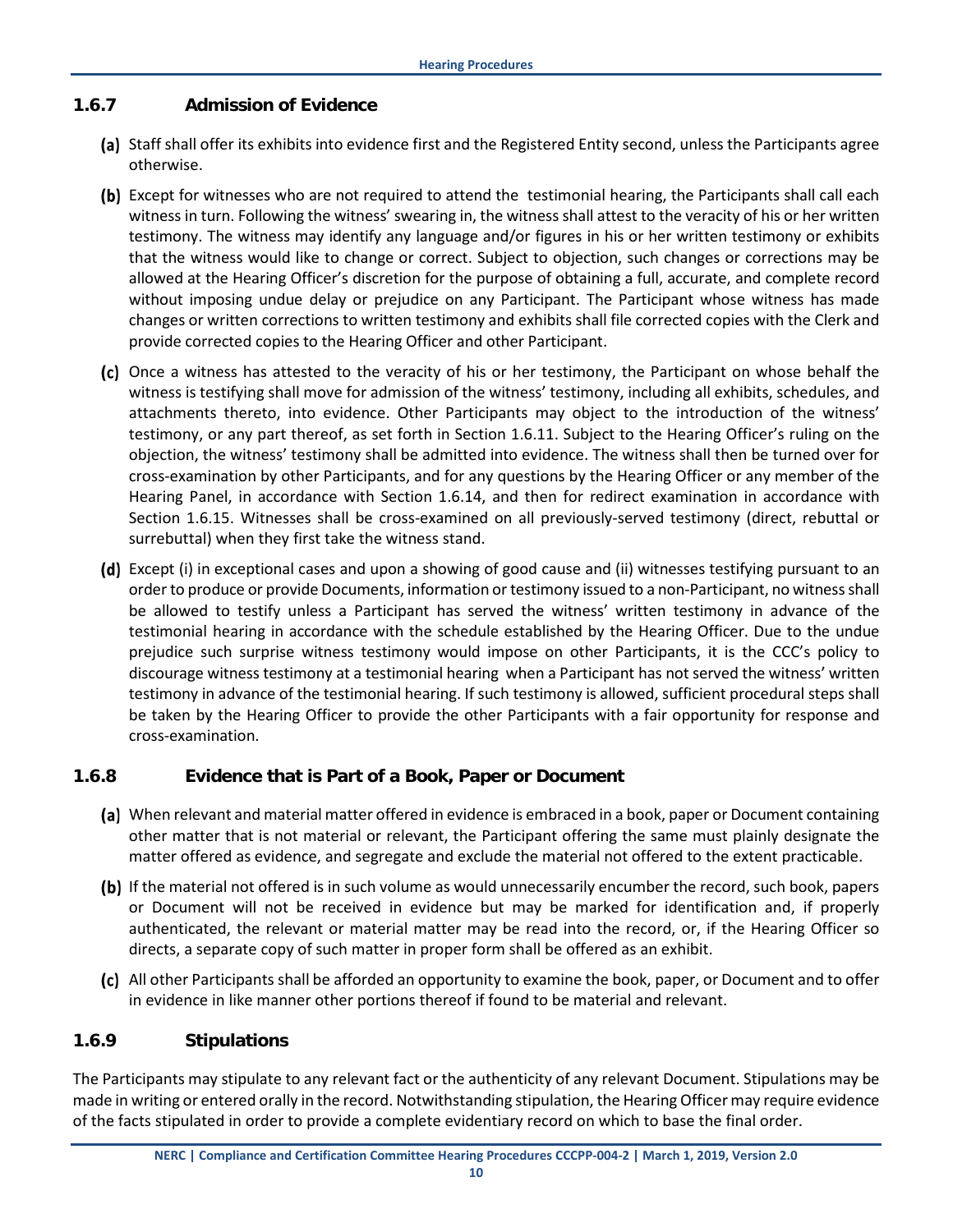### 1.6.7 Admission of Evidence

**(a)** Staff shall offer its exhibits into evidence first and the Registered Entity second, unless the Participants agree otherwise.

**(b)** Except for witnesses who are not required to attend the testimonial hearing, the Participants shall call each witness in turn. Following the witness' swearing in, the witness shall attest to the veracity of his or her written testimony. The witness may identify any language and/or figures in his or her written testimony or exhibits that the witness would like to change or correct. Subject to objection, such changes or corrections may be allowed at the Hearing Officer's discretion for the purpose of obtaining a full, accurate, and complete record without imposing undue delay or prejudice on any Participant. The Participant whose witness has made changes or written corrections to written testimony and exhibits shall file corrected copies with the Clerk and provide corrected copies to the Hearing Officer and other Participant.

**(c)** Once a witness has attested to the veracity of his or her testimony, the Participant on whose behalf the witness is testifying shall move for admission of the witness' testimony, including all exhibits, schedules, and attachments thereto, into evidence. Other Participants may object to the introduction of the witness' testimony, or any part thereof, as set forth in Section 1.6.11. Subject to the Hearing Officer's ruling on the objection, the witness' testimony shall be admitted into evidence. The witness shall then be turned over for cross-examination by other Participants, and for any questions by the Hearing Officer or any member of the Hearing Panel, in accordance with Section 1.6.14, and then for redirect examination in accordance with Section 1.6.15. Witnesses shall be cross-examined on all previously-served testimony (direct, rebuttal or surrebuttal) when they first take the witness stand.

**(d)** Except (i) in exceptional cases and upon a showing of good cause and (ii) witnesses testifying pursuant to an order to produce or provide Documents, information or testimony issued to a non-Participant, no witness shall be allowed to testify unless a Participant has served the witness' written testimony in advance of the testimonial hearing in accordance with the schedule established by the Hearing Officer. Due to the undue prejudice such surprise witness testimony would impose on other Participants, it is the CCC's policy to discourage witness testimony at a testimonial hearing when a Participant has not served the witness' written testimony in advance of the testimonial hearing. If such testimony is allowed, sufficient procedural steps shall be taken by the Hearing Officer to provide the other Participants with a fair opportunity for response and cross-examination.

### 1.6.8 Evidence that is Part of a Book, Paper or Document

**(a)** When relevant and material matter offered in evidence is embraced in a book, paper or Document containing other matter that is not material or relevant, the Participant offering the same must plainly designate the matter offered as evidence, and segregate and exclude the material not offered to the extent practicable.

**(b)** If the material not offered is in such volume as would unnecessarily encumber the record, such book, papers or Document will not be received in evidence but may be marked for identification and, if properly authenticated, the relevant or material matter may be read into the record, or, if the Hearing Officer so directs, a separate copy of such matter in proper form shall be offered as an exhibit.

**(c)** All other Participants shall be afforded an opportunity to examine the book, paper, or Document and to offer in evidence in like manner other portions thereof if found to be material and relevant.

### 1.6.9 Stipulations

The Participants may stipulate to any relevant fact or the authenticity of any relevant Document. Stipulations may be made in writing or entered orally in the record. Notwithstanding stipulation, the Hearing Officer may require evidence of the facts stipulated in order to provide a complete evidentiary record on which to base the final order.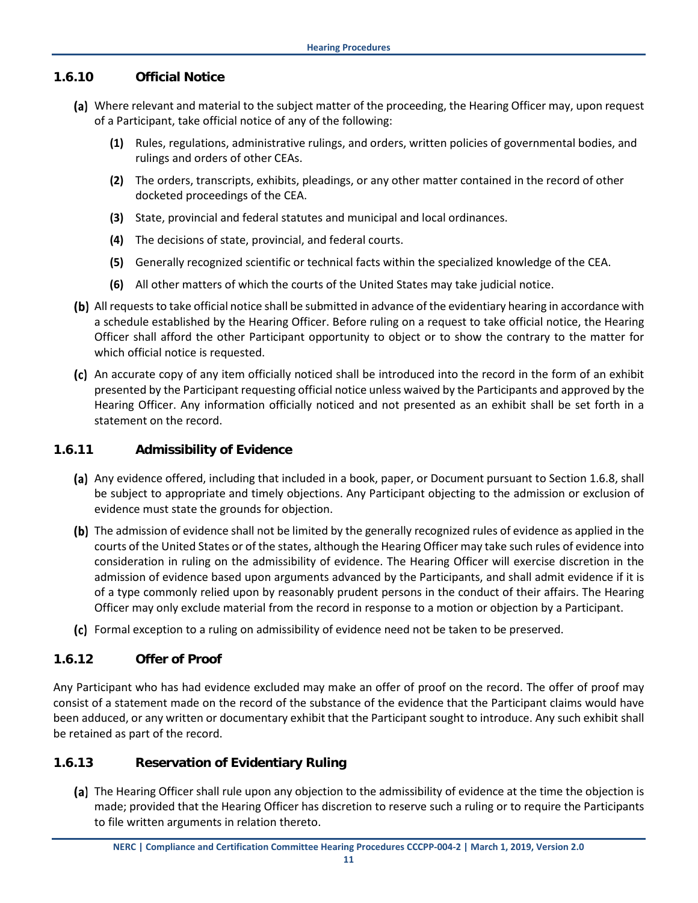### 1.6.10 Official Notice

**(a)** Where relevant and material to the subject matter of the proceeding, the Hearing Officer may, upon request of a Participant, take official notice of any of the following:

  **(1)** Rules, regulations, administrative rulings, and orders, written policies of governmental bodies, and rulings and orders of other CEAs.

  **(2)** The orders, transcripts, exhibits, pleadings, or any other matter contained in the record of other docketed proceedings of the CEA.

  **(3)** State, provincial and federal statutes and municipal and local ordinances.

  **(4)** The decisions of state, provincial, and federal courts.

  **(5)** Generally recognized scientific or technical facts within the specialized knowledge of the CEA.

  **(6)** All other matters of which the courts of the United States may take judicial notice.

**(b)** All requests to take official notice shall be submitted in advance of the evidentiary hearing in accordance with a schedule established by the Hearing Officer. Before ruling on a request to take official notice, the Hearing Officer shall afford the other Participant opportunity to object or to show the contrary to the matter for which official notice is requested.

**(c)** An accurate copy of any item officially noticed shall be introduced into the record in the form of an exhibit presented by the Participant requesting official notice unless waived by the Participants and approved by the Hearing Officer. Any information officially noticed and not presented as an exhibit shall be set forth in a statement on the record.

### 1.6.11 Admissibility of Evidence

**(a)** Any evidence offered, including that included in a book, paper, or Document pursuant to Section 1.6.8, shall be subject to appropriate and timely objections. Any Participant objecting to the admission or exclusion of evidence must state the grounds for objection.

**(b)** The admission of evidence shall not be limited by the generally recognized rules of evidence as applied in the courts of the United States or of the states, although the Hearing Officer may take such rules of evidence into consideration in ruling on the admissibility of evidence. The Hearing Officer will exercise discretion in the admission of evidence based upon arguments advanced by the Participants, and shall admit evidence if it is of a type commonly relied upon by reasonably prudent persons in the conduct of their affairs. The Hearing Officer may only exclude material from the record in response to a motion or objection by a Participant.

**(c)** Formal exception to a ruling on admissibility of evidence need not be taken to be preserved.

### 1.6.12 Offer of Proof

Any Participant who has had evidence excluded may make an offer of proof on the record. The offer of proof may consist of a statement made on the record of the substance of the evidence that the Participant claims would have been adduced, or any written or documentary exhibit that the Participant sought to introduce. Any such exhibit shall be retained as part of the record.

### 1.6.13 Reservation of Evidentiary Ruling

**(a)** The Hearing Officer shall rule upon any objection to the admissibility of evidence at the time the objection is made; provided that the Hearing Officer has discretion to reserve such a ruling or to require the Participants to file written arguments in relation thereto.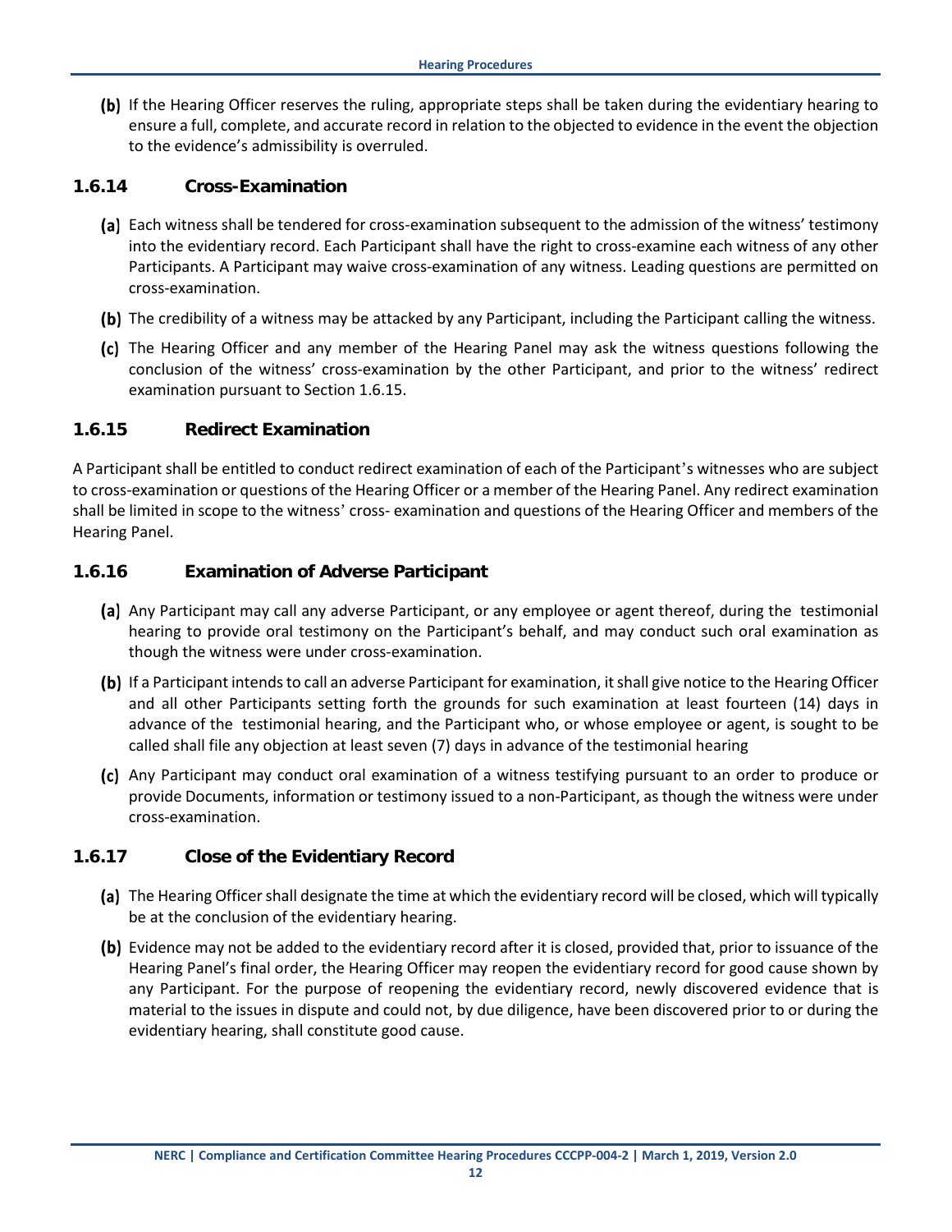(b) If the Hearing Officer reserves the ruling, appropriate steps shall be taken during the evidentiary hearing to ensure a full, complete, and accurate record in relation to the objected to evidence in the event the objection to the evidence's admissibility is overruled.

### 1.6.14 Cross-Examination

(a) Each witness shall be tendered for cross-examination subsequent to the admission of the witness' testimony into the evidentiary record. Each Participant shall have the right to cross-examine each witness of any other Participants. A Participant may waive cross-examination of any witness. Leading questions are permitted on cross-examination.

(b) The credibility of a witness may be attacked by any Participant, including the Participant calling the witness.

(c) The Hearing Officer and any member of the Hearing Panel may ask the witness questions following the conclusion of the witness' cross-examination by the other Participant, and prior to the witness' redirect examination pursuant to Section 1.6.15.

### 1.6.15 Redirect Examination

A Participant shall be entitled to conduct redirect examination of each of the Participant's witnesses who are subject to cross-examination or questions of the Hearing Officer or a member of the Hearing Panel. Any redirect examination shall be limited in scope to the witness' cross- examination and questions of the Hearing Officer and members of the Hearing Panel.

### 1.6.16 Examination of Adverse Participant

(a) Any Participant may call any adverse Participant, or any employee or agent thereof, during the testimonial hearing to provide oral testimony on the Participant's behalf, and may conduct such oral examination as though the witness were under cross-examination.

(b) If a Participant intends to call an adverse Participant for examination, it shall give notice to the Hearing Officer and all other Participants setting forth the grounds for such examination at least fourteen (14) days in advance of the testimonial hearing, and the Participant who, or whose employee or agent, is sought to be called shall file any objection at least seven (7) days in advance of the testimonial hearing

(c) Any Participant may conduct oral examination of a witness testifying pursuant to an order to produce or provide Documents, information or testimony issued to a non-Participant, as though the witness were under cross-examination.

### 1.6.17 Close of the Evidentiary Record

(a) The Hearing Officer shall designate the time at which the evidentiary record will be closed, which will typically be at the conclusion of the evidentiary hearing.

(b) Evidence may not be added to the evidentiary record after it is closed, provided that, prior to issuance of the Hearing Panel's final order, the Hearing Officer may reopen the evidentiary record for good cause shown by any Participant. For the purpose of reopening the evidentiary record, newly discovered evidence that is material to the issues in dispute and could not, by due diligence, have been discovered prior to or during the evidentiary hearing, shall constitute good cause.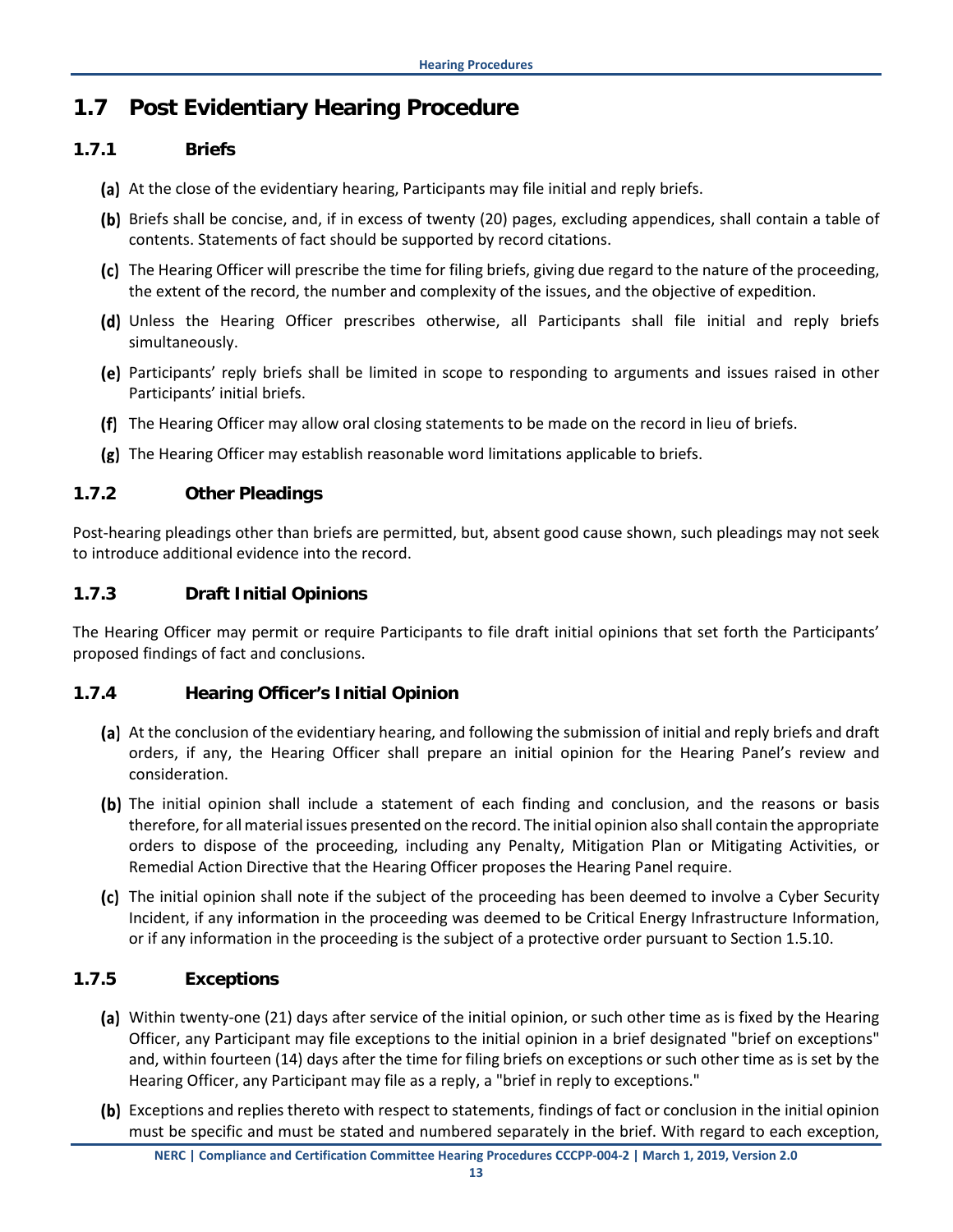## 1.7 Post Evidentiary Hearing Procedure

### 1.7.1 Briefs

**(a)** At the close of the evidentiary hearing, Participants may file initial and reply briefs.

**(b)** Briefs shall be concise, and, if in excess of twenty (20) pages, excluding appendices, shall contain a table of contents. Statements of fact should be supported by record citations.

**(c)** The Hearing Officer will prescribe the time for filing briefs, giving due regard to the nature of the proceeding, the extent of the record, the number and complexity of the issues, and the objective of expedition.

**(d)** Unless the Hearing Officer prescribes otherwise, all Participants shall file initial and reply briefs simultaneously.

**(e)** Participants' reply briefs shall be limited in scope to responding to arguments and issues raised in other Participants' initial briefs.

**(f)** The Hearing Officer may allow oral closing statements to be made on the record in lieu of briefs.

**(g)** The Hearing Officer may establish reasonable word limitations applicable to briefs.

### 1.7.2 Other Pleadings

Post-hearing pleadings other than briefs are permitted, but, absent good cause shown, such pleadings may not seek to introduce additional evidence into the record.

### 1.7.3 Draft Initial Opinions

The Hearing Officer may permit or require Participants to file draft initial opinions that set forth the Participants' proposed findings of fact and conclusions.

### 1.7.4 Hearing Officer's Initial Opinion

**(a)** At the conclusion of the evidentiary hearing, and following the submission of initial and reply briefs and draft orders, if any, the Hearing Officer shall prepare an initial opinion for the Hearing Panel's review and consideration.

**(b)** The initial opinion shall include a statement of each finding and conclusion, and the reasons or basis therefore, for all material issues presented on the record. The initial opinion also shall contain the appropriate orders to dispose of the proceeding, including any Penalty, Mitigation Plan or Mitigating Activities, or Remedial Action Directive that the Hearing Officer proposes the Hearing Panel require.

**(c)** The initial opinion shall note if the subject of the proceeding has been deemed to involve a Cyber Security Incident, if any information in the proceeding was deemed to be Critical Energy Infrastructure Information, or if any information in the proceeding is the subject of a protective order pursuant to Section 1.5.10.

### 1.7.5 Exceptions

**(a)** Within twenty-one (21) days after service of the initial opinion, or such other time as is fixed by the Hearing Officer, any Participant may file exceptions to the initial opinion in a brief designated "brief on exceptions" and, within fourteen (14) days after the time for filing briefs on exceptions or such other time as is set by the Hearing Officer, any Participant may file as a reply, a "brief in reply to exceptions."

**(b)** Exceptions and replies thereto with respect to statements, findings of fact or conclusion in the initial opinion must be specific and must be stated and numbered separately in the brief. With regard to each exception,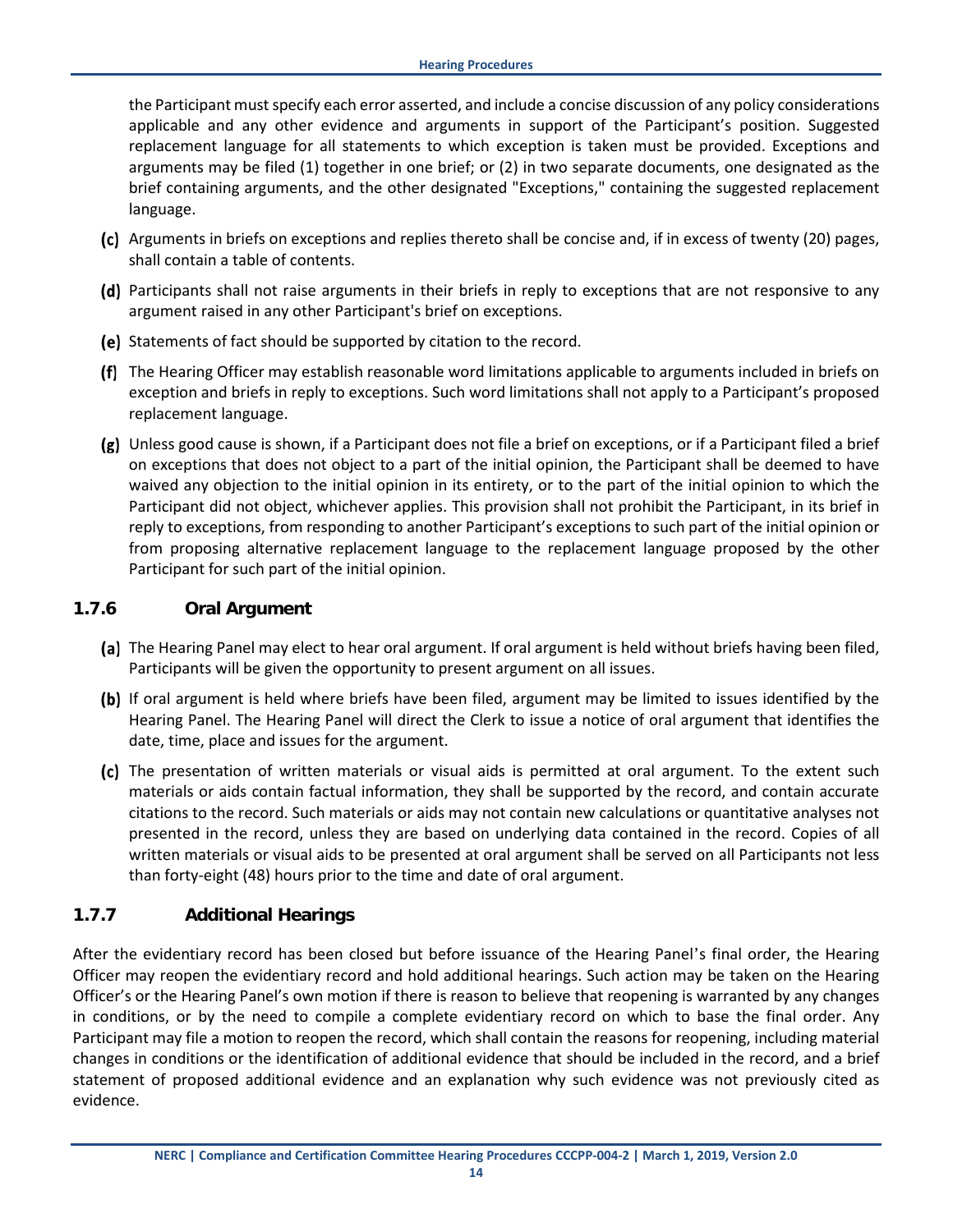the Participant must specify each error asserted, and include a concise discussion of any policy considerations applicable and any other evidence and arguments in support of the Participant's position. Suggested replacement language for all statements to which exception is taken must be provided. Exceptions and arguments may be filed (1) together in one brief; or (2) in two separate documents, one designated as the brief containing arguments, and the other designated "Exceptions," containing the suggested replacement language.

**(c)** Arguments in briefs on exceptions and replies thereto shall be concise and, if in excess of twenty (20) pages, shall contain a table of contents.

**(d)** Participants shall not raise arguments in their briefs in reply to exceptions that are not responsive to any argument raised in any other Participant's brief on exceptions.

**(e)** Statements of fact should be supported by citation to the record.

**(f)** The Hearing Officer may establish reasonable word limitations applicable to arguments included in briefs on exception and briefs in reply to exceptions. Such word limitations shall not apply to a Participant's proposed replacement language.

**(g)** Unless good cause is shown, if a Participant does not file a brief on exceptions, or if a Participant filed a brief on exceptions that does not object to a part of the initial opinion, the Participant shall be deemed to have waived any objection to the initial opinion in its entirety, or to the part of the initial opinion to which the Participant did not object, whichever applies. This provision shall not prohibit the Participant, in its brief in reply to exceptions, from responding to another Participant's exceptions to such part of the initial opinion or from proposing alternative replacement language to the replacement language proposed by the other Participant for such part of the initial opinion.

### 1.7.6 Oral Argument

**(a)** The Hearing Panel may elect to hear oral argument. If oral argument is held without briefs having been filed, Participants will be given the opportunity to present argument on all issues.

**(b)** If oral argument is held where briefs have been filed, argument may be limited to issues identified by the Hearing Panel. The Hearing Panel will direct the Clerk to issue a notice of oral argument that identifies the date, time, place and issues for the argument.

**(c)** The presentation of written materials or visual aids is permitted at oral argument. To the extent such materials or aids contain factual information, they shall be supported by the record, and contain accurate citations to the record. Such materials or aids may not contain new calculations or quantitative analyses not presented in the record, unless they are based on underlying data contained in the record. Copies of all written materials or visual aids to be presented at oral argument shall be served on all Participants not less than forty-eight (48) hours prior to the time and date of oral argument.

### 1.7.7 Additional Hearings

After the evidentiary record has been closed but before issuance of the Hearing Panel's final order, the Hearing Officer may reopen the evidentiary record and hold additional hearings. Such action may be taken on the Hearing Officer's or the Hearing Panel's own motion if there is reason to believe that reopening is warranted by any changes in conditions, or by the need to compile a complete evidentiary record on which to base the final order. Any Participant may file a motion to reopen the record, which shall contain the reasons for reopening, including material changes in conditions or the identification of additional evidence that should be included in the record, and a brief statement of proposed additional evidence and an explanation why such evidence was not previously cited as evidence.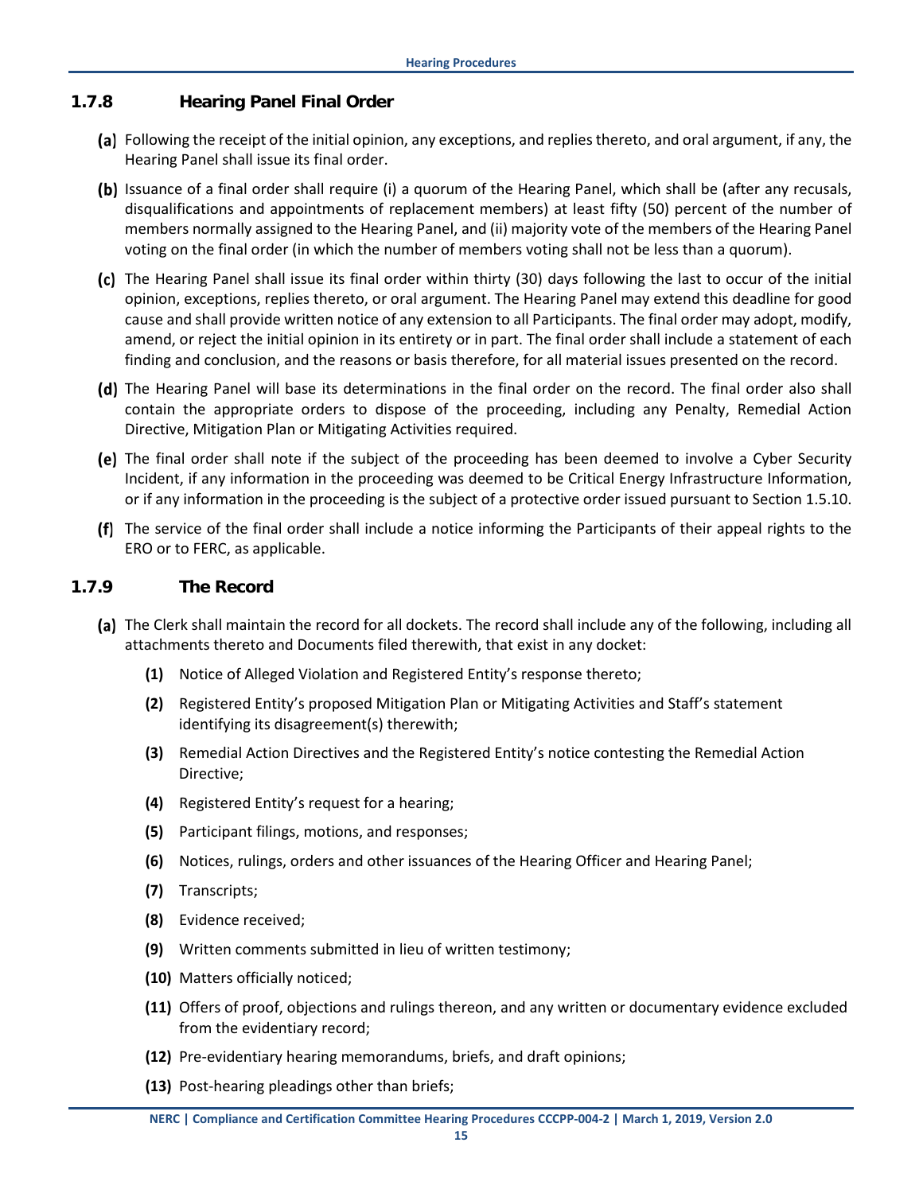### 1.7.8 Hearing Panel Final Order

**(a)** Following the receipt of the initial opinion, any exceptions, and replies thereto, and oral argument, if any, the Hearing Panel shall issue its final order.

**(b)** Issuance of a final order shall require (i) a quorum of the Hearing Panel, which shall be (after any recusals, disqualifications and appointments of replacement members) at least fifty (50) percent of the number of members normally assigned to the Hearing Panel, and (ii) majority vote of the members of the Hearing Panel voting on the final order (in which the number of members voting shall not be less than a quorum).

**(c)** The Hearing Panel shall issue its final order within thirty (30) days following the last to occur of the initial opinion, exceptions, replies thereto, or oral argument. The Hearing Panel may extend this deadline for good cause and shall provide written notice of any extension to all Participants. The final order may adopt, modify, amend, or reject the initial opinion in its entirety or in part. The final order shall include a statement of each finding and conclusion, and the reasons or basis therefore, for all material issues presented on the record.

**(d)** The Hearing Panel will base its determinations in the final order on the record. The final order also shall contain the appropriate orders to dispose of the proceeding, including any Penalty, Remedial Action Directive, Mitigation Plan or Mitigating Activities required.

**(e)** The final order shall note if the subject of the proceeding has been deemed to involve a Cyber Security Incident, if any information in the proceeding was deemed to be Critical Energy Infrastructure Information, or if any information in the proceeding is the subject of a protective order issued pursuant to Section 1.5.10.

**(f)** The service of the final order shall include a notice informing the Participants of their appeal rights to the ERO or to FERC, as applicable.

### 1.7.9 The Record

**(a)** The Clerk shall maintain the record for all dockets. The record shall include any of the following, including all attachments thereto and Documents filed therewith, that exist in any docket:

- **(1)** Notice of Alleged Violation and Registered Entity's response thereto;
- **(2)** Registered Entity's proposed Mitigation Plan or Mitigating Activities and Staff's statement identifying its disagreement(s) therewith;
- **(3)** Remedial Action Directives and the Registered Entity's notice contesting the Remedial Action Directive;
- **(4)** Registered Entity's request for a hearing;
- **(5)** Participant filings, motions, and responses;
- **(6)** Notices, rulings, orders and other issuances of the Hearing Officer and Hearing Panel;
- **(7)** Transcripts;
- **(8)** Evidence received;
- **(9)** Written comments submitted in lieu of written testimony;
- **(10)** Matters officially noticed;
- **(11)** Offers of proof, objections and rulings thereon, and any written or documentary evidence excluded from the evidentiary record;
- **(12)** Pre-evidentiary hearing memorandums, briefs, and draft opinions;
- **(13)** Post-hearing pleadings other than briefs;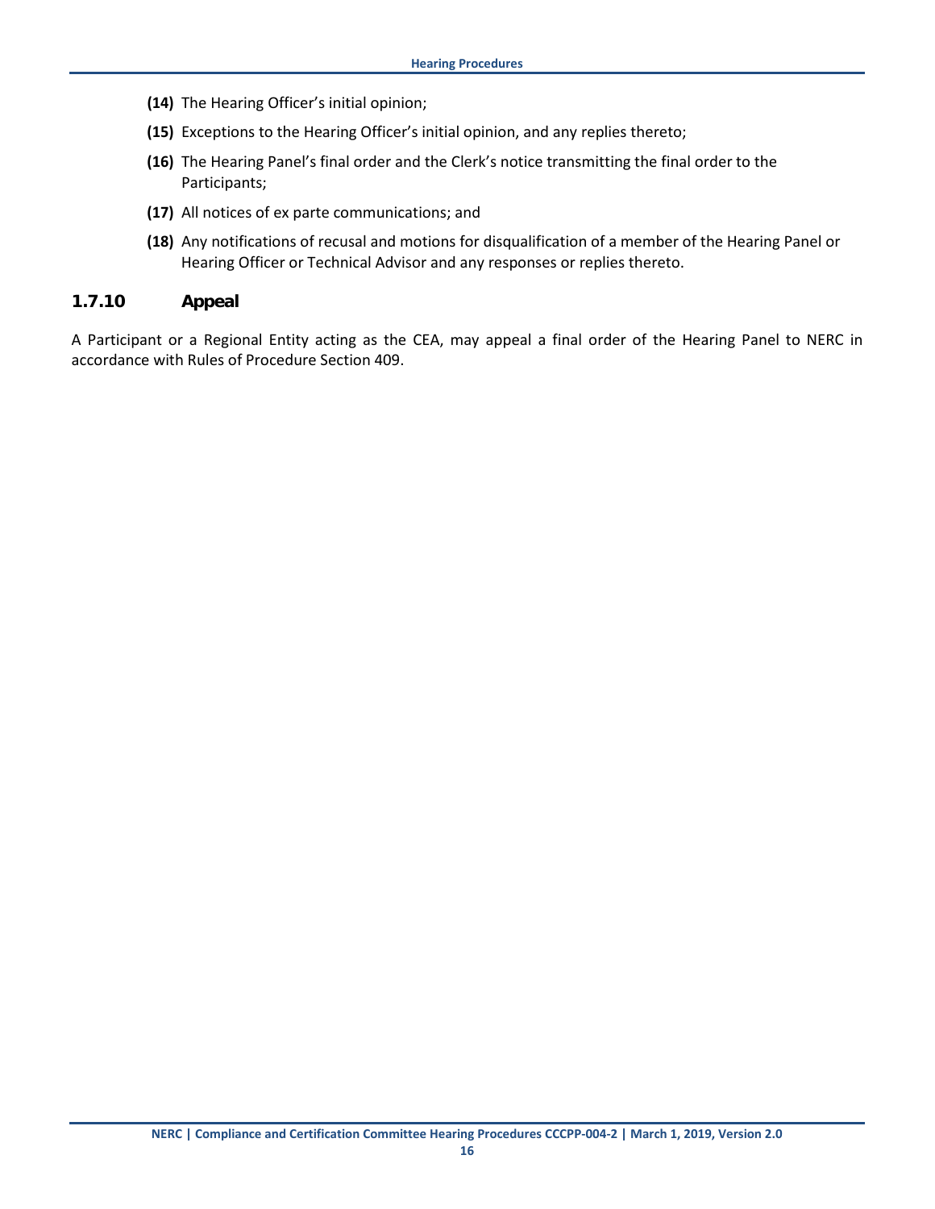**(14)** The Hearing Officer's initial opinion;

**(15)** Exceptions to the Hearing Officer's initial opinion, and any replies thereto;

**(16)** The Hearing Panel's final order and the Clerk's notice transmitting the final order to the Participants;

**(17)** All notices of ex parte communications; and

**(18)** Any notifications of recusal and motions for disqualification of a member of the Hearing Panel or Hearing Officer or Technical Advisor and any responses or replies thereto.

### 1.7.10 Appeal

A Participant or a Regional Entity acting as the CEA, may appeal a final order of the Hearing Panel to NERC in accordance with Rules of Procedure Section 409.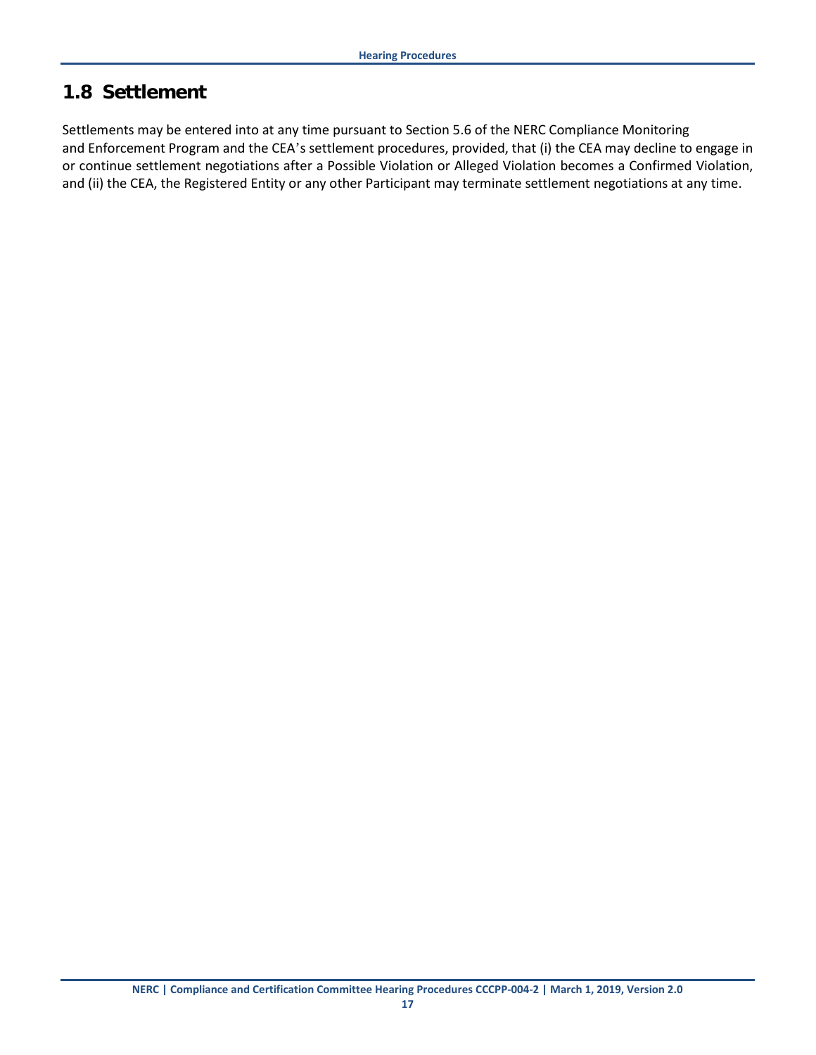## 1.8 Settlement

Settlements may be entered into at any time pursuant to Section 5.6 of the NERC Compliance Monitoring and Enforcement Program and the CEA's settlement procedures, provided, that (i) the CEA may decline to engage in or continue settlement negotiations after a Possible Violation or Alleged Violation becomes a Confirmed Violation, and (ii) the CEA, the Registered Entity or any other Participant may terminate settlement negotiations at any time.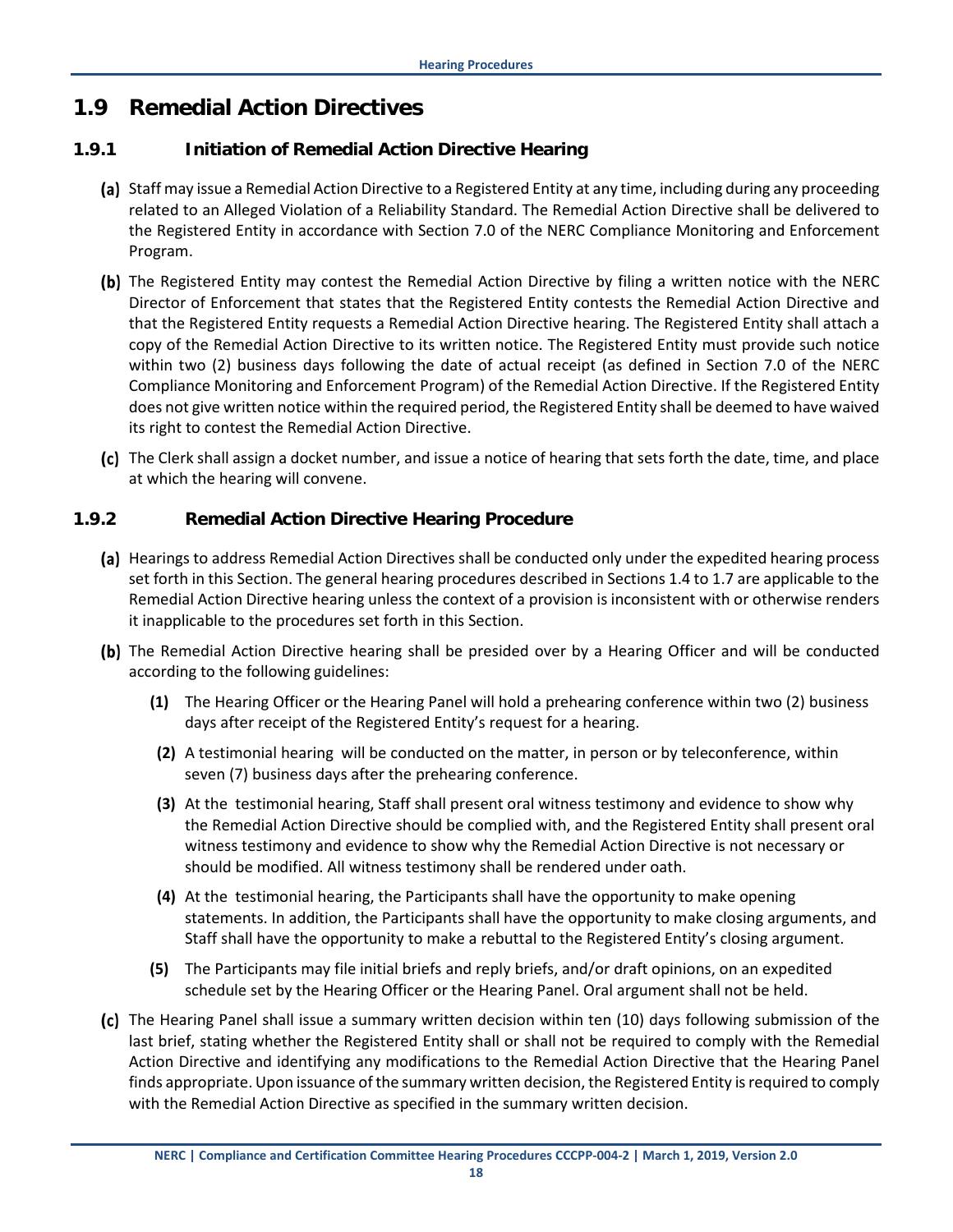## 1.9 Remedial Action Directives

### 1.9.1 Initiation of Remedial Action Directive Hearing

**(a)** Staff may issue a Remedial Action Directive to a Registered Entity at any time, including during any proceeding related to an Alleged Violation of a Reliability Standard. The Remedial Action Directive shall be delivered to the Registered Entity in accordance with Section 7.0 of the NERC Compliance Monitoring and Enforcement Program.

**(b)** The Registered Entity may contest the Remedial Action Directive by filing a written notice with the NERC Director of Enforcement that states that the Registered Entity contests the Remedial Action Directive and that the Registered Entity requests a Remedial Action Directive hearing. The Registered Entity shall attach a copy of the Remedial Action Directive to its written notice. The Registered Entity must provide such notice within two (2) business days following the date of actual receipt (as defined in Section 7.0 of the NERC Compliance Monitoring and Enforcement Program) of the Remedial Action Directive. If the Registered Entity does not give written notice within the required period, the Registered Entity shall be deemed to have waived its right to contest the Remedial Action Directive.

**(c)** The Clerk shall assign a docket number, and issue a notice of hearing that sets forth the date, time, and place at which the hearing will convene.

### 1.9.2 Remedial Action Directive Hearing Procedure

**(a)** Hearings to address Remedial Action Directives shall be conducted only under the expedited hearing process set forth in this Section. The general hearing procedures described in Sections 1.4 to 1.7 are applicable to the Remedial Action Directive hearing unless the context of a provision is inconsistent with or otherwise renders it inapplicable to the procedures set forth in this Section.

**(b)** The Remedial Action Directive hearing shall be presided over by a Hearing Officer and will be conducted according to the following guidelines:

- **(1)** The Hearing Officer or the Hearing Panel will hold a prehearing conference within two (2) business days after receipt of the Registered Entity's request for a hearing.
- **(2)** A testimonial hearing will be conducted on the matter, in person or by teleconference, within seven (7) business days after the prehearing conference.
- **(3)** At the testimonial hearing, Staff shall present oral witness testimony and evidence to show why the Remedial Action Directive should be complied with, and the Registered Entity shall present oral witness testimony and evidence to show why the Remedial Action Directive is not necessary or should be modified. All witness testimony shall be rendered under oath.
- **(4)** At the testimonial hearing, the Participants shall have the opportunity to make opening statements. In addition, the Participants shall have the opportunity to make closing arguments, and Staff shall have the opportunity to make a rebuttal to the Registered Entity's closing argument.
- **(5)** The Participants may file initial briefs and reply briefs, and/or draft opinions, on an expedited schedule set by the Hearing Officer or the Hearing Panel. Oral argument shall not be held.

**(c)** The Hearing Panel shall issue a summary written decision within ten (10) days following submission of the last brief, stating whether the Registered Entity shall or shall not be required to comply with the Remedial Action Directive and identifying any modifications to the Remedial Action Directive that the Hearing Panel finds appropriate. Upon issuance of the summary written decision, the Registered Entity is required to comply with the Remedial Action Directive as specified in the summary written decision.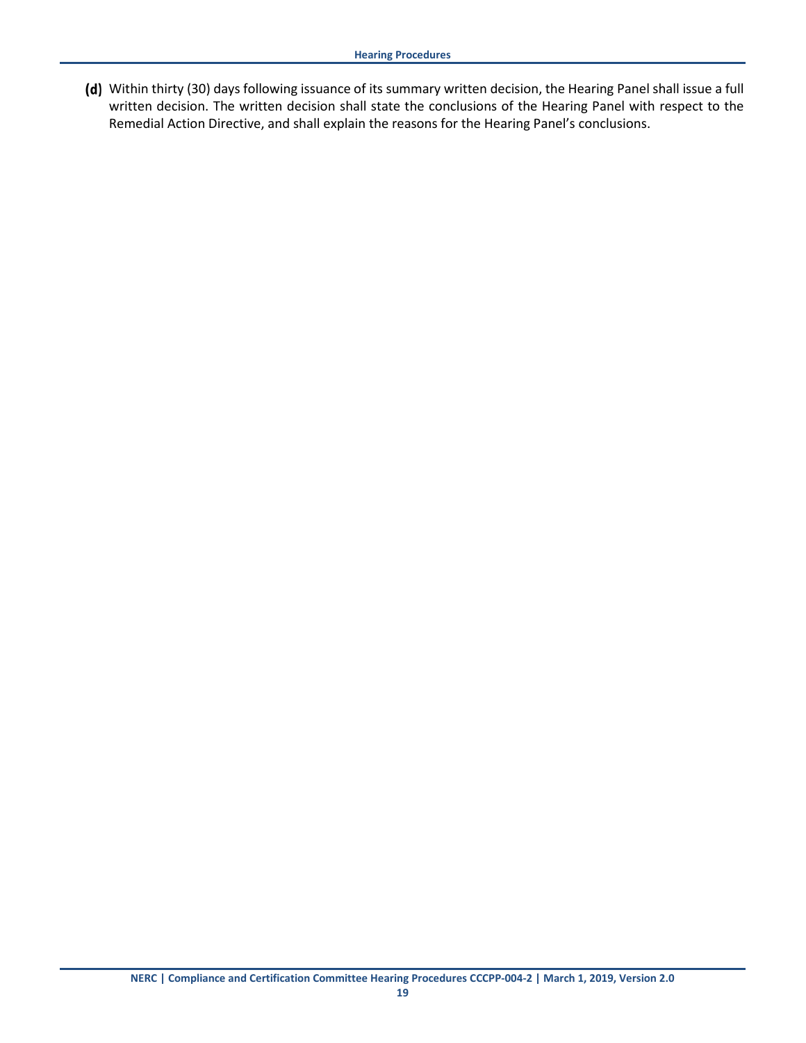**(d)** Within thirty (30) days following issuance of its summary written decision, the Hearing Panel shall issue a full written decision. The written decision shall state the conclusions of the Hearing Panel with respect to the Remedial Action Directive, and shall explain the reasons for the Hearing Panel's conclusions.